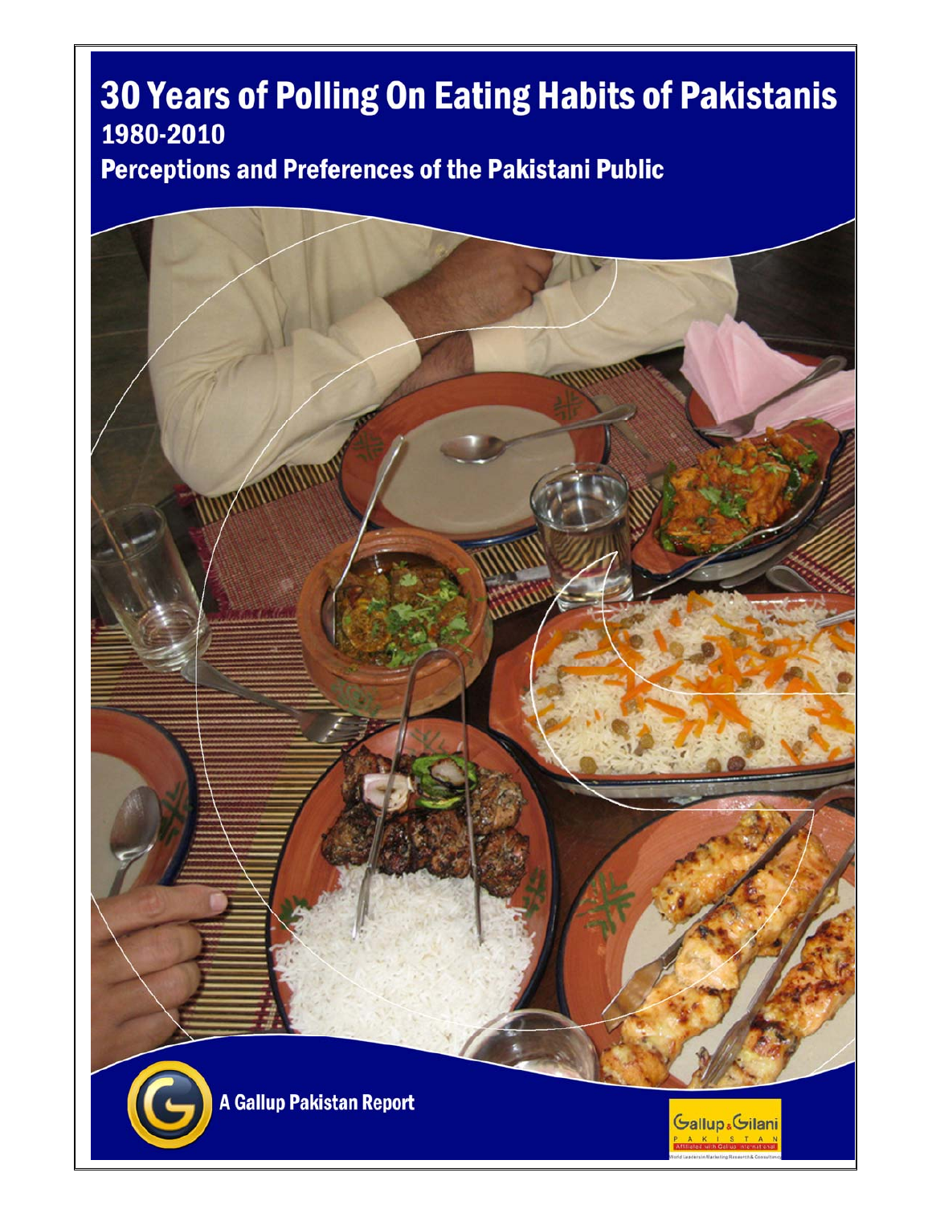# 30 Years of Polling On Eating Habits of Pakistanis

## 1980-2010

## Perceptions and Preferences of the Pakistani Public

A Gallup Pakistan Report

Gallup & Gilani
PAKISTAN
Affiliated with Gallup International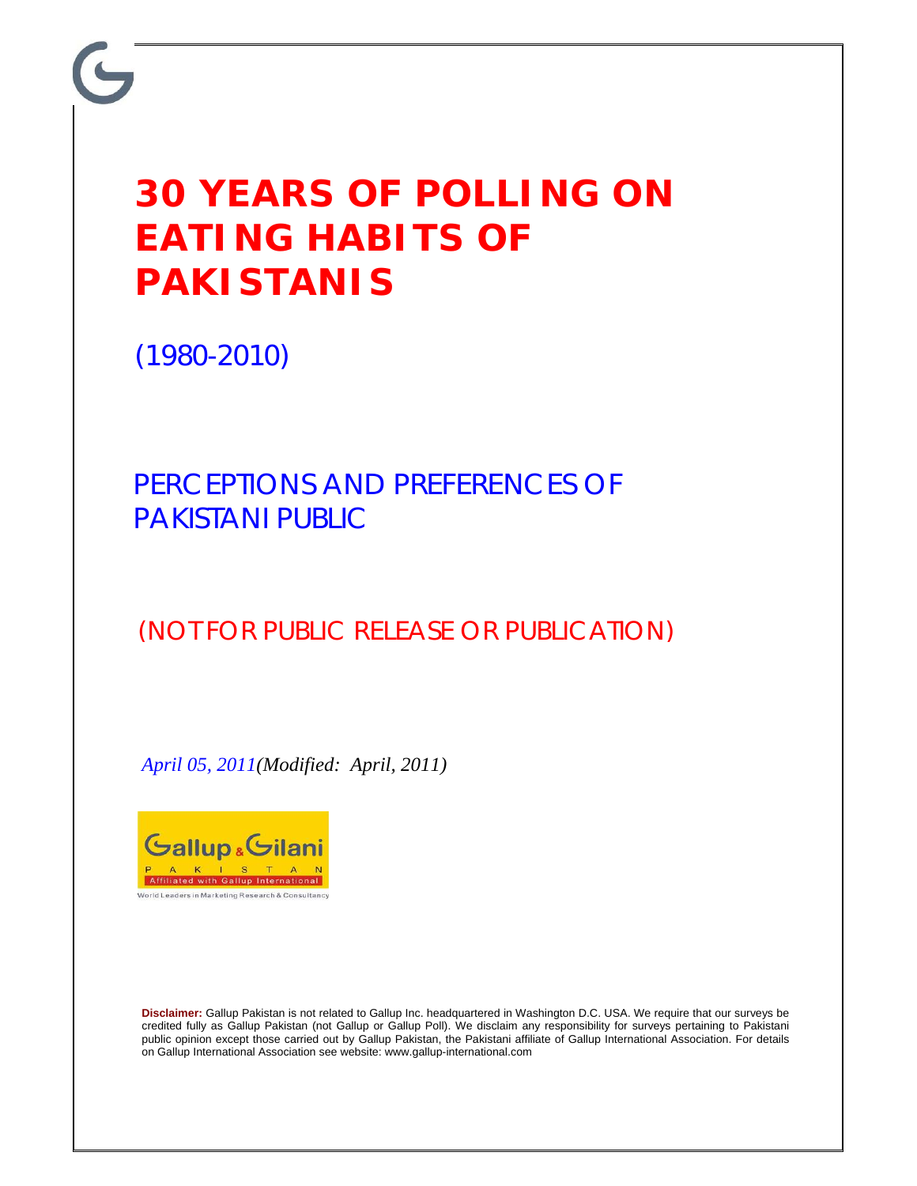# 30 YEARS OF POLLING ON EATING HABITS OF PAKISTANIS

(1980-2010)

## PERCEPTIONS AND PREFERENCES OF PAKISTANI PUBLIC

(NOT FOR PUBLIC RELEASE OR PUBLICATION)

*April 05, 2011(Modified: April, 2011)*

Gallup & Gilani
PAKISTAN
Affiliated with Gallup International
World Leaders in Marketing Research & Consultancy

**Disclaimer:** Gallup Pakistan is not related to Gallup Inc. headquartered in Washington D.C. USA. We require that our surveys be credited fully as Gallup Pakistan (not Gallup or Gallup Poll). We disclaim any responsibility for surveys pertaining to Pakistani public opinion except those carried out by Gallup Pakistan, the Pakistani affiliate of Gallup International Association. For details on Gallup International Association see website: www.gallup-international.com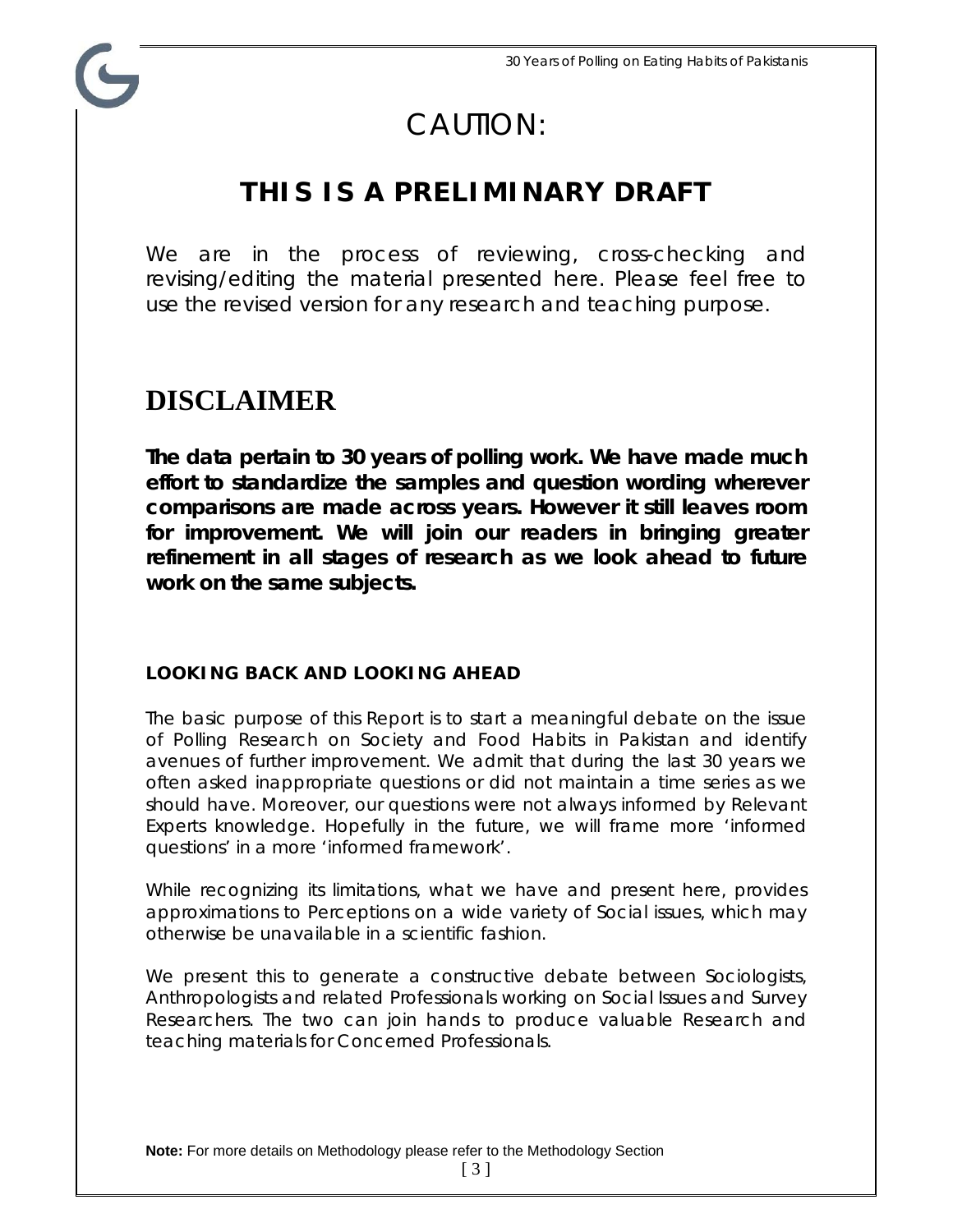# CAUTION:

## THIS IS A PRELIMINARY DRAFT

We are in the process of reviewing, cross-checking and revising/editing the material presented here. Please feel free to use the revised version for any research and teaching purpose.

# DISCLAIMER

**The data pertain to 30 years of polling work. We have made much effort to standardize the samples and question wording wherever comparisons are made across years. However it still leaves room for improvement. We will join our readers in bringing greater refinement in all stages of research as we look ahead to future work on the same subjects.**

### LOOKING BACK AND LOOKING AHEAD

The basic purpose of this Report is to start a meaningful debate on the issue of Polling Research on Society and Food Habits in Pakistan and identify avenues of further improvement. We admit that during the last 30 years we often asked inappropriate questions or did not maintain a time series as we should have. Moreover, our questions were not always informed by Relevant Experts knowledge. Hopefully in the future, we will frame more 'informed questions' in a more 'informed framework'.

While recognizing its limitations, what we have and present here, provides approximations to Perceptions on a wide variety of Social issues, which may otherwise be unavailable in a scientific fashion.

We present this to generate a constructive debate between Sociologists, Anthropologists and related Professionals working on Social Issues and Survey Researchers. The two can join hands to produce valuable Research and teaching materials for Concerned Professionals.

**Note:** For more details on Methodology please refer to the Methodology Section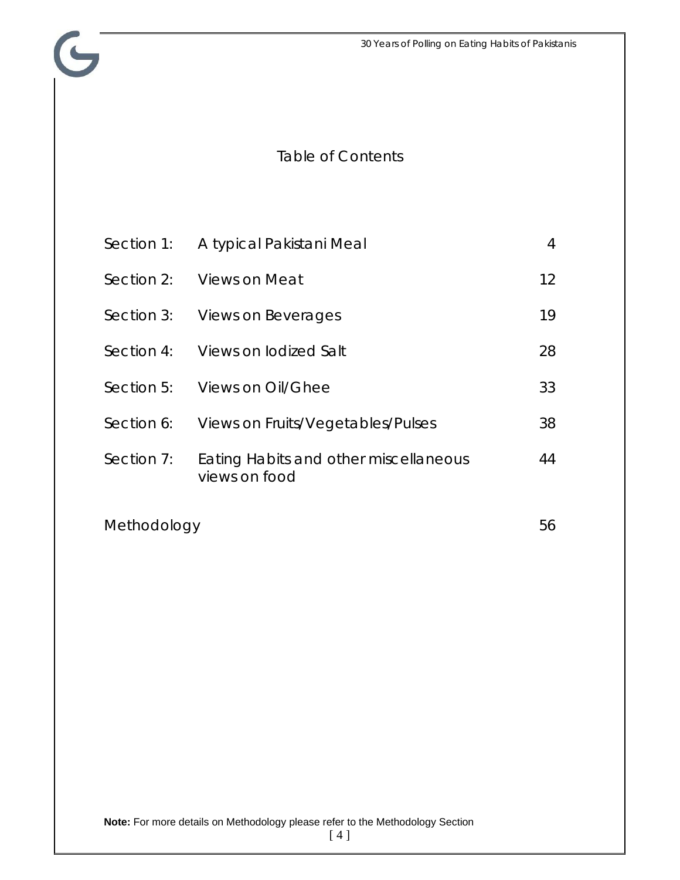# Table of Contents

| | | |
|---|---|---|
| Section 1: | A typical Pakistani Meal | 4 |
| Section 2: | Views on Meat | 12 |
| Section 3: | Views on Beverages | 19 |
| Section 4: | Views on Iodized Salt | 28 |
| Section 5: | Views on Oil/Ghee | 33 |
| Section 6: | Views on Fruits/Vegetables/Pulses | 38 |
| Section 7: | Eating Habits and other miscellaneous views on food | 44 |
| Methodology | | 56 |

**Note:** For more details on Methodology please refer to the Methodology Section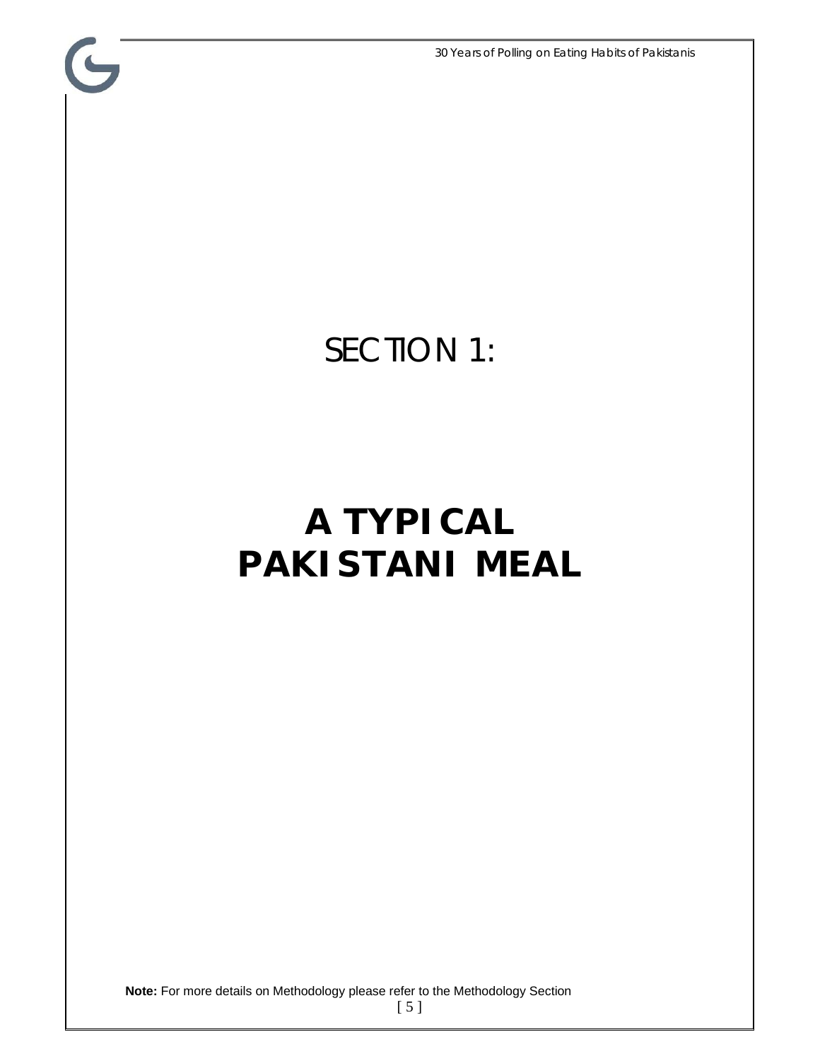# SECTION 1:

# A TYPICAL PAKISTANI MEAL

**Note:** For more details on Methodology please refer to the Methodology Section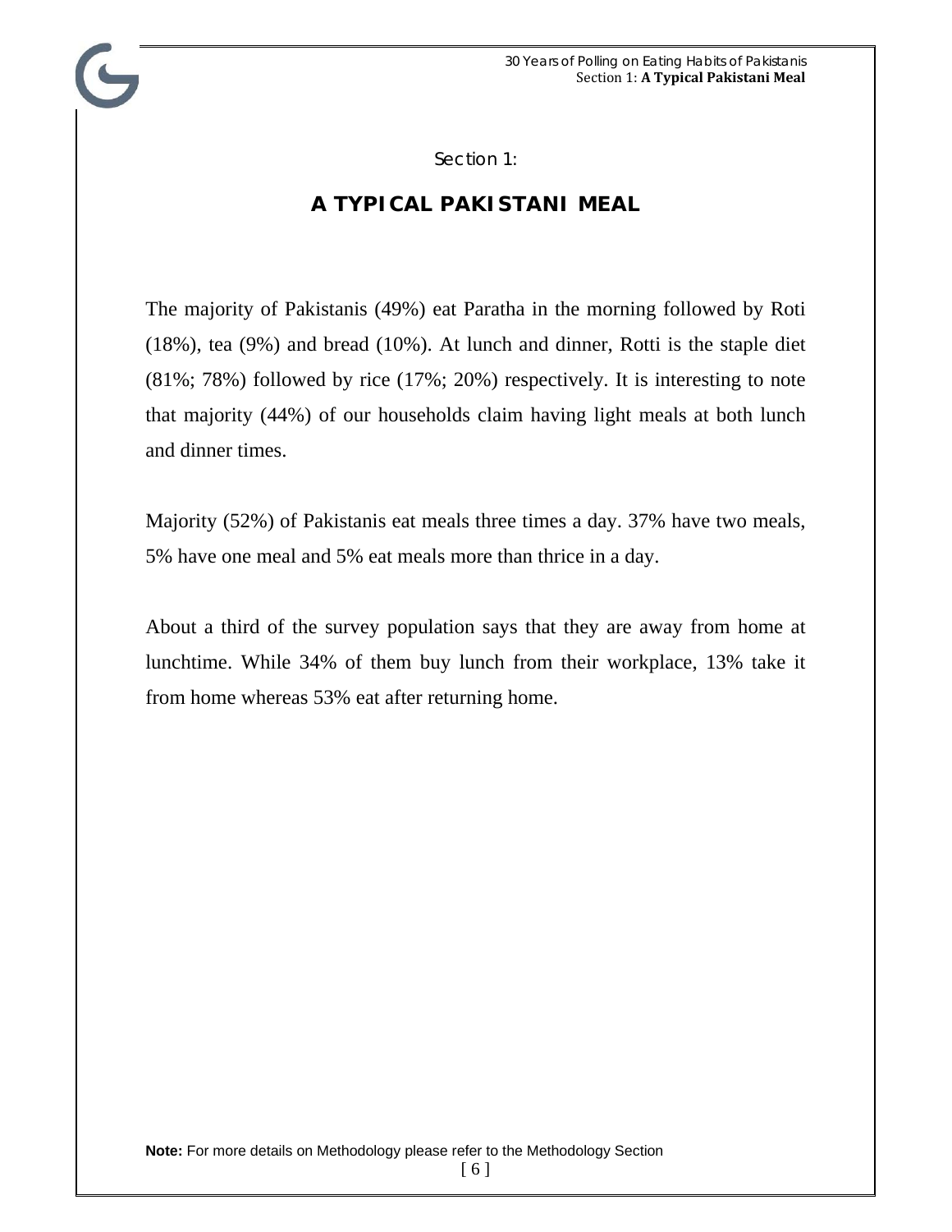Section 1:

# A TYPICAL PAKISTANI MEAL

The majority of Pakistanis (49%) eat Paratha in the morning followed by Roti (18%), tea (9%) and bread (10%). At lunch and dinner, Rotti is the staple diet (81%; 78%) followed by rice (17%; 20%) respectively. It is interesting to note that majority (44%) of our households claim having light meals at both lunch and dinner times.

Majority (52%) of Pakistanis eat meals three times a day. 37% have two meals, 5% have one meal and 5% eat meals more than thrice in a day.

About a third of the survey population says that they are away from home at lunchtime. While 34% of them buy lunch from their workplace, 13% take it from home whereas 53% eat after returning home.

**Note:** For more details on Methodology please refer to the Methodology Section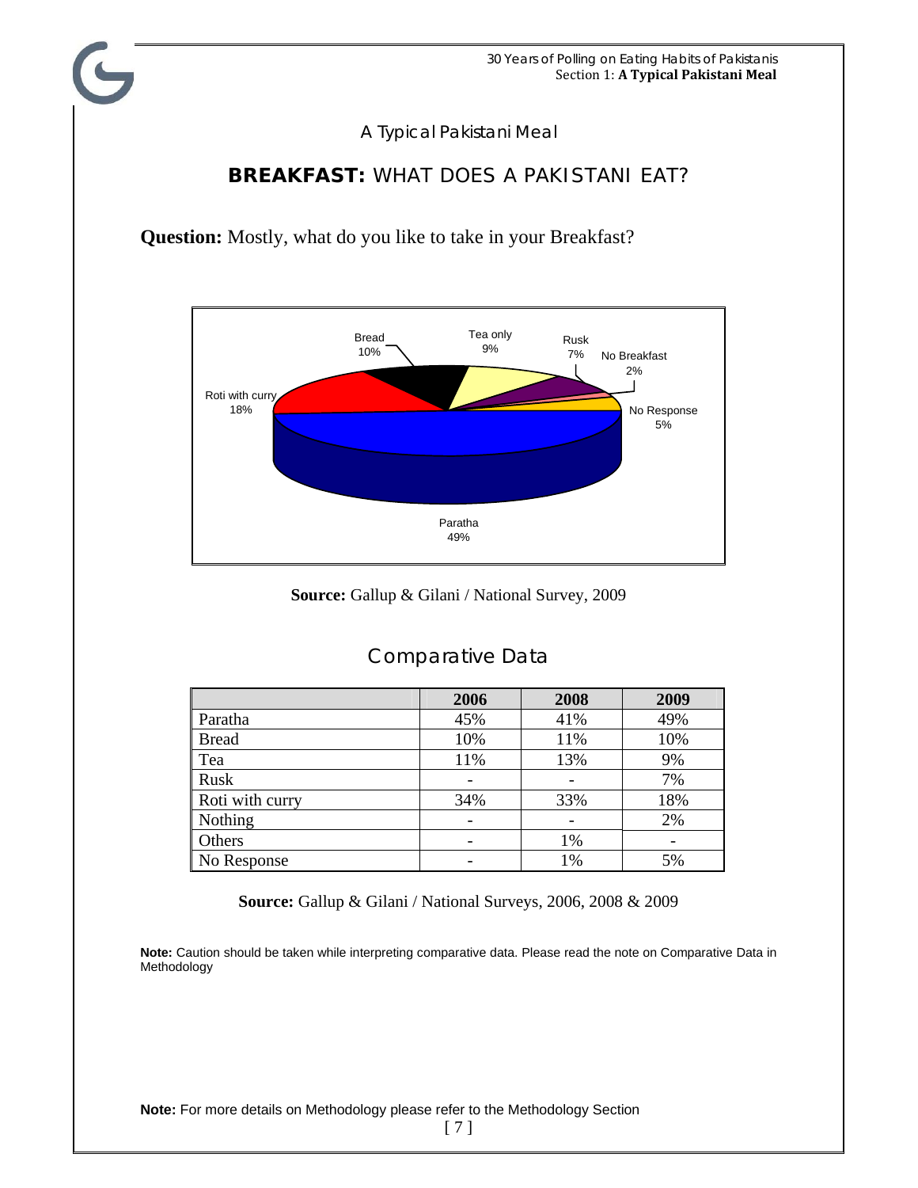A Typical Pakistani Meal

## **BREAKFAST:** WHAT DOES A PAKISTANI EAT?

**Question:** Mostly, what do you like to take in your Breakfast?

Paratha 49%
Roti with curry 18%
Bread 10%
Tea only 9%
Rusk 7%
No Breakfast 2%
No Response 5%

**Source:** Gallup & Gilani / National Survey, 2009

## Comparative Data

| | 2006 | 2008 | 2009 |
|---|---|---|---|
| Paratha | 45% | 41% | 49% |
| Bread | 10% | 11% | 10% |
| Tea | 11% | 13% | 9% |
| Rusk | - | - | 7% |
| Roti with curry | 34% | 33% | 18% |
| Nothing | - | - | 2% |
| Others | - | 1% | - |
| No Response | - | 1% | 5% |

**Source:** Gallup & Gilani / National Surveys, 2006, 2008 & 2009

**Note:** Caution should be taken while interpreting comparative data. Please read the note on Comparative Data in Methodology

**Note:** For more details on Methodology please refer to the Methodology Section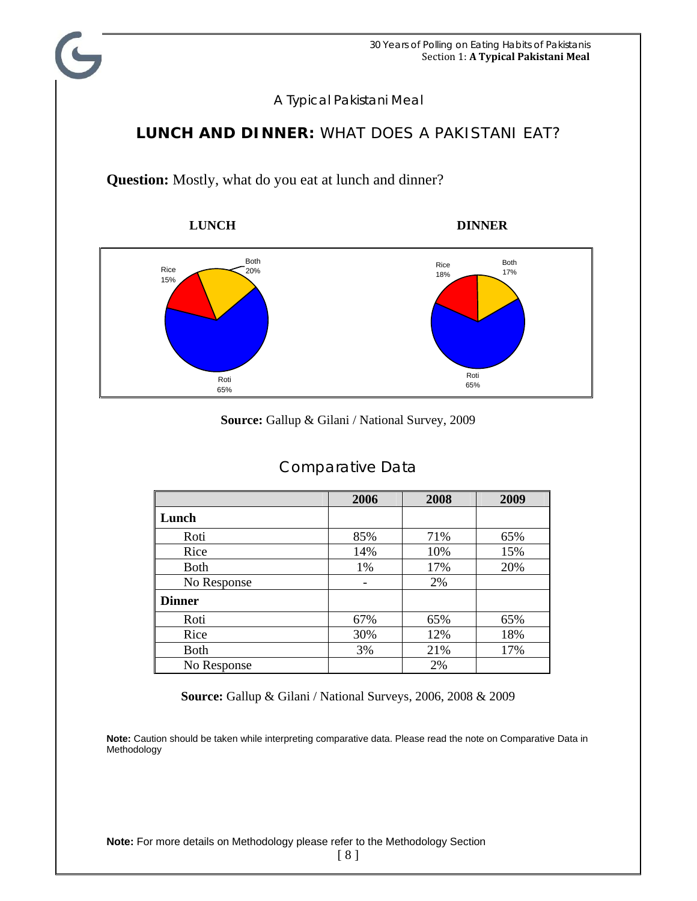A Typical Pakistani Meal

## LUNCH AND DINNER: WHAT DOES A PAKISTANI EAT?

**Question:** Mostly, what do you eat at lunch and dinner?

**LUNCH** **DINNER**

Lunch: Rice 15%, Both 20%, Roti 65%

Dinner: Rice 18%, Both 17%, Roti 65%

**Source:** Gallup & Gilani / National Survey, 2009

## Comparative Data

| | 2006 | 2008 | 2009 |
|---|---|---|---|
| **Lunch** | | | |
| Roti | 85% | 71% | 65% |
| Rice | 14% | 10% | 15% |
| Both | 1% | 17% | 20% |
| No Response | - | 2% | |
| **Dinner** | | | |
| Roti | 67% | 65% | 65% |
| Rice | 30% | 12% | 18% |
| Both | 3% | 21% | 17% |
| No Response | | 2% | |

**Source:** Gallup & Gilani / National Surveys, 2006, 2008 & 2009

**Note:** Caution should be taken while interpreting comparative data. Please read the note on Comparative Data in Methodology

**Note:** For more details on Methodology please refer to the Methodology Section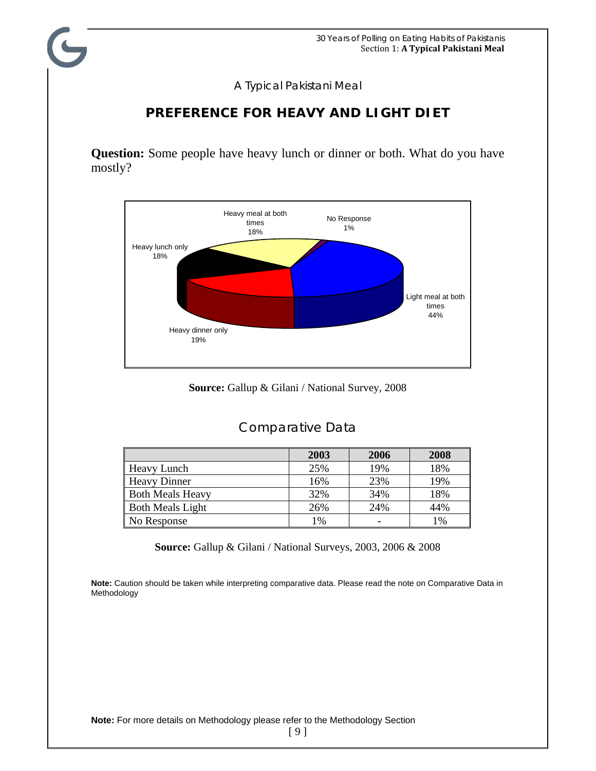A Typical Pakistani Meal

## PREFERENCE FOR HEAVY AND LIGHT DIET

**Question:** Some people have heavy lunch or dinner or both. What do you have mostly?

Heavy meal at both times 18%
No Response 1%
Heavy lunch only 18%
Light meal at both times 44%
Heavy dinner only 19%

**Source:** Gallup & Gilani / National Survey, 2008

## Comparative Data

| | 2003 | 2006 | 2008 |
|---|---|---|---|
| Heavy Lunch | 25% | 19% | 18% |
| Heavy Dinner | 16% | 23% | 19% |
| Both Meals Heavy | 32% | 34% | 18% |
| Both Meals Light | 26% | 24% | 44% |
| No Response | 1% | - | 1% |

**Source:** Gallup & Gilani / National Surveys, 2003, 2006 & 2008

**Note:** Caution should be taken while interpreting comparative data. Please read the note on Comparative Data in Methodology

**Note:** For more details on Methodology please refer to the Methodology Section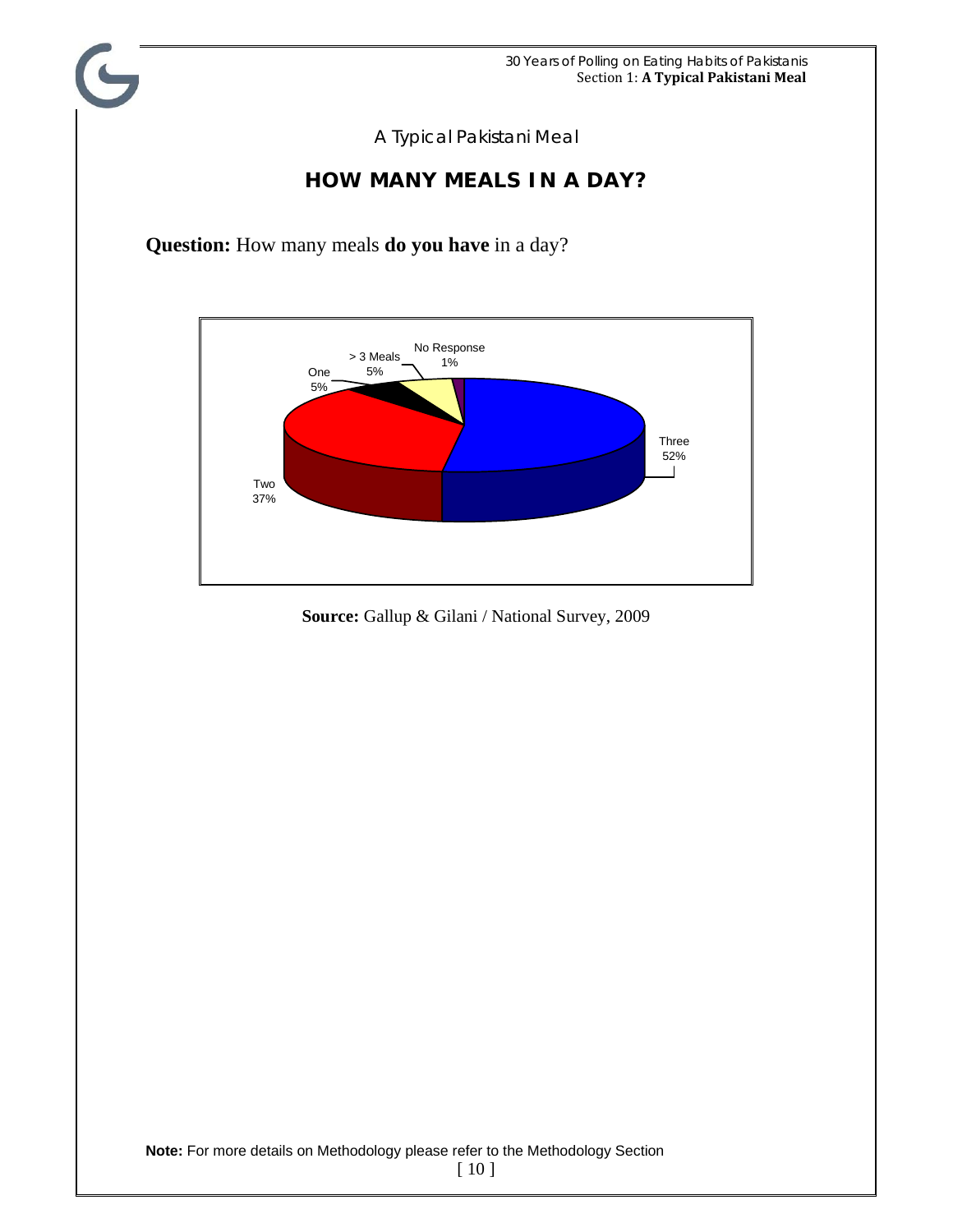A Typical Pakistani Meal

## HOW MANY MEALS IN A DAY?

**Question:** How many meals **do you have** in a day?

| Response | Percentage |
|---|---|
| Three | 52% |
| Two | 37% |
| One | 5% |
| > 3 Meals | 5% |
| No Response | 1% |

**Source:** Gallup & Gilani / National Survey, 2009

**Note:** For more details on Methodology please refer to the Methodology Section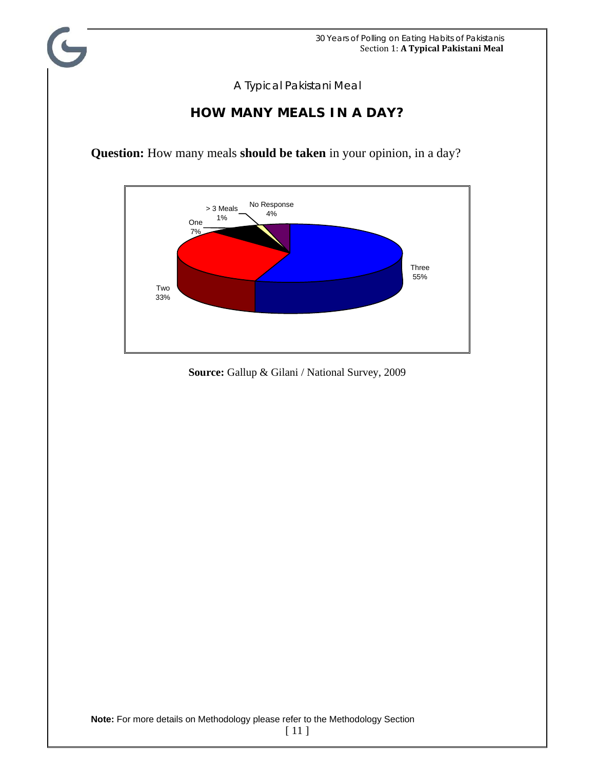A Typical Pakistani Meal

## HOW MANY MEALS IN A DAY?

**Question:** How many meals **should be taken** in your opinion, in a day?

| Response | Percentage |
|---|---|
| Three | 55% |
| Two | 33% |
| One | 7% |
| > 3 Meals | 1% |
| No Response | 4% |

**Source:** Gallup & Gilani / National Survey, 2009

**Note:** For more details on Methodology please refer to the Methodology Section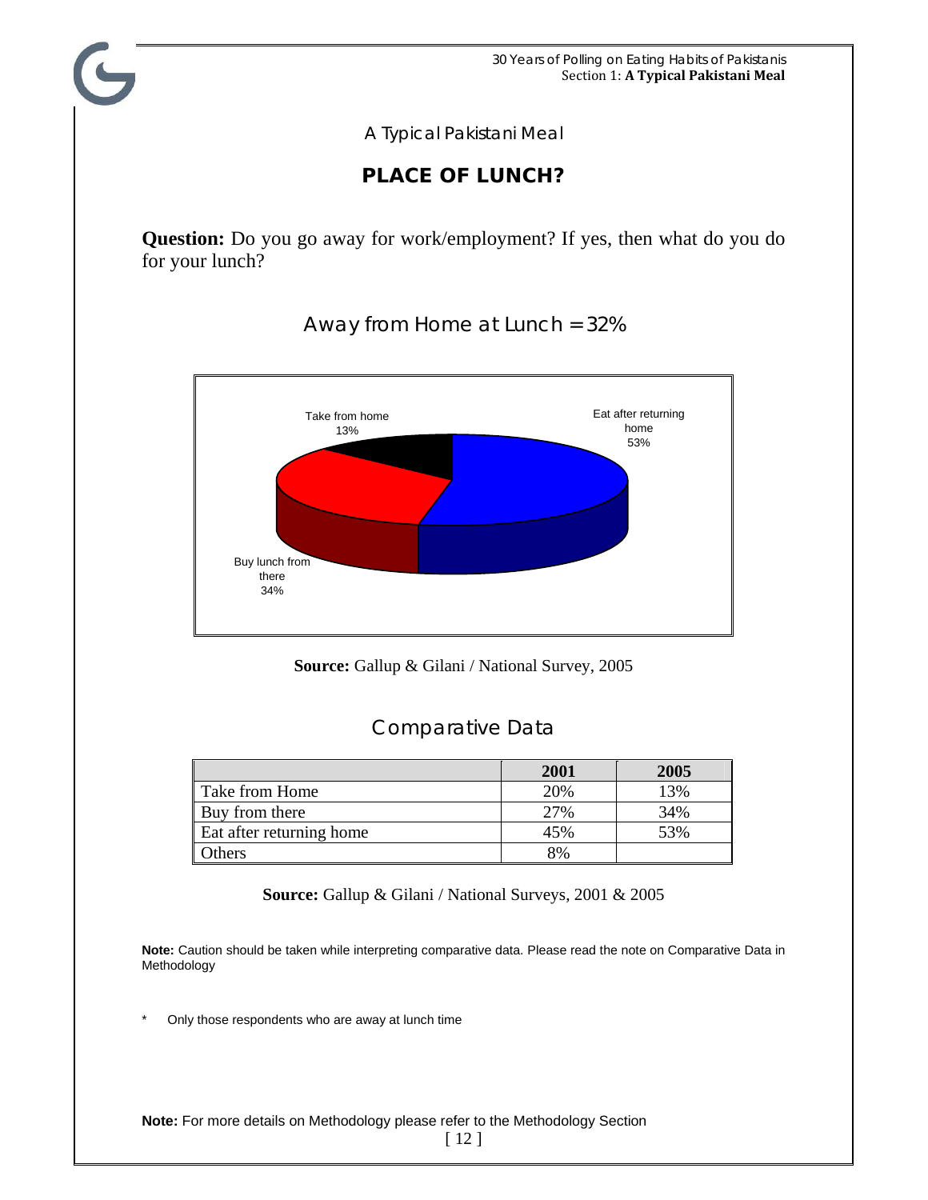A Typical Pakistani Meal

## PLACE OF LUNCH?

**Question:** Do you go away for work/employment? If yes, then what do you do for your lunch?

### Away from Home at Lunch = 32%

Take from home 13%

Eat after returning home 53%

Buy lunch from there 34%

**Source:** Gallup & Gilani / National Survey, 2005

### Comparative Data

| | 2001 | 2005 |
|---|---|---|
| Take from Home | 20% | 13% |
| Buy from there | 27% | 34% |
| Eat after returning home | 45% | 53% |
| Others | 8% | |

**Source:** Gallup & Gilani / National Surveys, 2001 & 2005

**Note:** Caution should be taken while interpreting comparative data. Please read the note on Comparative Data in Methodology

* Only those respondents who are away at lunch time

**Note:** For more details on Methodology please refer to the Methodology Section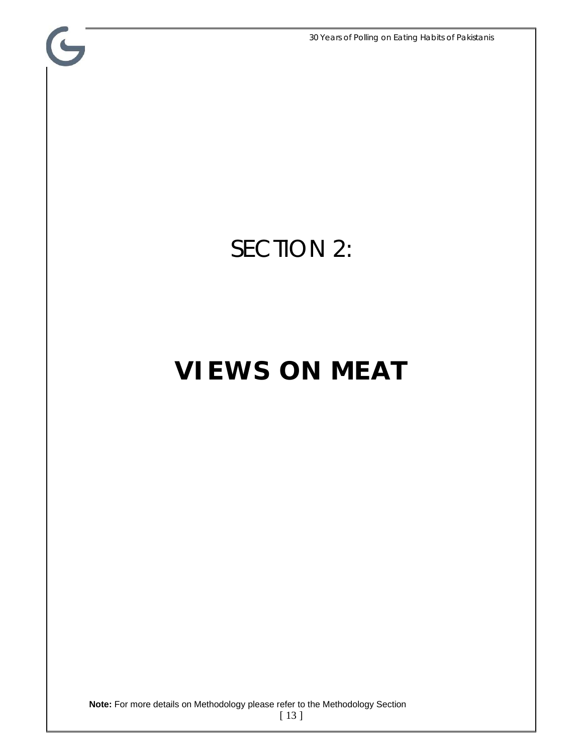# SECTION 2:

# VIEWS ON MEAT

**Note:** For more details on Methodology please refer to the Methodology Section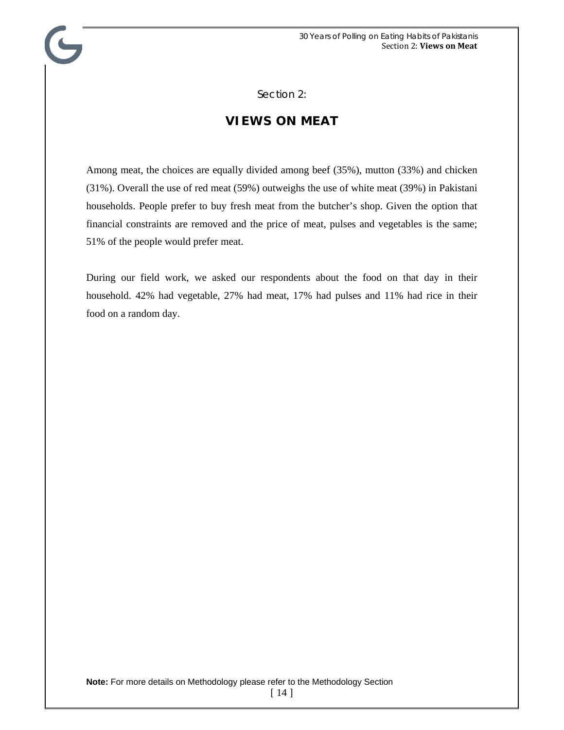Section 2:

# VIEWS ON MEAT

Among meat, the choices are equally divided among beef (35%), mutton (33%) and chicken (31%). Overall the use of red meat (59%) outweighs the use of white meat (39%) in Pakistani households. People prefer to buy fresh meat from the butcher's shop. Given the option that financial constraints are removed and the price of meat, pulses and vegetables is the same; 51% of the people would prefer meat.

During our field work, we asked our respondents about the food on that day in their household. 42% had vegetable, 27% had meat, 17% had pulses and 11% had rice in their food on a random day.

**Note:** For more details on Methodology please refer to the Methodology Section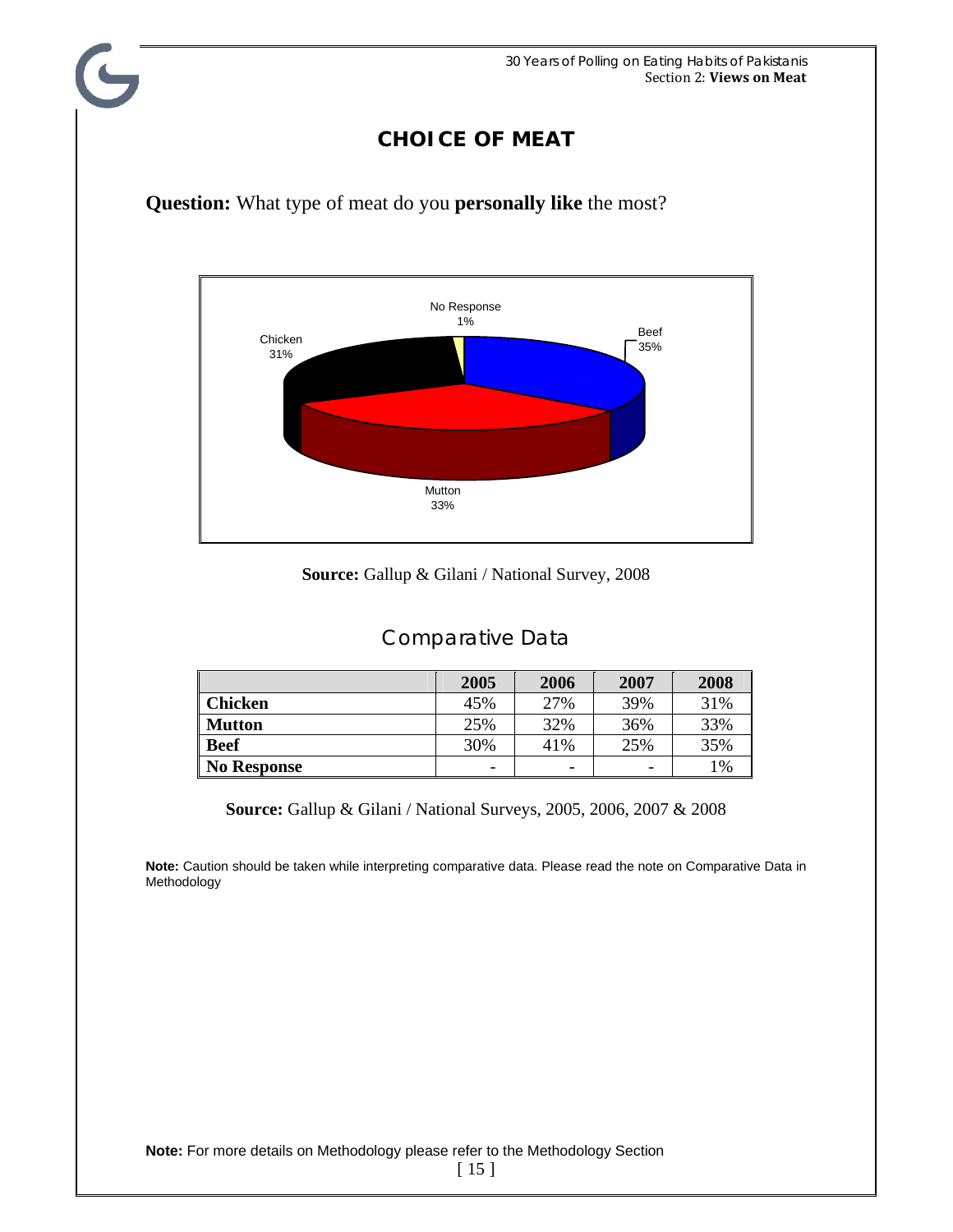## CHOICE OF MEAT

**Question:** What type of meat do you **personally like** the most?

No Response 1%

Beef 35%

Chicken 31%

Mutton 33%

**Source:** Gallup & Gilani / National Survey, 2008

### Comparative Data

| | 2005 | 2006 | 2007 | 2008 |
|---|---|---|---|---|
| **Chicken** | 45% | 27% | 39% | 31% |
| **Mutton** | 25% | 32% | 36% | 33% |
| **Beef** | 30% | 41% | 25% | 35% |
| **No Response** | - | - | - | 1% |

**Source:** Gallup & Gilani / National Surveys, 2005, 2006, 2007 & 2008

**Note:** Caution should be taken while interpreting comparative data. Please read the note on Comparative Data in Methodology

**Note:** For more details on Methodology please refer to the Methodology Section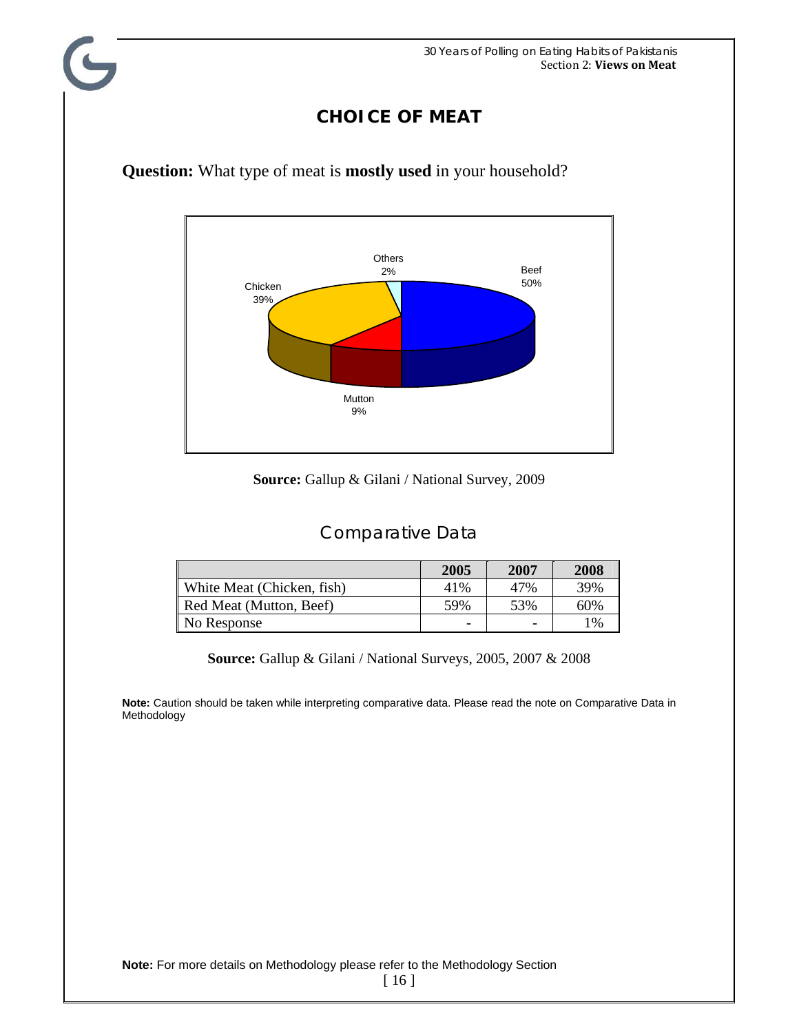# CHOICE OF MEAT

**Question:** What type of meat is **mostly used** in your household?

Beef 50%
Chicken 39%
Mutton 9%
Others 2%

**Source:** Gallup & Gilani / National Survey, 2009

## Comparative Data

| | 2005 | 2007 | 2008 |
|---|---|---|---|
| White Meat (Chicken, fish) | 41% | 47% | 39% |
| Red Meat (Mutton, Beef) | 59% | 53% | 60% |
| No Response | - | - | 1% |

**Source:** Gallup & Gilani / National Surveys, 2005, 2007 & 2008

**Note:** Caution should be taken while interpreting comparative data. Please read the note on Comparative Data in Methodology

**Note:** For more details on Methodology please refer to the Methodology Section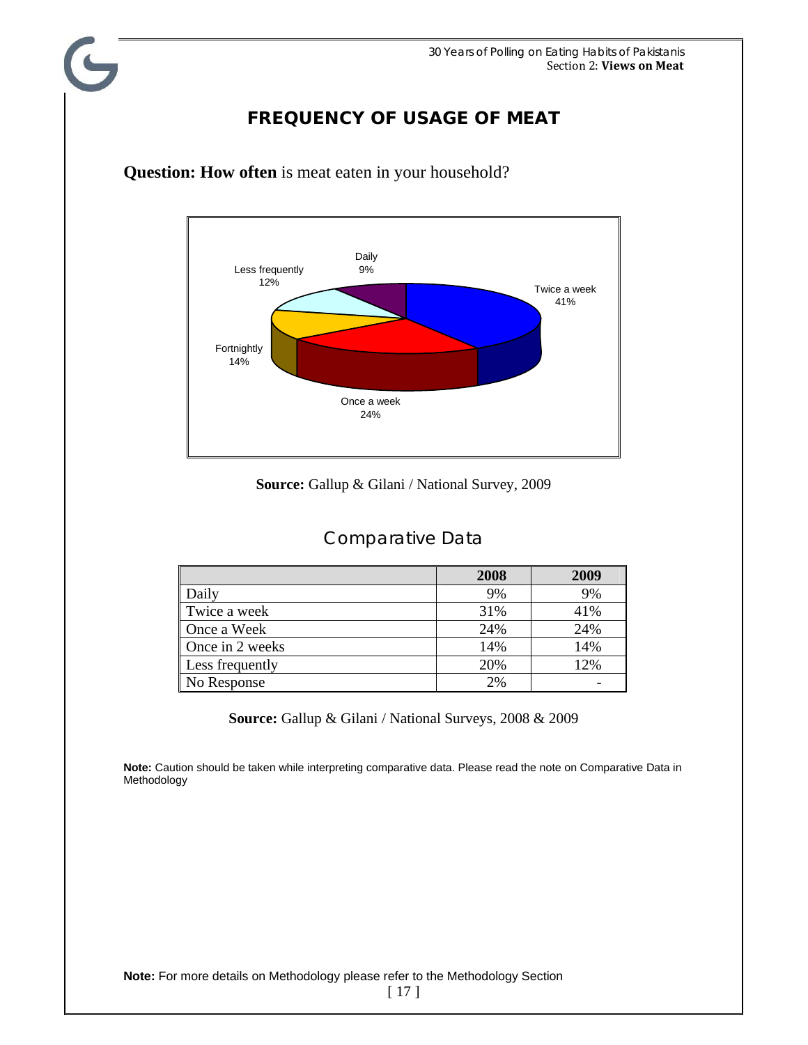# FREQUENCY OF USAGE OF MEAT

**Question: How often** is meat eaten in your household?

Daily 9%
Less frequently 12%
Twice a week 41%
Fortnightly 14%
Once a week 24%

**Source:** Gallup & Gilani / National Survey, 2009

## Comparative Data

| | 2008 | 2009 |
|---|---|---|
| Daily | 9% | 9% |
| Twice a week | 31% | 41% |
| Once a Week | 24% | 24% |
| Once in 2 weeks | 14% | 14% |
| Less frequently | 20% | 12% |
| No Response | 2% | - |

**Source:** Gallup & Gilani / National Surveys, 2008 & 2009

**Note:** Caution should be taken while interpreting comparative data. Please read the note on Comparative Data in Methodology

**Note:** For more details on Methodology please refer to the Methodology Section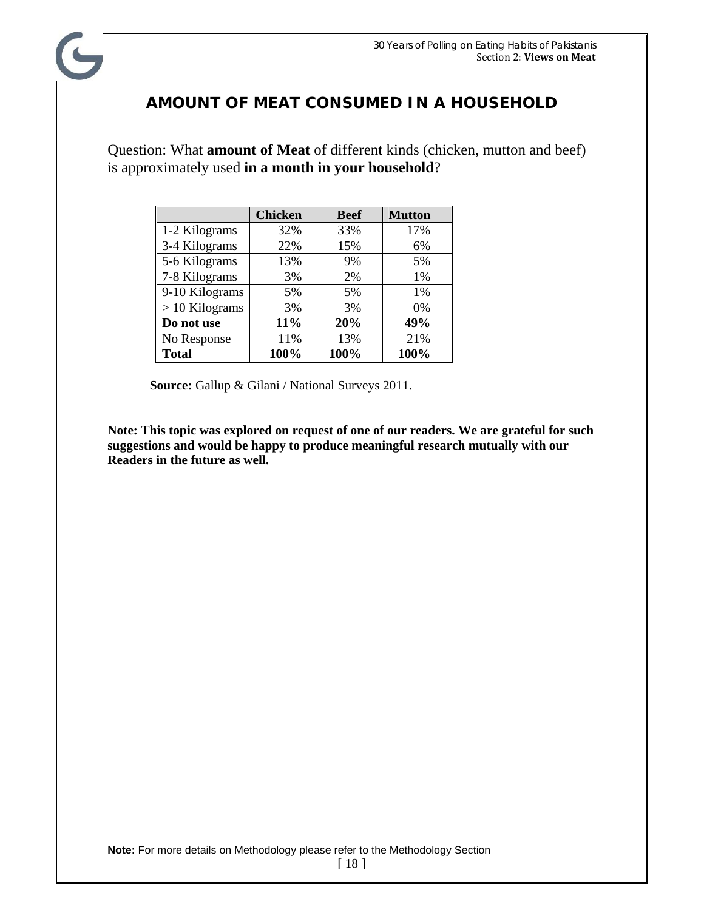## AMOUNT OF MEAT CONSUMED IN A HOUSEHOLD

Question: What **amount of Meat** of different kinds (chicken, mutton and beef) is approximately used **in a month in your household**?

| | **Chicken** | **Beef** | **Mutton** |
|---|---|---|---|
| 1-2 Kilograms | 32% | 33% | 17% |
| 3-4 Kilograms | 22% | 15% | 6% |
| 5-6 Kilograms | 13% | 9% | 5% |
| 7-8 Kilograms | 3% | 2% | 1% |
| 9-10 Kilograms | 5% | 5% | 1% |
| > 10 Kilograms | 3% | 3% | 0% |
| **Do not use** | **11%** | **20%** | **49%** |
| No Response | 11% | 13% | 21% |
| **Total** | **100%** | **100%** | **100%** |

**Source:** Gallup & Gilani / National Surveys 2011.

**Note: This topic was explored on request of one of our readers. We are grateful for such suggestions and would be happy to produce meaningful research mutually with our Readers in the future as well.**

**Note:** For more details on Methodology please refer to the Methodology Section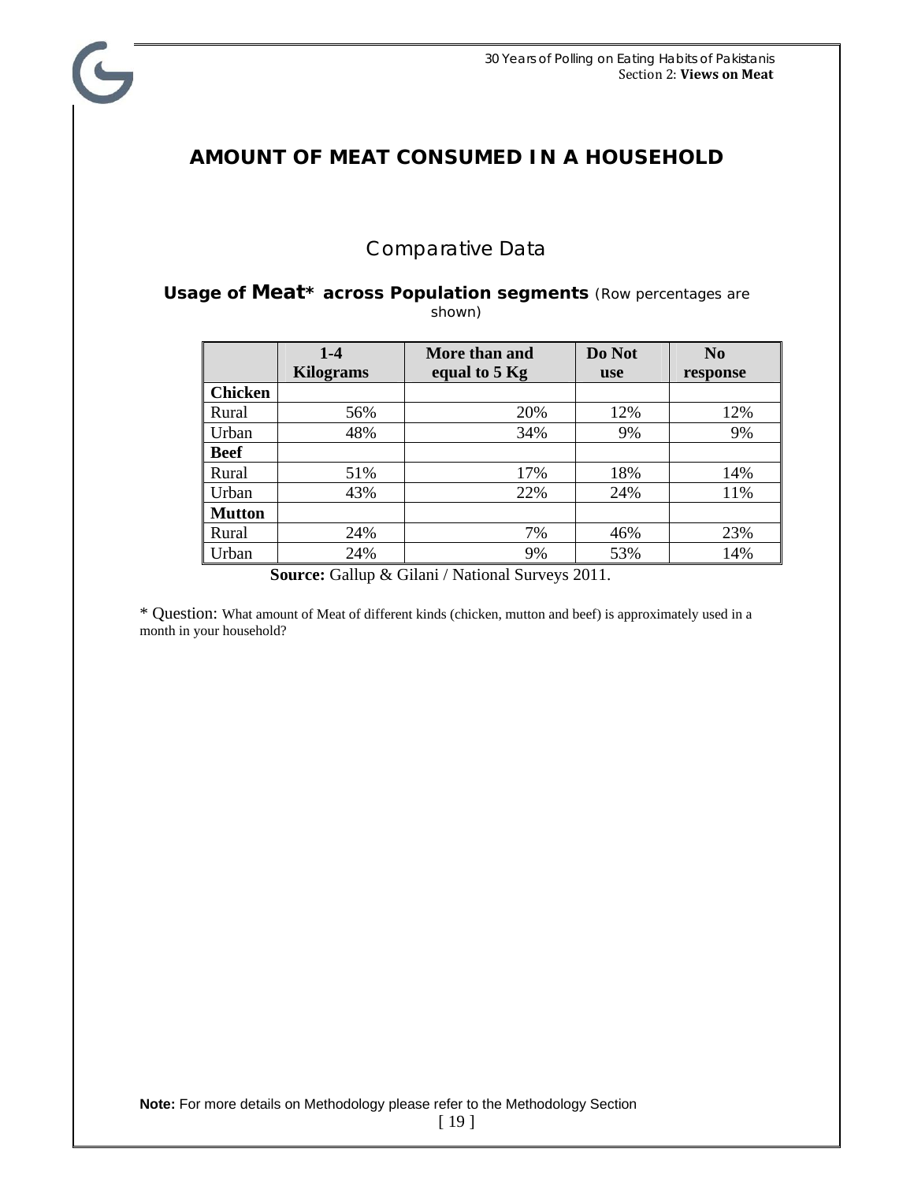## AMOUNT OF MEAT CONSUMED IN A HOUSEHOLD

### Comparative Data

**Usage of Meat* across Population segments** (Row percentages are shown)

| | 1-4 Kilograms | More than and equal to 5 Kg | Do Not use | No response |
|---|---|---|---|---|
| **Chicken** | | | | |
| Rural | 56% | 20% | 12% | 12% |
| Urban | 48% | 34% | 9% | 9% |
| **Beef** | | | | |
| Rural | 51% | 17% | 18% | 14% |
| Urban | 43% | 22% | 24% | 11% |
| **Mutton** | | | | |
| Rural | 24% | 7% | 46% | 23% |
| Urban | 24% | 9% | 53% | 14% |

**Source:** Gallup & Gilani / National Surveys 2011.

* Question: What amount of Meat of different kinds (chicken, mutton and beef) is approximately used in a month in your household?

**Note:** For more details on Methodology please refer to the Methodology Section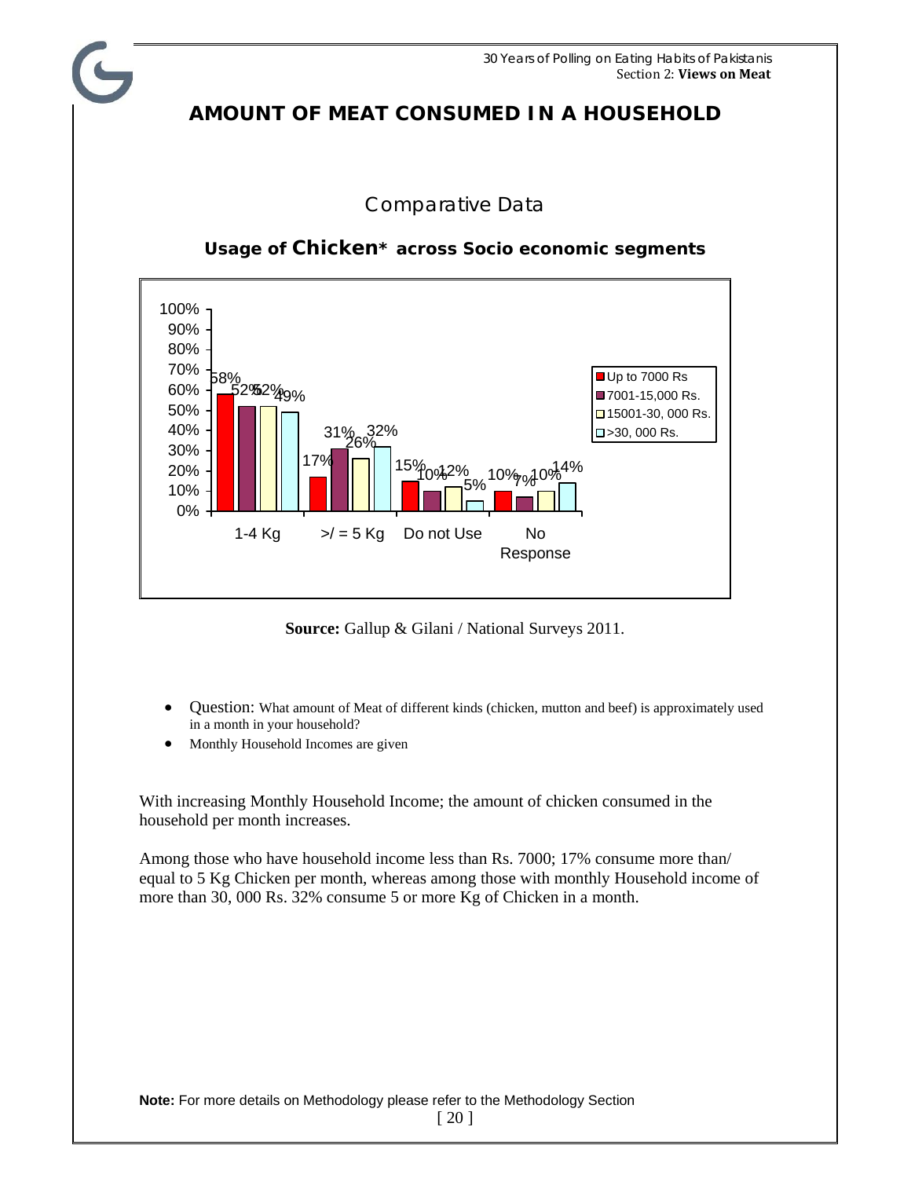# AMOUNT OF MEAT CONSUMED IN A HOUSEHOLD

## Comparative Data

### Usage of Chicken* across Socio economic segments

| | Up to 7000 Rs | 7001-15,000 Rs. | 15001-30, 000 Rs. | >30, 000 Rs. |
|---|---|---|---|---|
| 1-4 Kg | 58% | 52% | 52% | 49% |
| >/ = 5 Kg | 17% | 31% | 26% | 32% |
| Do not Use | 15% | 10% | 12% | 5% |
| No Response | 10% | 7% | 10% | 14% |

**Source:** Gallup & Gilani / National Surveys 2011.

- Question: What amount of Meat of different kinds (chicken, mutton and beef) is approximately used in a month in your household?
- Monthly Household Incomes are given

With increasing Monthly Household Income; the amount of chicken consumed in the household per month increases.

Among those who have household income less than Rs. 7000; 17% consume more than/ equal to 5 Kg Chicken per month, whereas among those with monthly Household income of more than 30, 000 Rs. 32% consume 5 or more Kg of Chicken in a month.

**Note:** For more details on Methodology please refer to the Methodology Section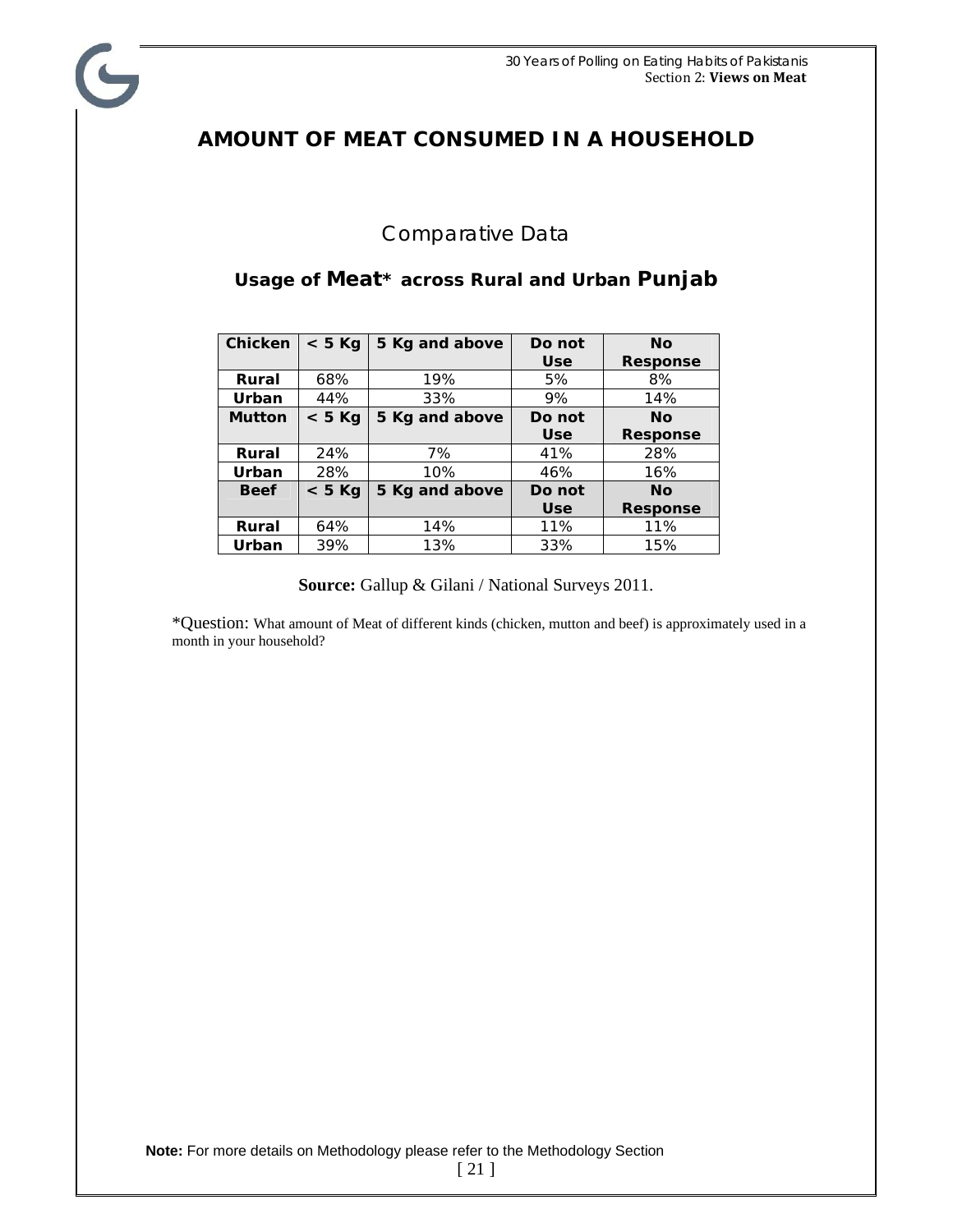# AMOUNT OF MEAT CONSUMED IN A HOUSEHOLD

## Comparative Data

### Usage of Meat* across Rural and Urban Punjab

| Chicken | < 5 Kg | 5 Kg and above | Do not Use | No Response |
|---|---|---|---|---|
| Rural | 68% | 19% | 5% | 8% |
| Urban | 44% | 33% | 9% | 14% |
| **Mutton** | **< 5 Kg** | **5 Kg and above** | **Do not Use** | **No Response** |
| Rural | 24% | 7% | 41% | 28% |
| Urban | 28% | 10% | 46% | 16% |
| **Beef** | **< 5 Kg** | **5 Kg and above** | **Do not Use** | **No Response** |
| Rural | 64% | 14% | 11% | 11% |
| Urban | 39% | 13% | 33% | 15% |

**Source:** Gallup & Gilani / National Surveys 2011.

*Question: What amount of Meat of different kinds (chicken, mutton and beef) is approximately used in a month in your household?

**Note:** For more details on Methodology please refer to the Methodology Section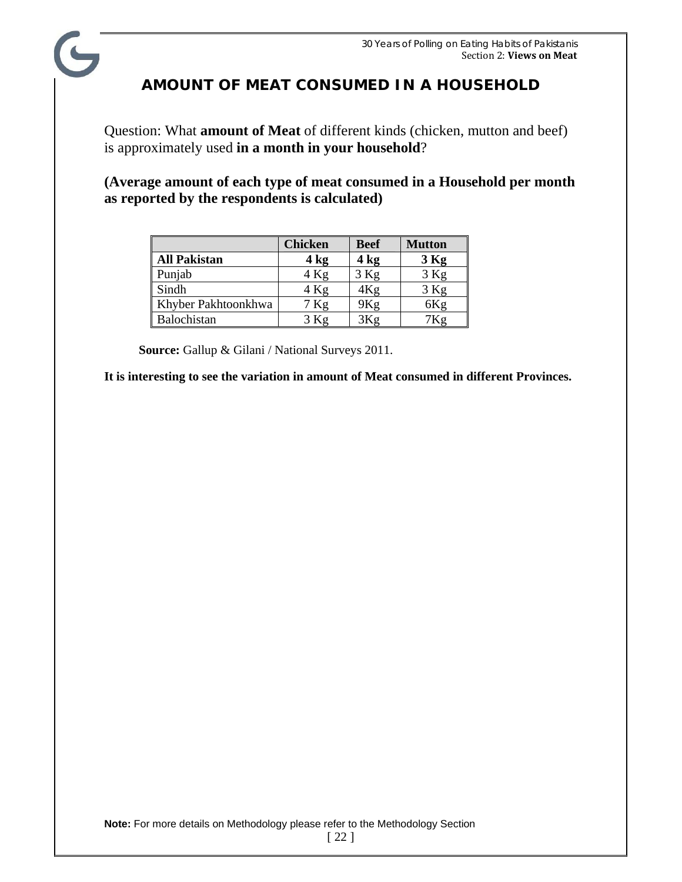## AMOUNT OF MEAT CONSUMED IN A HOUSEHOLD

Question: What **amount of Meat** of different kinds (chicken, mutton and beef) is approximately used **in a month in your household**?

**(Average amount of each type of meat consumed in a Household per month as reported by the respondents is calculated)**

| | Chicken | Beef | Mutton |
|---|---|---|---|
| **All Pakistan** | **4 kg** | **4 kg** | **3 Kg** |
| Punjab | 4 Kg | 3 Kg | 3 Kg |
| Sindh | 4 Kg | 4Kg | 3 Kg |
| Khyber Pakhtoonkhwa | 7 Kg | 9Kg | 6Kg |
| Balochistan | 3 Kg | 3Kg | 7Kg |

**Source:** Gallup & Gilani / National Surveys 2011.

**It is interesting to see the variation in amount of Meat consumed in different Provinces.**

**Note:** For more details on Methodology please refer to the Methodology Section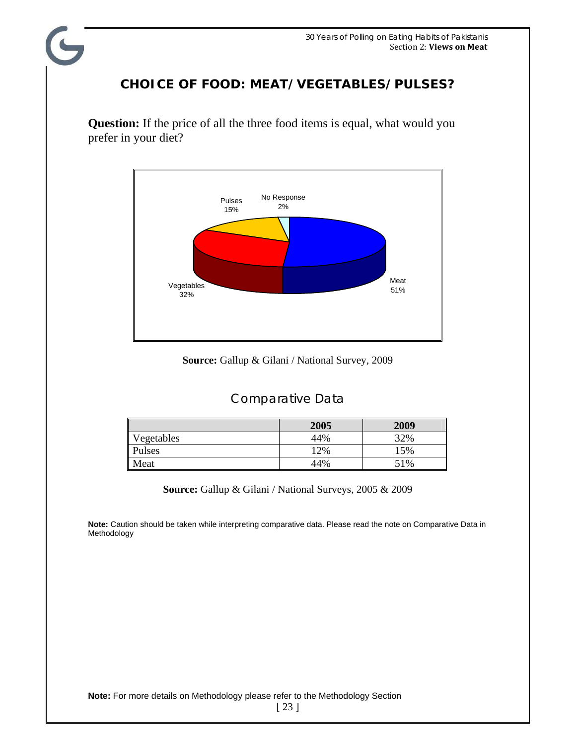## CHOICE OF FOOD: MEAT/VEGETABLES/PULSES?

**Question:** If the price of all the three food items is equal, what would you prefer in your diet?

Pulses 15%
No Response 2%
Vegetables 32%
Meat 51%

**Source:** Gallup & Gilani / National Survey, 2009

### Comparative Data

| | 2005 | 2009 |
|---|---|---|
| Vegetables | 44% | 32% |
| Pulses | 12% | 15% |
| Meat | 44% | 51% |

**Source:** Gallup & Gilani / National Surveys, 2005 & 2009

**Note:** Caution should be taken while interpreting comparative data. Please read the note on Comparative Data in Methodology

**Note:** For more details on Methodology please refer to the Methodology Section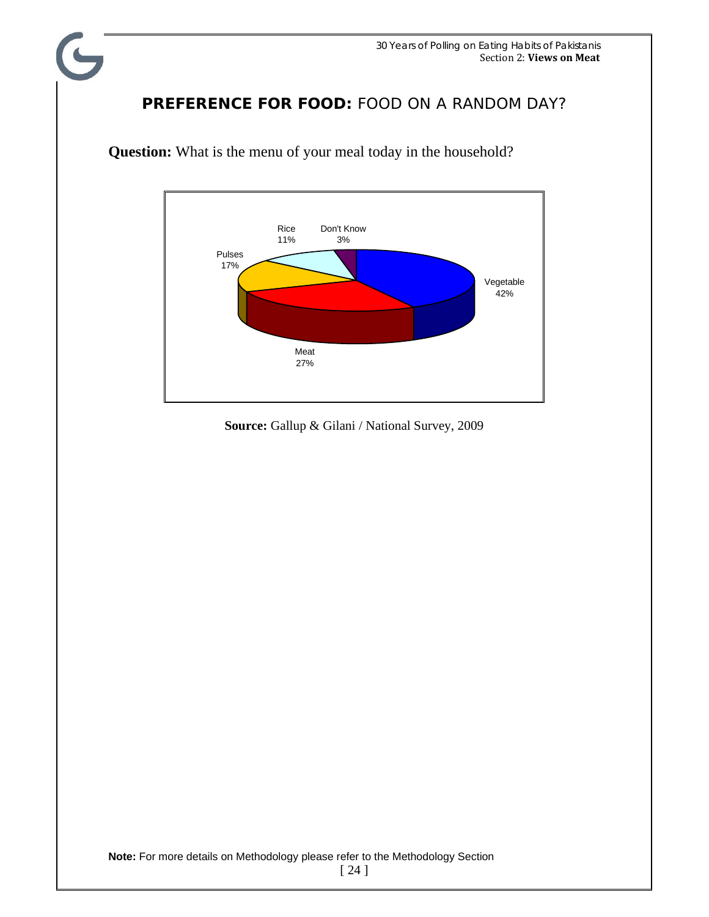## **PREFERENCE FOR FOOD:** FOOD ON A RANDOM DAY?

**Question:** What is the menu of your meal today in the household?

| Menu | Percentage |
|---|---|
| Vegetable | 42% |
| Meat | 27% |
| Pulses | 17% |
| Rice | 11% |
| Don't Know | 3% |

**Source:** Gallup & Gilani / National Survey, 2009

**Note:** For more details on Methodology please refer to the Methodology Section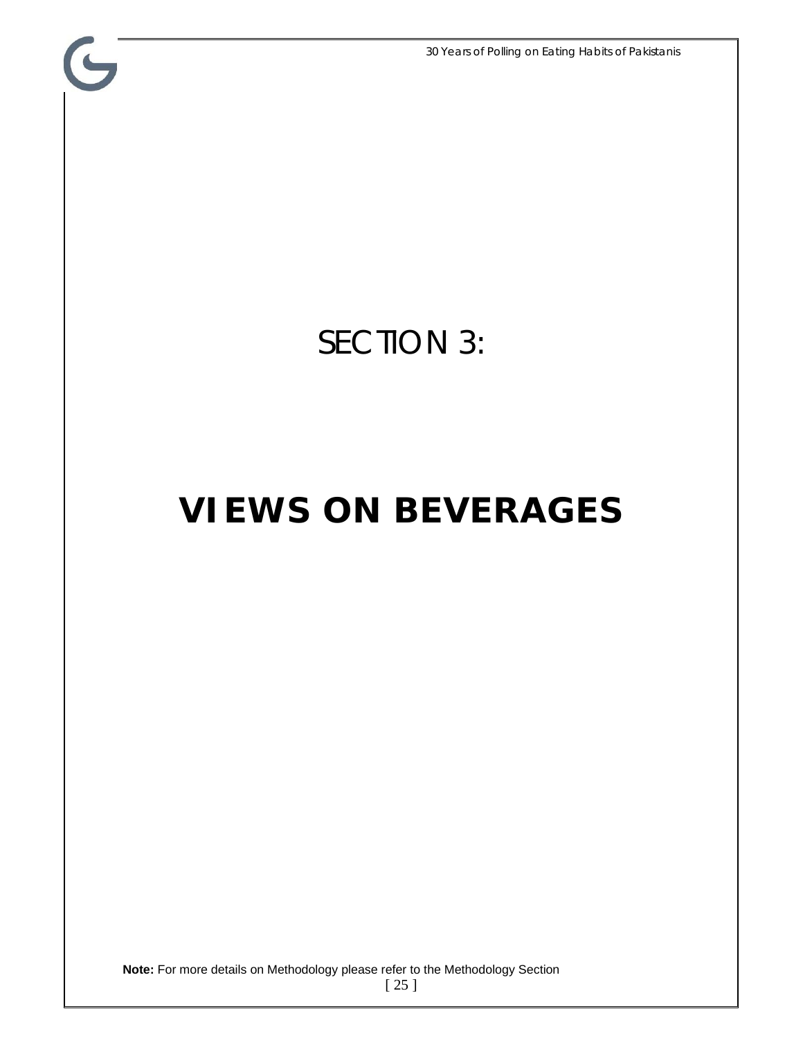# SECTION 3:

# VIEWS ON BEVERAGES

**Note:** For more details on Methodology please refer to the Methodology Section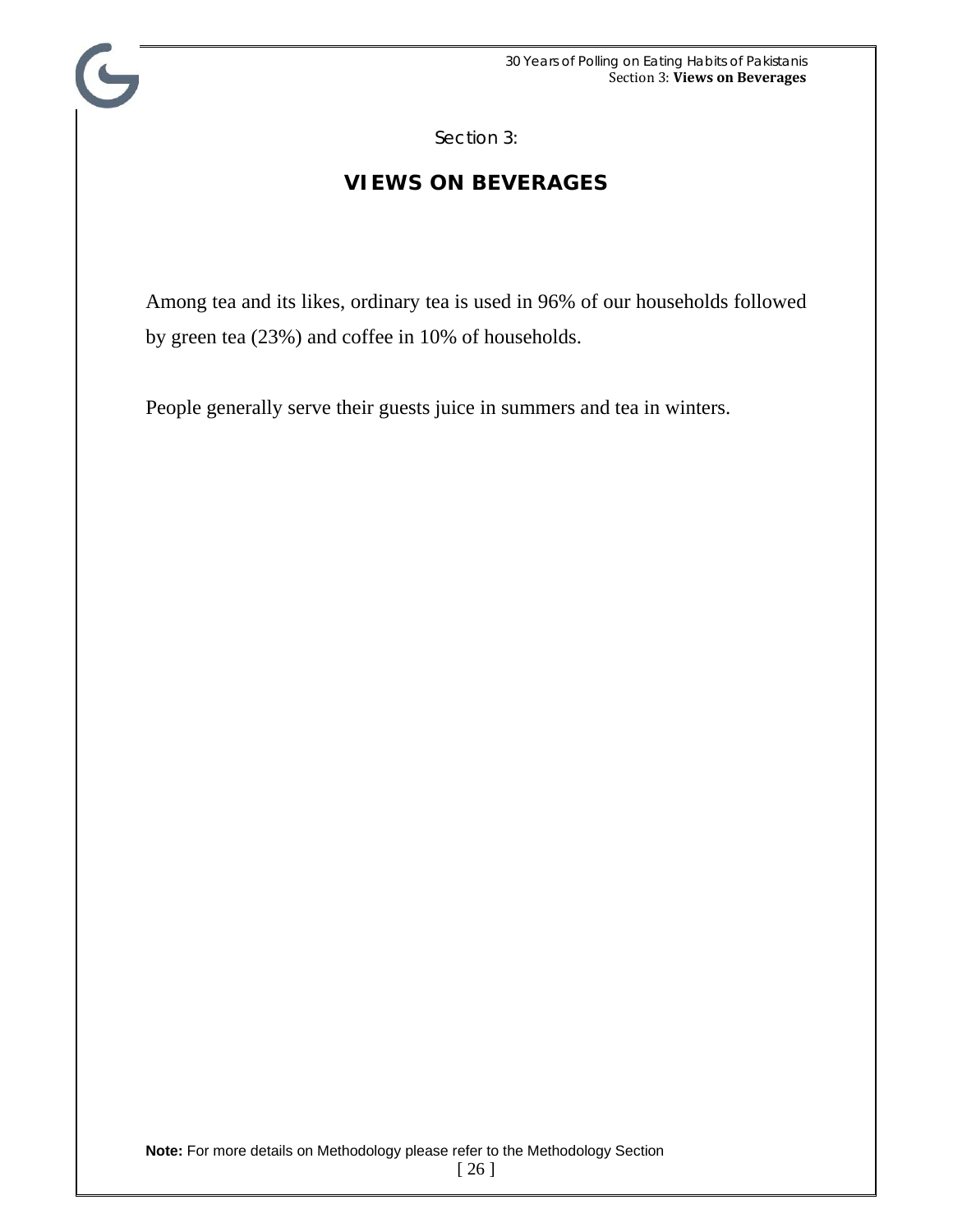Section 3:

# VIEWS ON BEVERAGES

Among tea and its likes, ordinary tea is used in 96% of our households followed by green tea (23%) and coffee in 10% of households.

People generally serve their guests juice in summers and tea in winters.

**Note:** For more details on Methodology please refer to the Methodology Section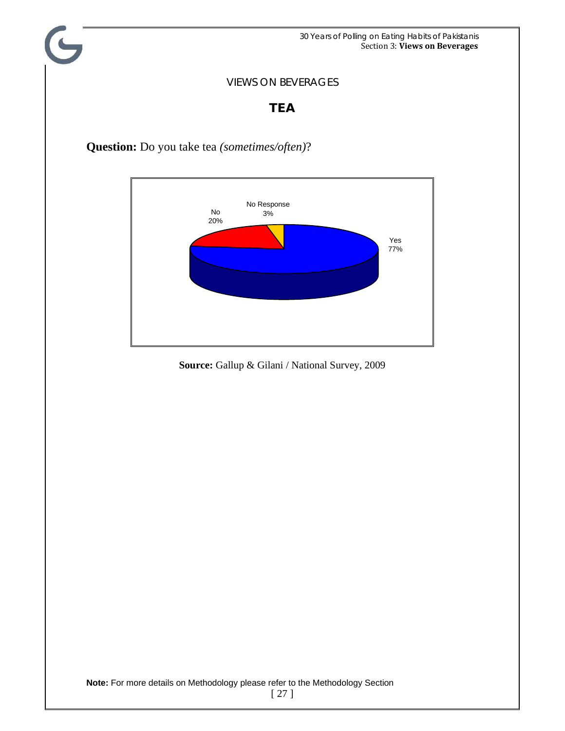# VIEWS ON BEVERAGES

## TEA

**Question:** Do you take tea *(sometimes/often)*?

No Response 3%
No 20%
Yes 77%

**Source:** Gallup & Gilani / National Survey, 2009

**Note:** For more details on Methodology please refer to the Methodology Section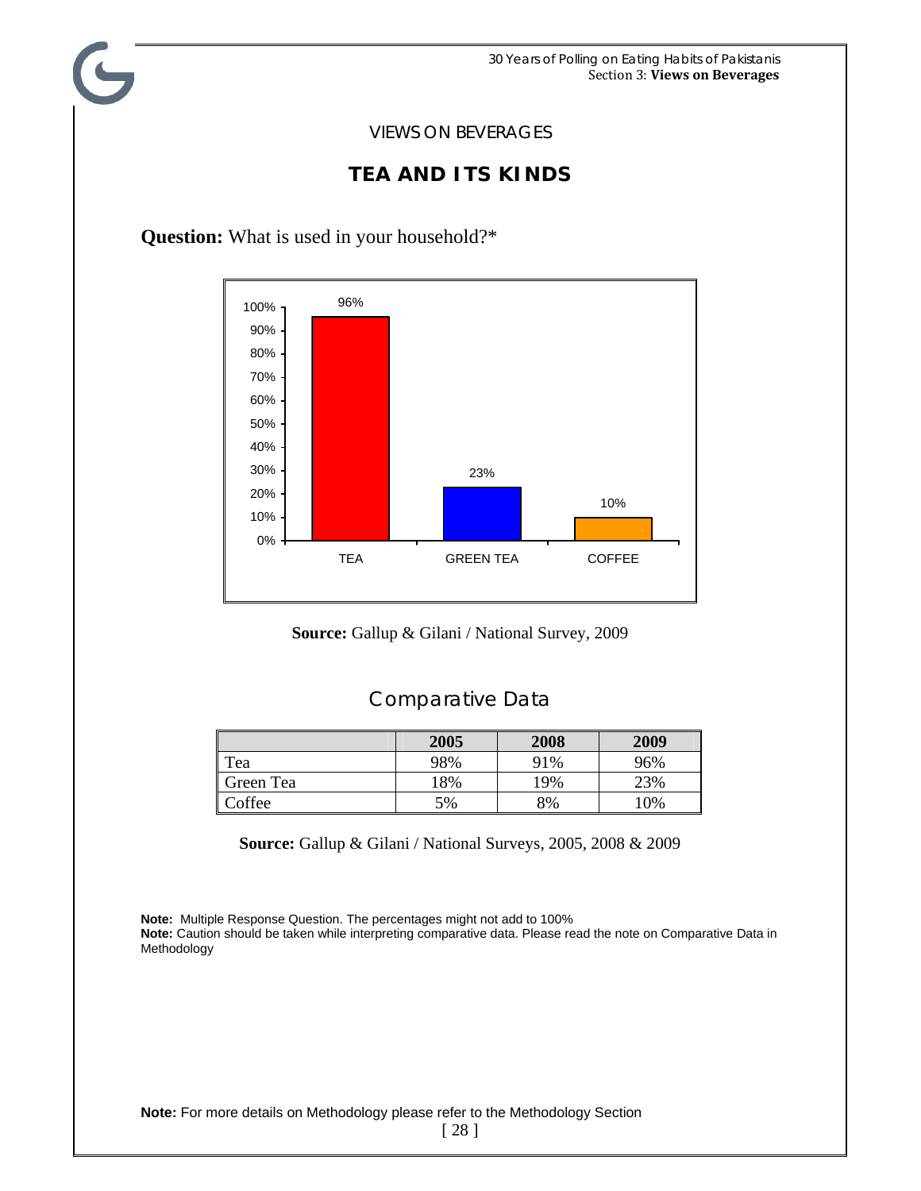VIEWS ON BEVERAGES

## TEA AND ITS KINDS

**Question:** What is used in your household?*

| | Percentage |
|---|---|
| TEA | 96% |
| GREEN TEA | 23% |
| COFFEE | 10% |

**Source:** Gallup & Gilani / National Survey, 2009

### Comparative Data

| | 2005 | 2008 | 2009 |
|---|---|---|---|
| Tea | 98% | 91% | 96% |
| Green Tea | 18% | 19% | 23% |
| Coffee | 5% | 8% | 10% |

**Source:** Gallup & Gilani / National Surveys, 2005, 2008 & 2009

**Note:** Multiple Response Question. The percentages might not add to 100%
**Note:** Caution should be taken while interpreting comparative data. Please read the note on Comparative Data in Methodology

**Note:** For more details on Methodology please refer to the Methodology Section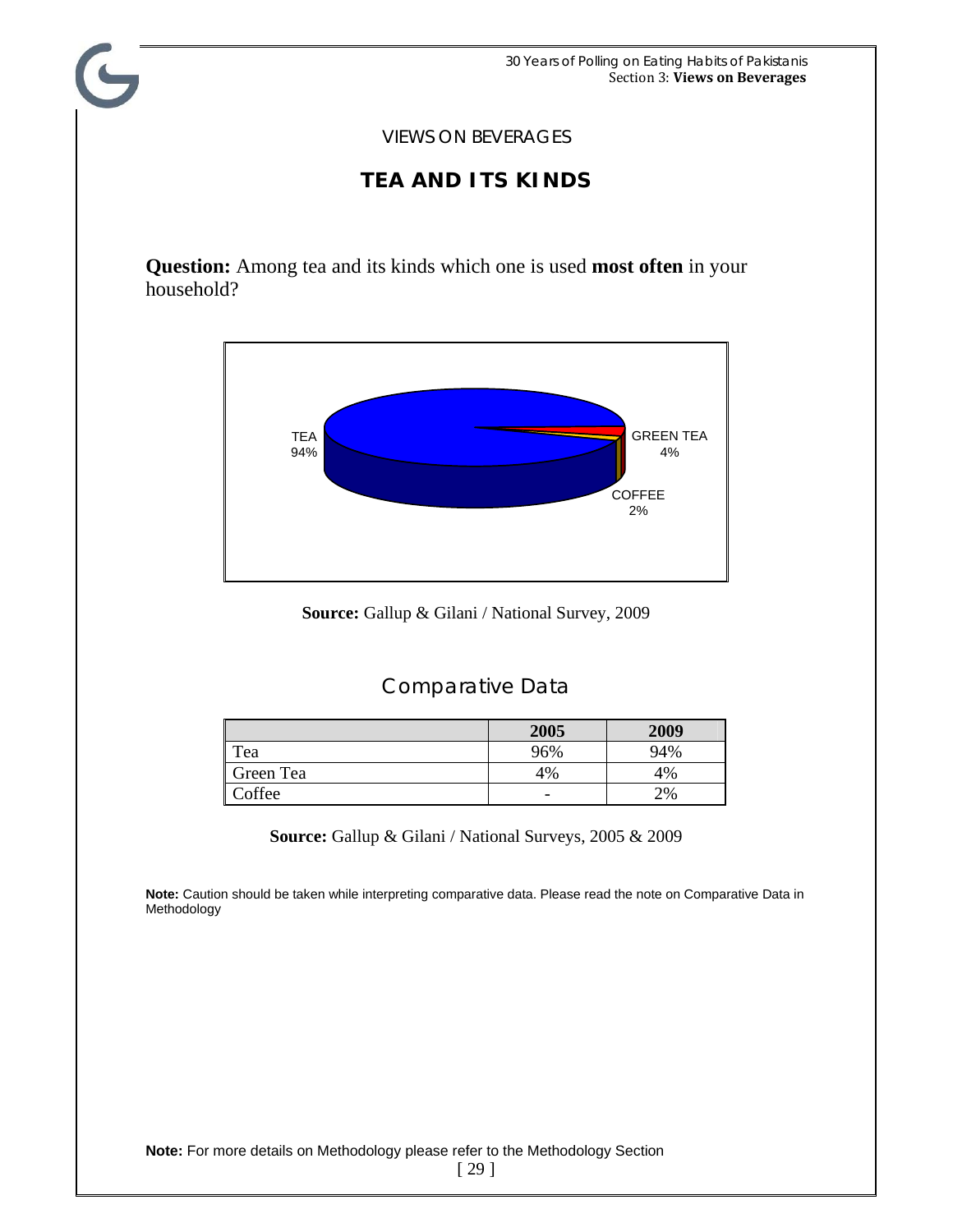VIEWS ON BEVERAGES

## TEA AND ITS KINDS

**Question:** Among tea and its kinds which one is used **most often** in your household?

TEA 94%

GREEN TEA 4%

COFFEE 2%

**Source:** Gallup & Gilani / National Survey, 2009

### Comparative Data

| | 2005 | 2009 |
|---|---|---|
| Tea | 96% | 94% |
| Green Tea | 4% | 4% |
| Coffee | - | 2% |

**Source:** Gallup & Gilani / National Surveys, 2005 & 2009

**Note:** Caution should be taken while interpreting comparative data. Please read the note on Comparative Data in Methodology

**Note:** For more details on Methodology please refer to the Methodology Section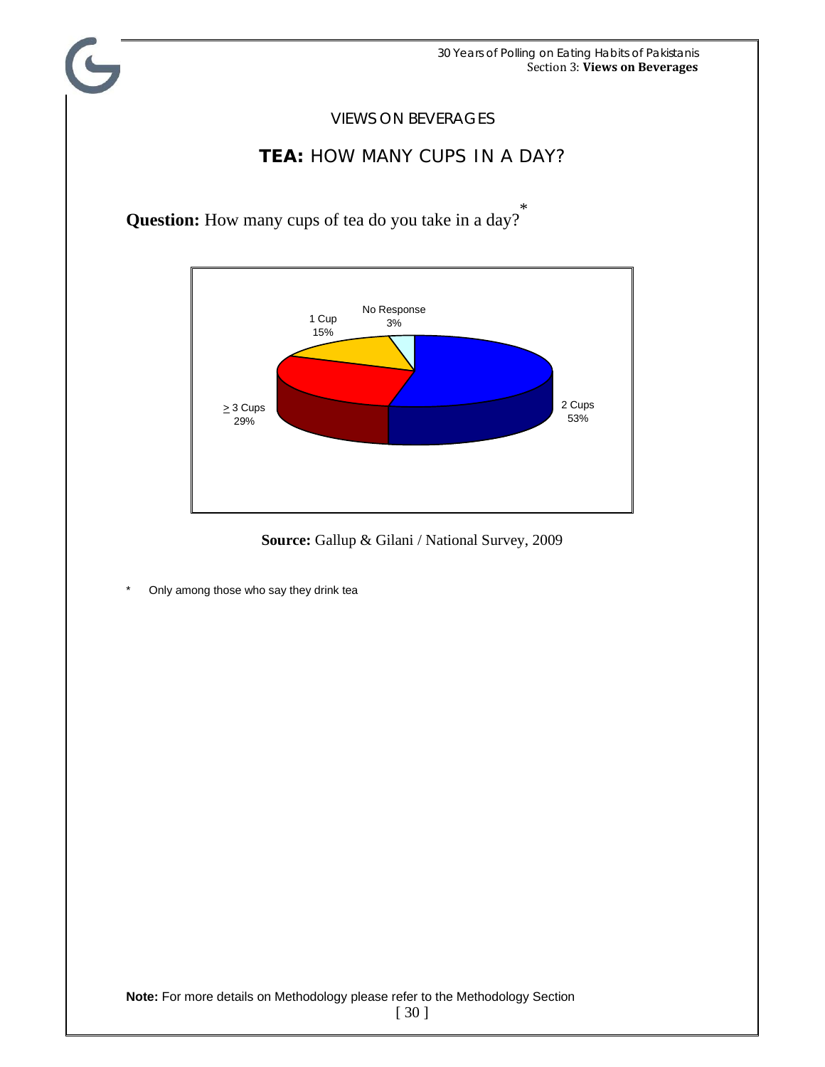VIEWS ON BEVERAGES

## **TEA:** HOW MANY CUPS IN A DAY?

**Question:** How many cups of tea do you take in a day?*

| Response | Percentage |
|---|---|
| 2 Cups | 53% |
| ≥ 3 Cups | 29% |
| 1 Cup | 15% |
| No Response | 3% |

**Source:** Gallup & Gilani / National Survey, 2009

\* Only among those who say they drink tea

**Note:** For more details on Methodology please refer to the Methodology Section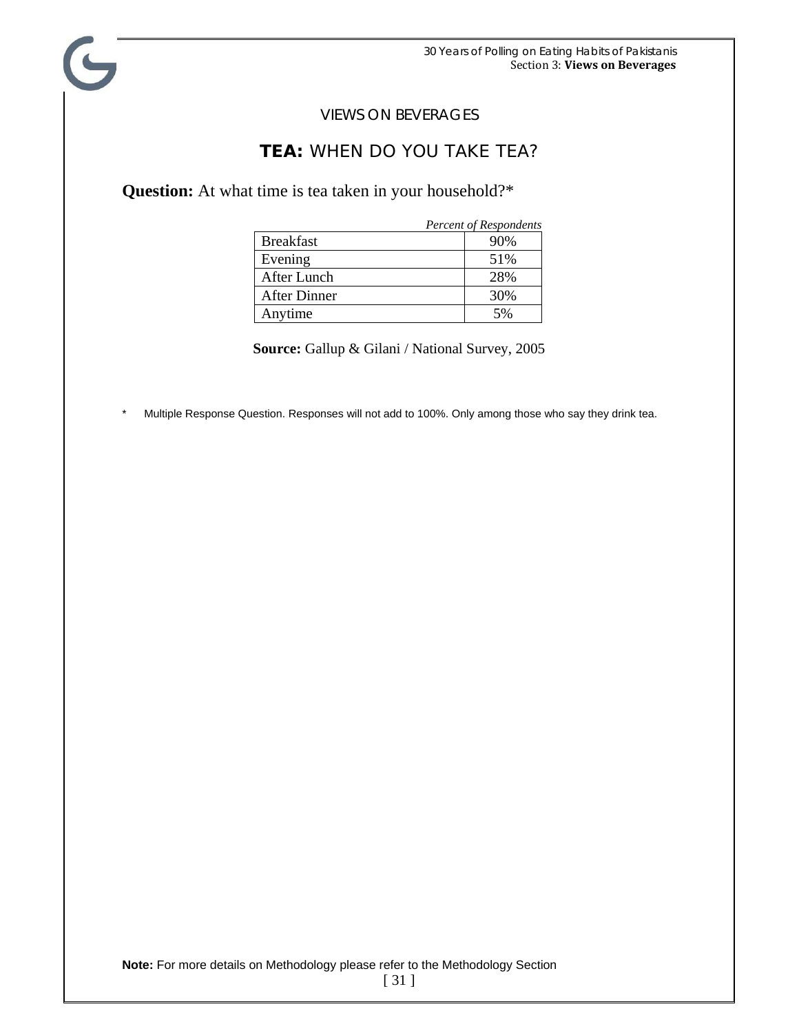VIEWS ON BEVERAGES

## **TEA:** WHEN DO YOU TAKE TEA?

**Question:** At what time is tea taken in your household?*

*Percent of Respondents*

| | |
|---|---|
| Breakfast | 90% |
| Evening | 51% |
| After Lunch | 28% |
| After Dinner | 30% |
| Anytime | 5% |

**Source:** Gallup & Gilani / National Survey, 2005

* Multiple Response Question. Responses will not add to 100%. Only among those who say they drink tea.

**Note:** For more details on Methodology please refer to the Methodology Section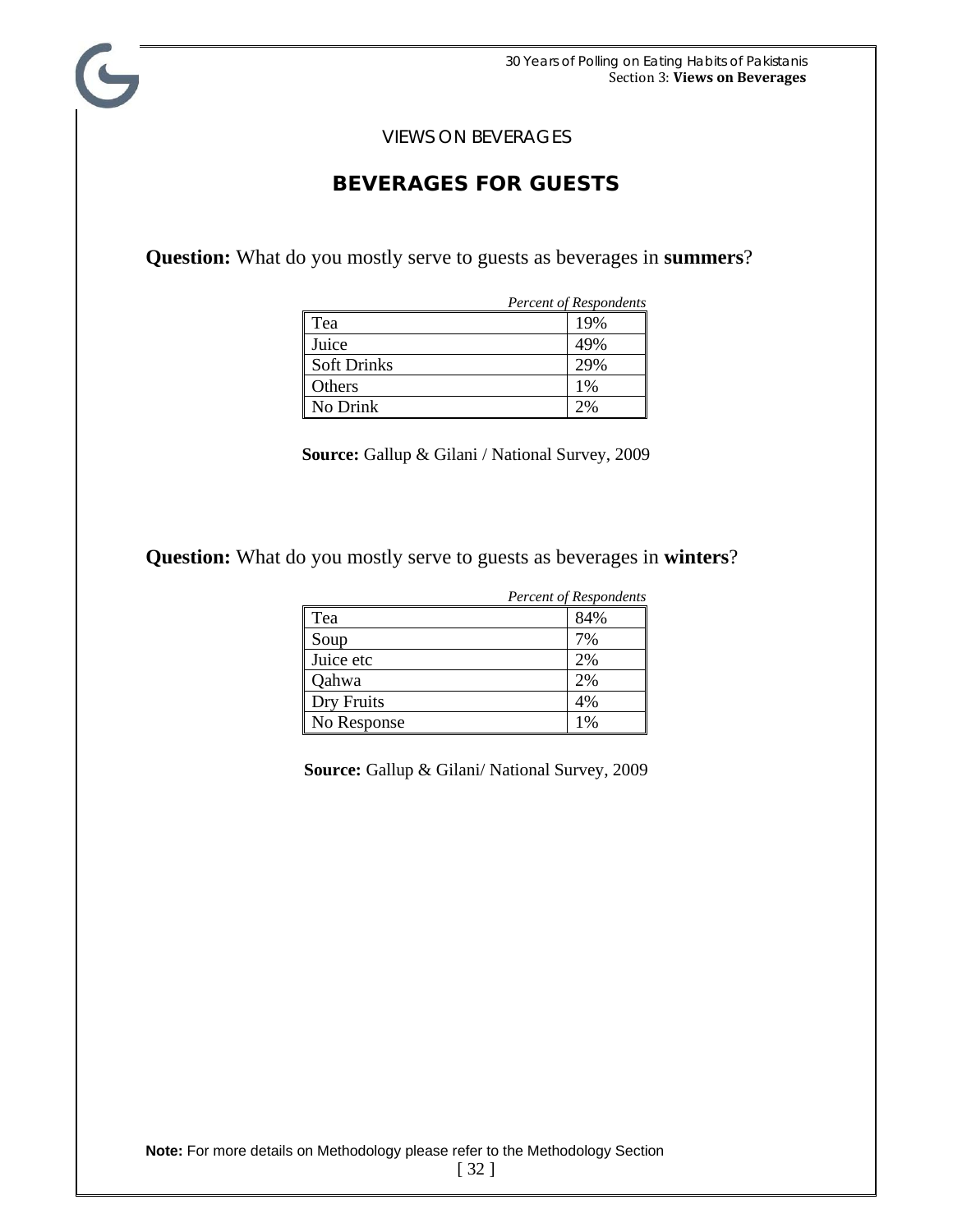VIEWS ON BEVERAGES

## BEVERAGES FOR GUESTS

**Question:** What do you mostly serve to guests as beverages in **summers**?

| | *Percent of Respondents* |
|---|---|
| Tea | 19% |
| Juice | 49% |
| Soft Drinks | 29% |
| Others | 1% |
| No Drink | 2% |

**Source:** Gallup & Gilani / National Survey, 2009

**Question:** What do you mostly serve to guests as beverages in **winters**?

| | *Percent of Respondents* |
|---|---|
| Tea | 84% |
| Soup | 7% |
| Juice etc | 2% |
| Qahwa | 2% |
| Dry Fruits | 4% |
| No Response | 1% |

**Source:** Gallup & Gilani/ National Survey, 2009

**Note:** For more details on Methodology please refer to the Methodology Section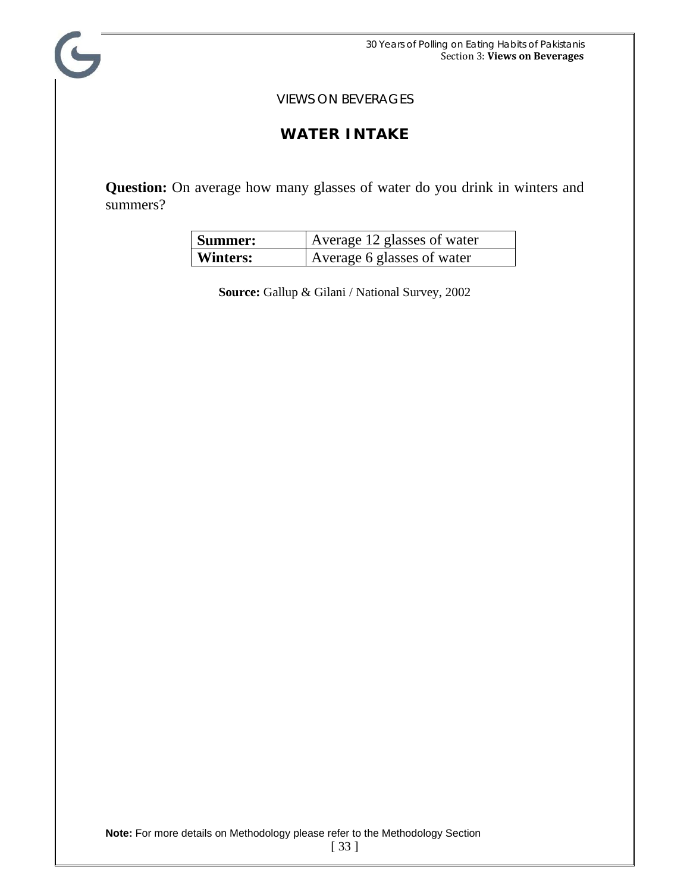VIEWS ON BEVERAGES

## WATER INTAKE

**Question:** On average how many glasses of water do you drink in winters and summers?

| | |
|---|---|
| **Summer:** | Average 12 glasses of water |
| **Winters:** | Average 6 glasses of water |

**Source:** Gallup & Gilani / National Survey, 2002

**Note:** For more details on Methodology please refer to the Methodology Section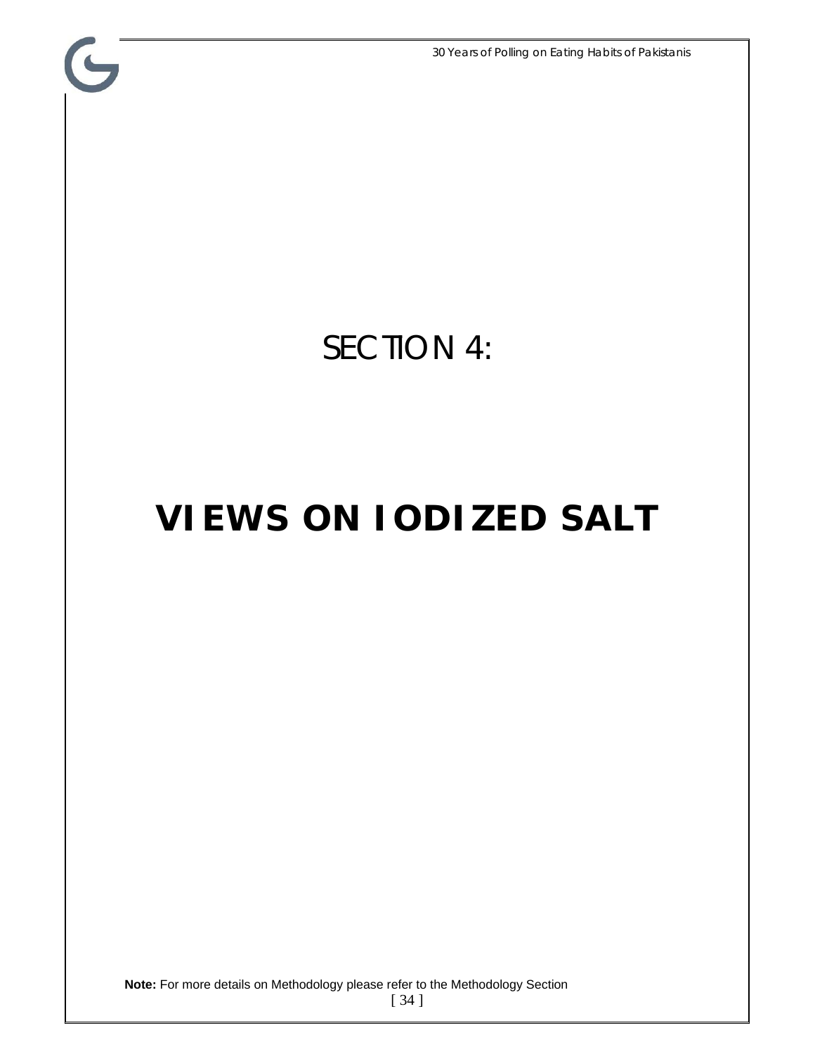# SECTION 4:

# VIEWS ON IODIZED SALT

**Note:** For more details on Methodology please refer to the Methodology Section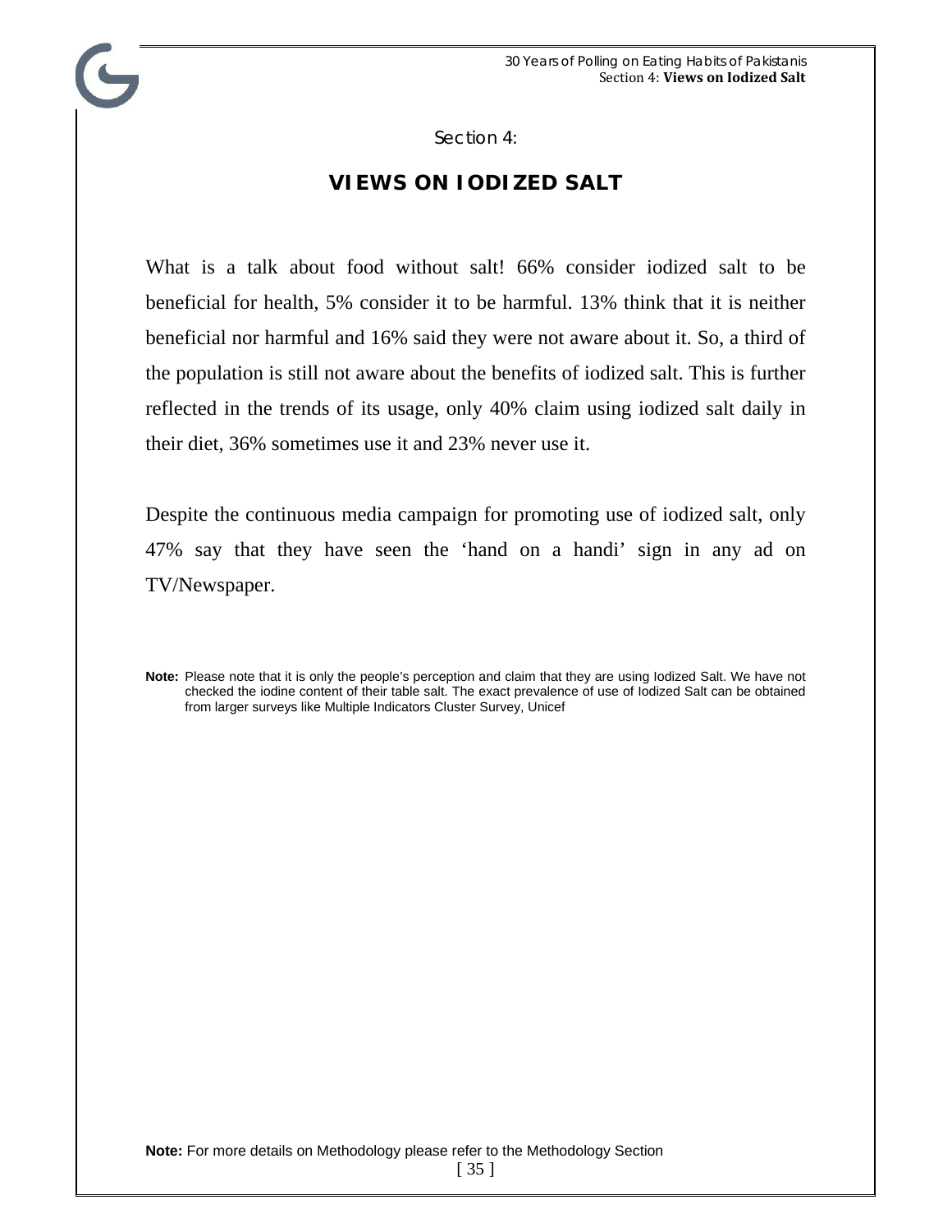Section 4:

## VIEWS ON IODIZED SALT

What is a talk about food without salt! 66% consider iodized salt to be beneficial for health, 5% consider it to be harmful. 13% think that it is neither beneficial nor harmful and 16% said they were not aware about it. So, a third of the population is still not aware about the benefits of iodized salt. This is further reflected in the trends of its usage, only 40% claim using iodized salt daily in their diet, 36% sometimes use it and 23% never use it.

Despite the continuous media campaign for promoting use of iodized salt, only 47% say that they have seen the 'hand on a handi' sign in any ad on TV/Newspaper.

**Note:** Please note that it is only the people's perception and claim that they are using Iodized Salt. We have not checked the iodine content of their table salt. The exact prevalence of use of Iodized Salt can be obtained from larger surveys like Multiple Indicators Cluster Survey, Unicef

**Note:** For more details on Methodology please refer to the Methodology Section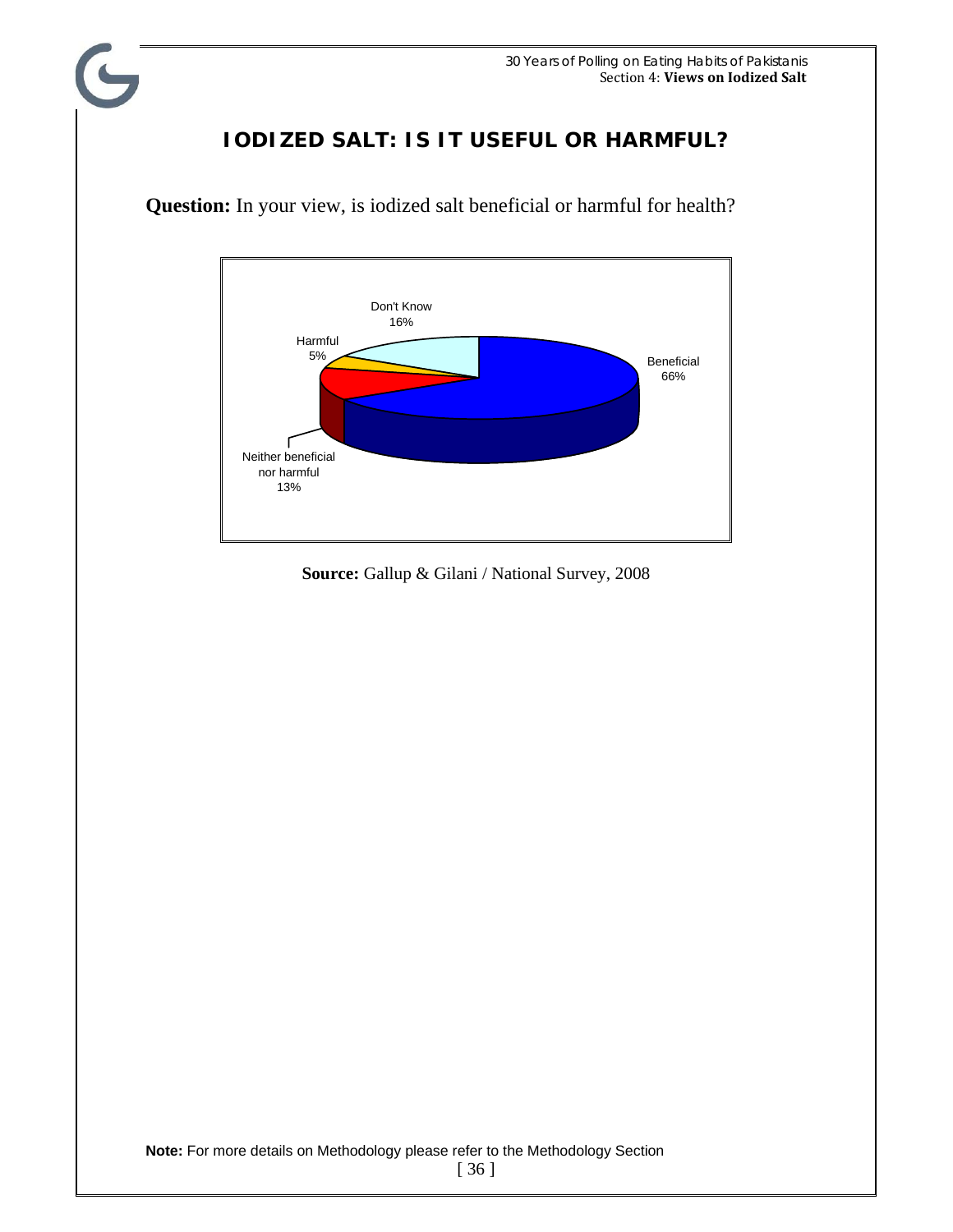# IODIZED SALT: IS IT USEFUL OR HARMFUL?

**Question:** In your view, is iodized salt beneficial or harmful for health?

| Response | Percentage |
|---|---|
| Beneficial | 66% |
| Neither beneficial nor harmful | 13% |
| Harmful | 5% |
| Don't Know | 16% |

**Source:** Gallup & Gilani / National Survey, 2008

**Note:** For more details on Methodology please refer to the Methodology Section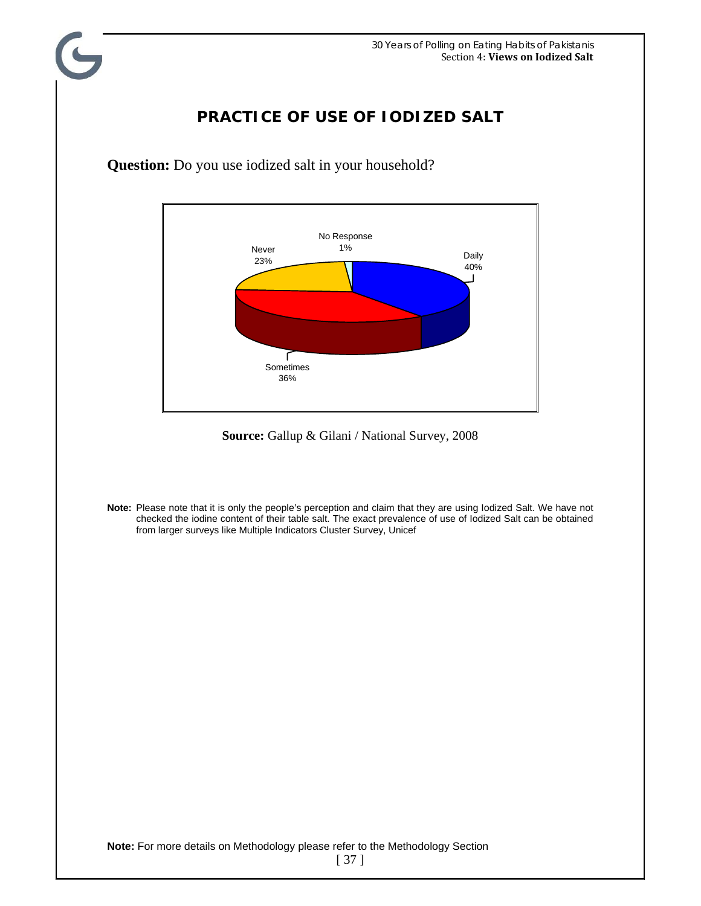# PRACTICE OF USE OF IODIZED SALT

**Question:** Do you use iodized salt in your household?

No Response 1%

Never 23%

Daily 40%

Sometimes 36%

**Source:** Gallup & Gilani / National Survey, 2008

**Note:** Please note that it is only the people's perception and claim that they are using Iodized Salt. We have not checked the iodine content of their table salt. The exact prevalence of use of Iodized Salt can be obtained from larger surveys like Multiple Indicators Cluster Survey, Unicef

**Note:** For more details on Methodology please refer to the Methodology Section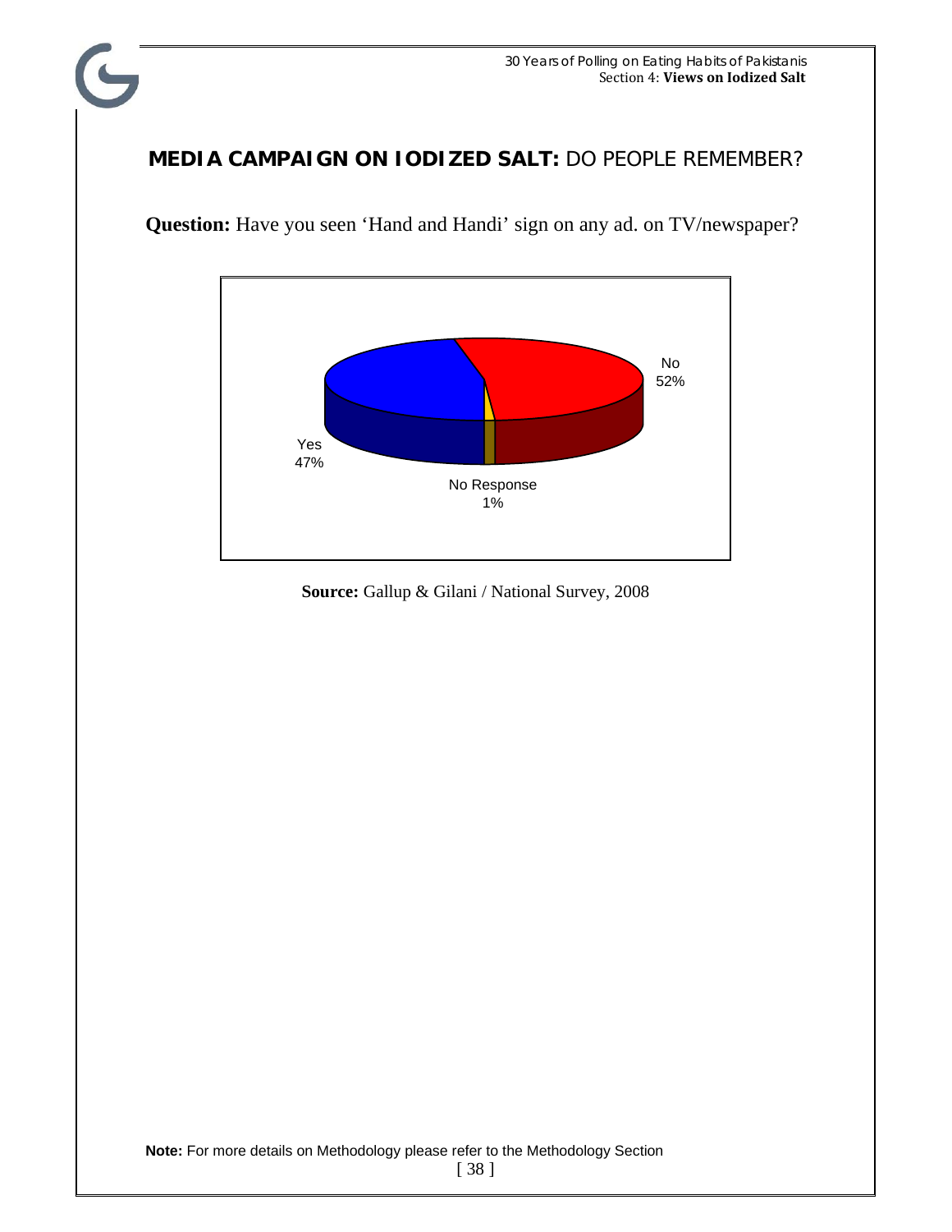## MEDIA CAMPAIGN ON IODIZED SALT: DO PEOPLE REMEMBER?

**Question:** Have you seen 'Hand and Handi' sign on any ad. on TV/newspaper?

| Response | % |
|---|---|
| Yes | 47% |
| No | 52% |
| No Response | 1% |

**Source:** Gallup & Gilani / National Survey, 2008

**Note:** For more details on Methodology please refer to the Methodology Section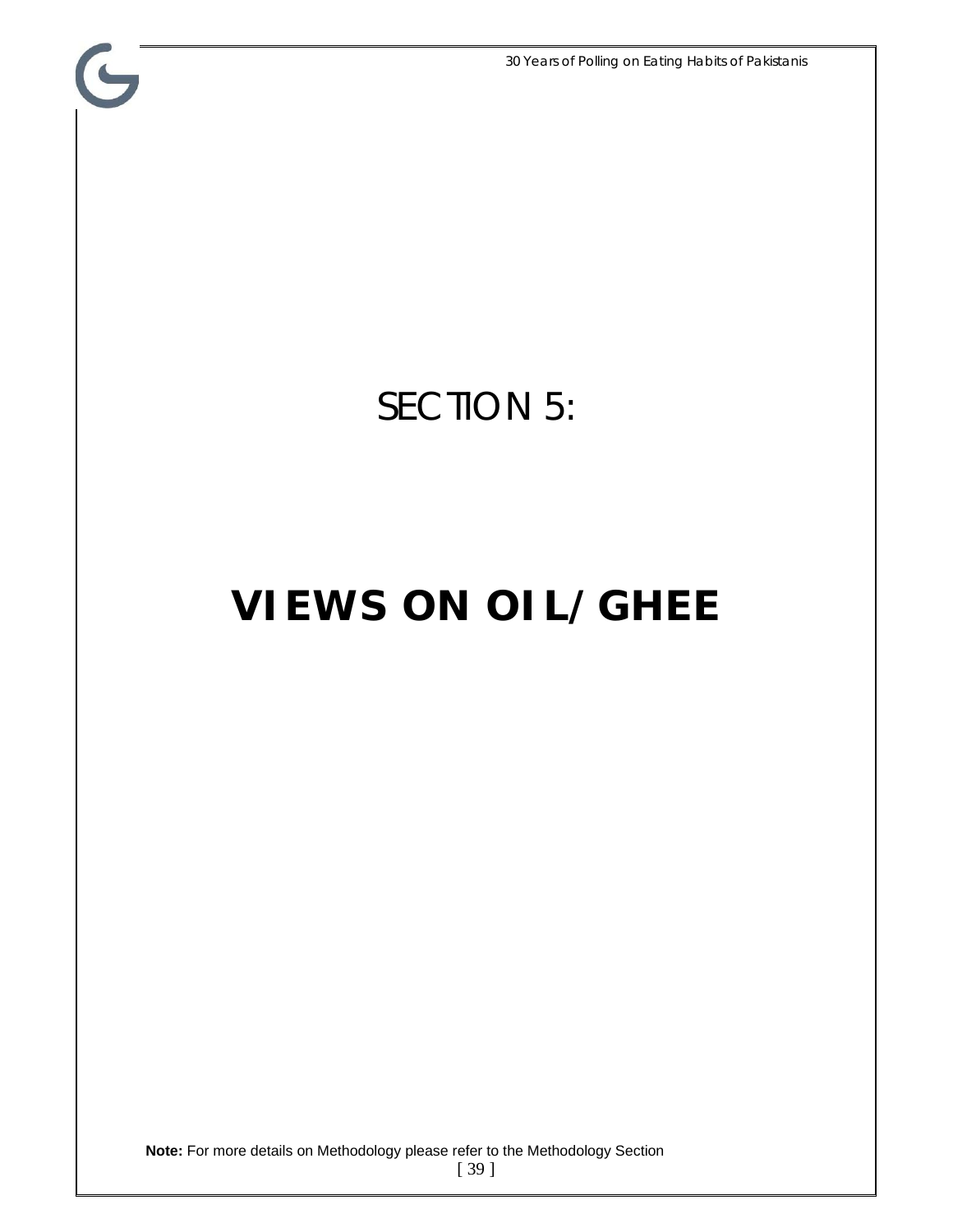# SECTION 5:

# VIEWS ON OIL/GHEE

**Note:** For more details on Methodology please refer to the Methodology Section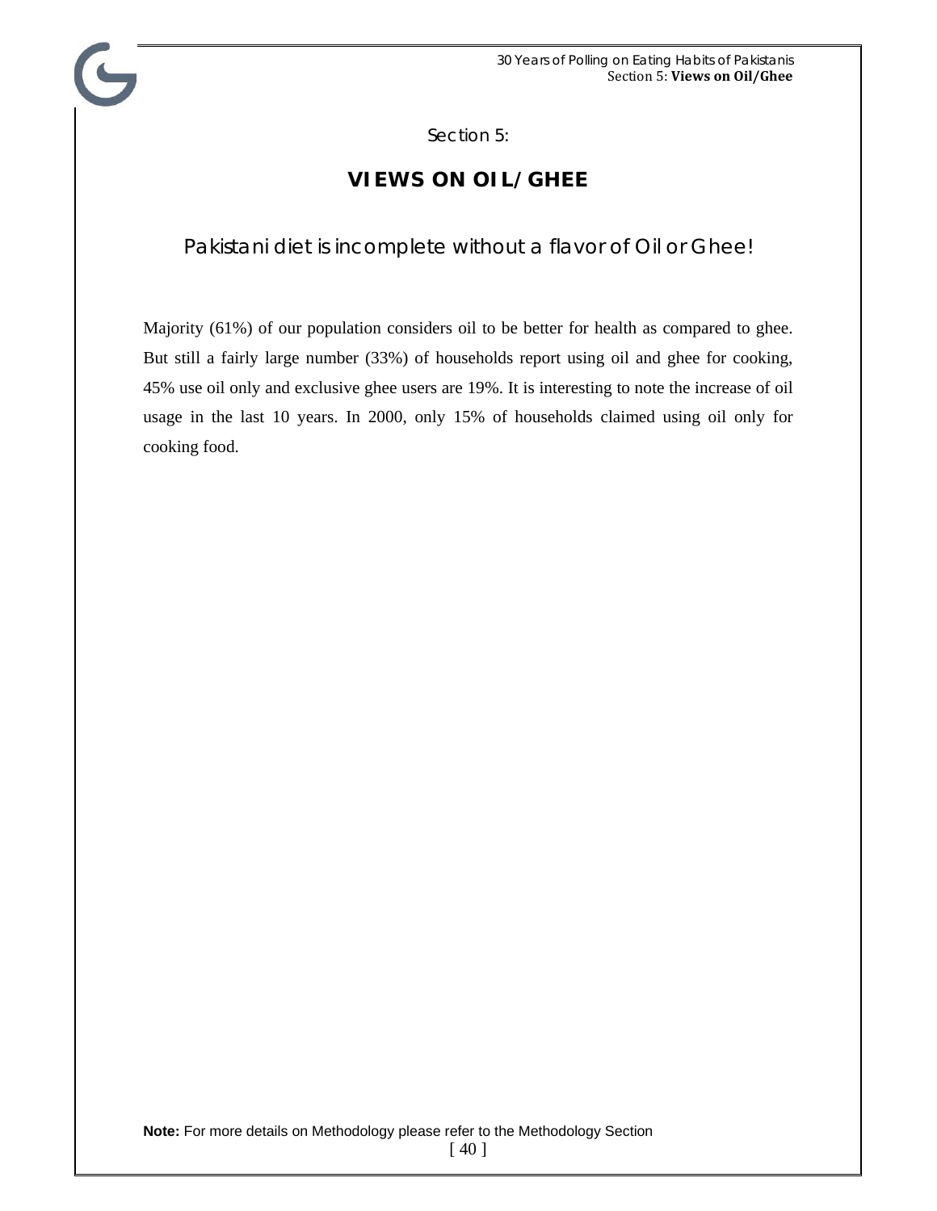Section 5:

# VIEWS ON OIL/GHEE

## Pakistani diet is incomplete without a flavor of Oil or Ghee!

Majority (61%) of our population considers oil to be better for health as compared to ghee. But still a fairly large number (33%) of households report using oil and ghee for cooking, 45% use oil only and exclusive ghee users are 19%. It is interesting to note the increase of oil usage in the last 10 years. In 2000, only 15% of households claimed using oil only for cooking food.

**Note:** For more details on Methodology please refer to the Methodology Section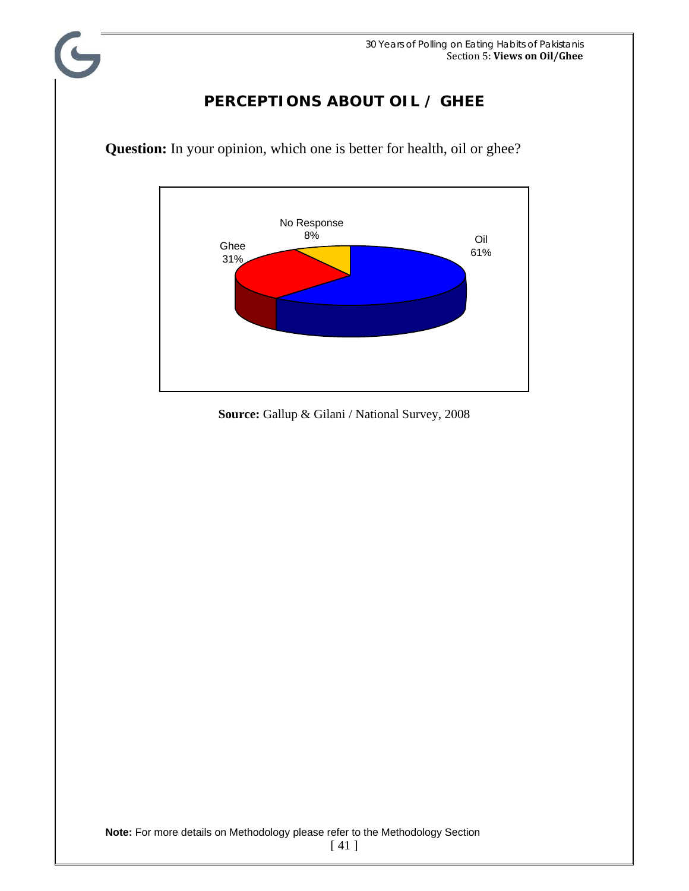# PERCEPTIONS ABOUT OIL / GHEE

**Question:** In your opinion, which one is better for health, oil or ghee?

| Response | Percentage |
|---|---|
| Oil | 61% |
| Ghee | 31% |
| No Response | 8% |

**Source:** Gallup & Gilani / National Survey, 2008

**Note:** For more details on Methodology please refer to the Methodology Section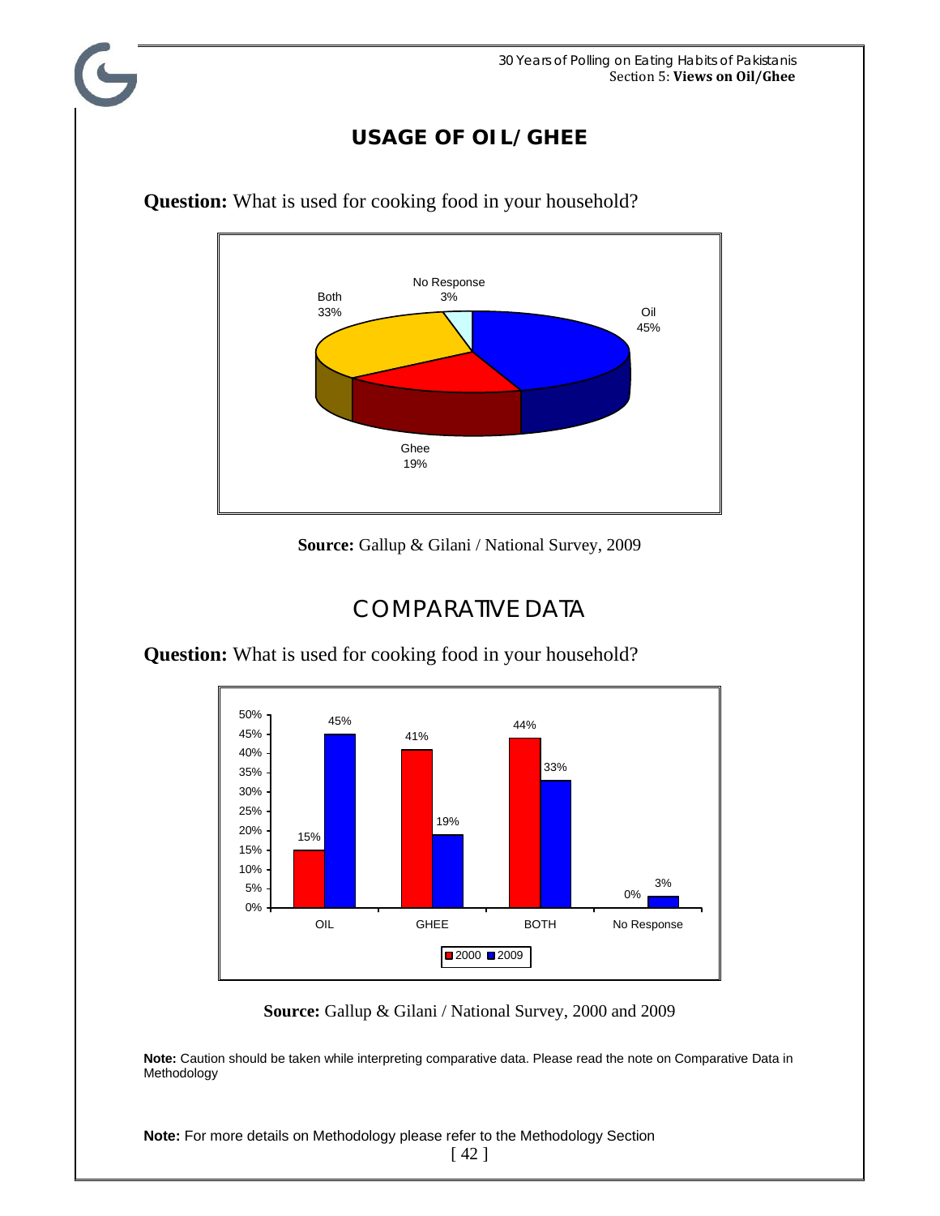## USAGE OF OIL/GHEE

**Question:** What is used for cooking food in your household?

| Response | % |
|---|---|
| Oil | 45% |
| Ghee | 19% |
| Both | 33% |
| No Response | 3% |

**Source:** Gallup & Gilani / National Survey, 2009

## COMPARATIVE DATA

**Question:** What is used for cooking food in your household?

| | 2000 | 2009 |
|---|---|---|
| OIL | 15% | 45% |
| GHEE | 41% | 19% |
| BOTH | 44% | 33% |
| No Response | 0% | 3% |

**Source:** Gallup & Gilani / National Survey, 2000 and 2009

**Note:** Caution should be taken while interpreting comparative data. Please read the note on Comparative Data in Methodology

**Note:** For more details on Methodology please refer to the Methodology Section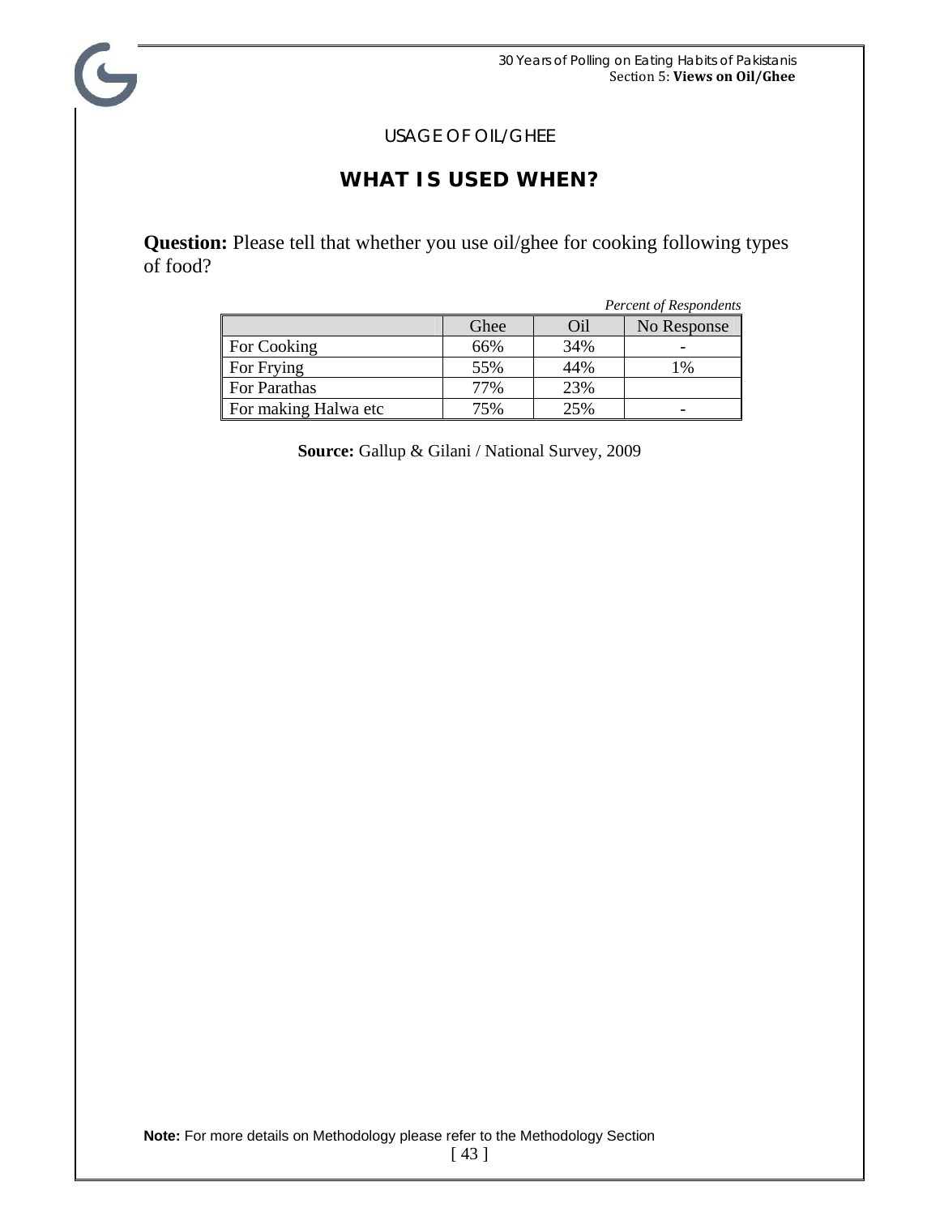USAGE OF OIL/GHEE

## WHAT IS USED WHEN?

**Question:** Please tell that whether you use oil/ghee for cooking following types of food?

*Percent of Respondents*

| | Ghee | Oil | No Response |
|---|---|---|---|
| For Cooking | 66% | 34% | - |
| For Frying | 55% | 44% | 1% |
| For Parathas | 77% | 23% | |
| For making Halwa etc | 75% | 25% | - |

**Source:** Gallup & Gilani / National Survey, 2009

**Note:** For more details on Methodology please refer to the Methodology Section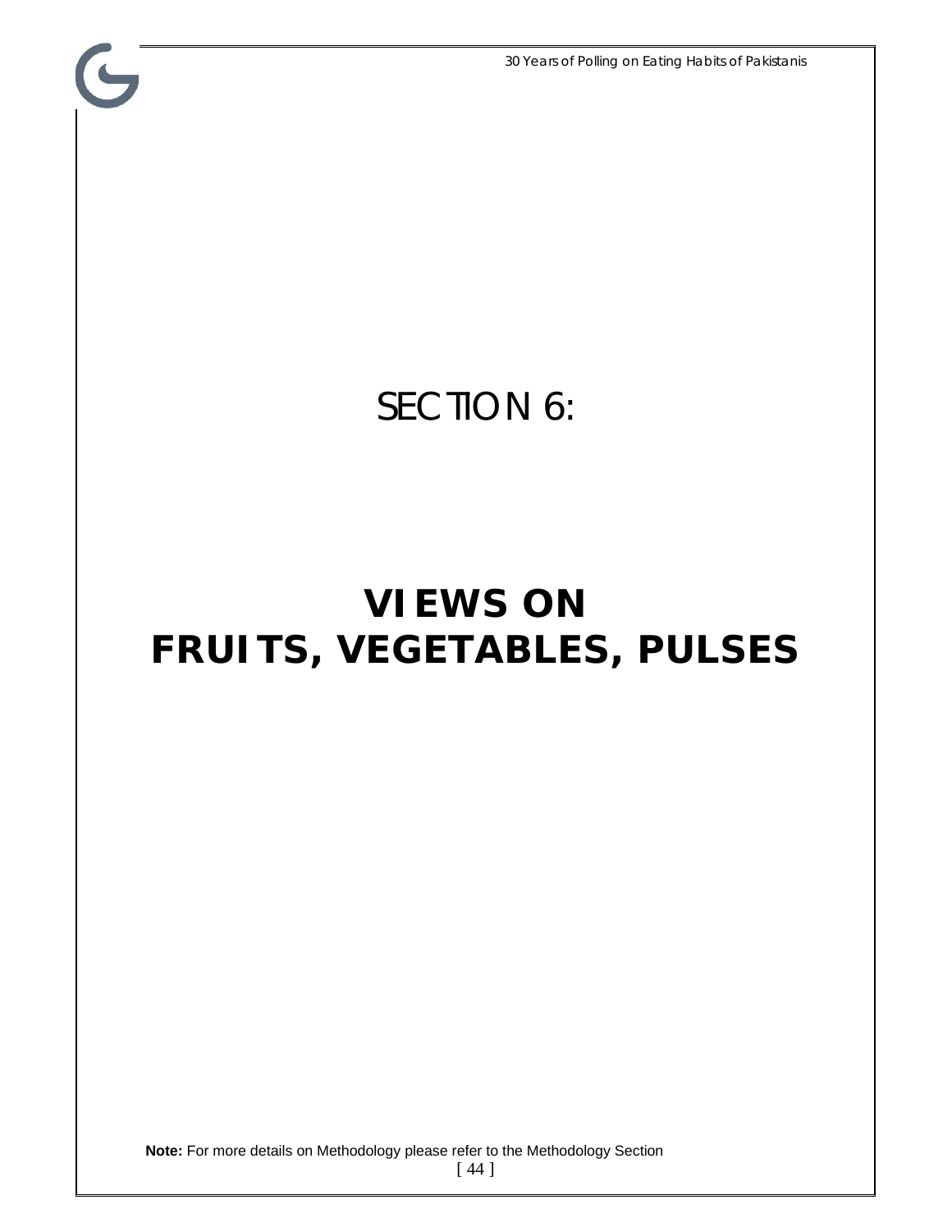# SECTION 6:

# VIEWS ON FRUITS, VEGETABLES, PULSES

**Note:** For more details on Methodology please refer to the Methodology Section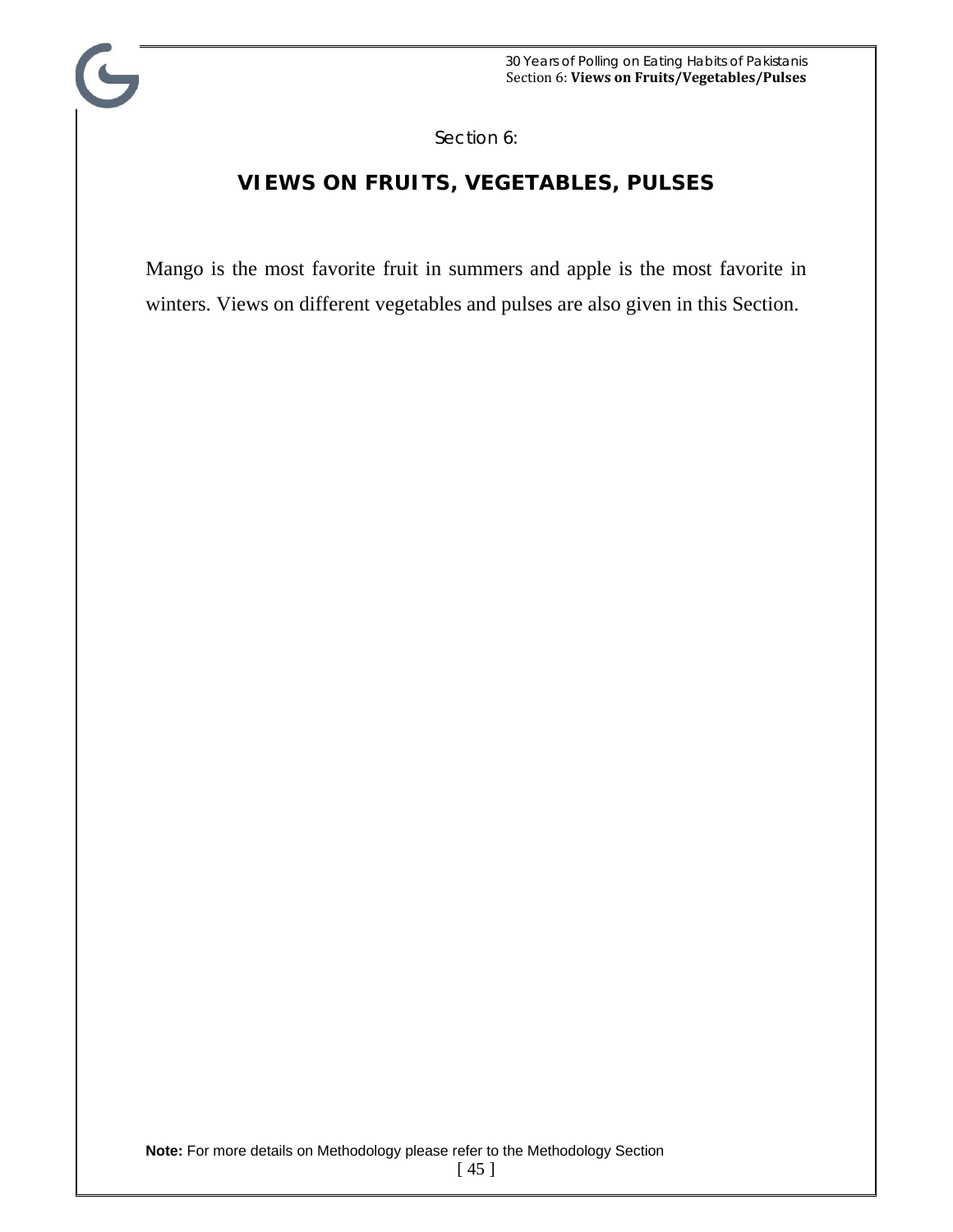Section 6:

# VIEWS ON FRUITS, VEGETABLES, PULSES

Mango is the most favorite fruit in summers and apple is the most favorite in winters. Views on different vegetables and pulses are also given in this Section.

**Note:** For more details on Methodology please refer to the Methodology Section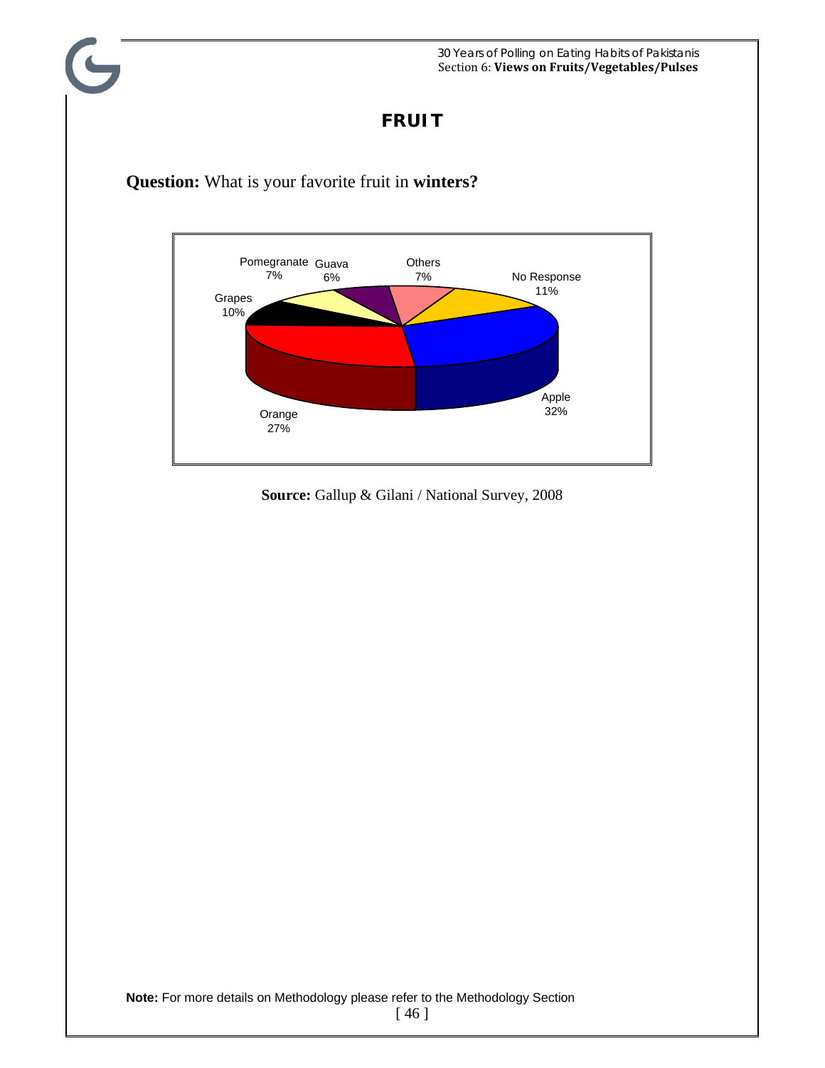# FRUIT

**Question:** What is your favorite fruit in **winters?**

| Fruit | Percentage |
|---|---|
| Apple | 32% |
| Orange | 27% |
| Grapes | 10% |
| Pomegranate | 7% |
| Guava | 6% |
| Others | 7% |
| No Response | 11% |

**Source:** Gallup & Gilani / National Survey, 2008

**Note:** For more details on Methodology please refer to the Methodology Section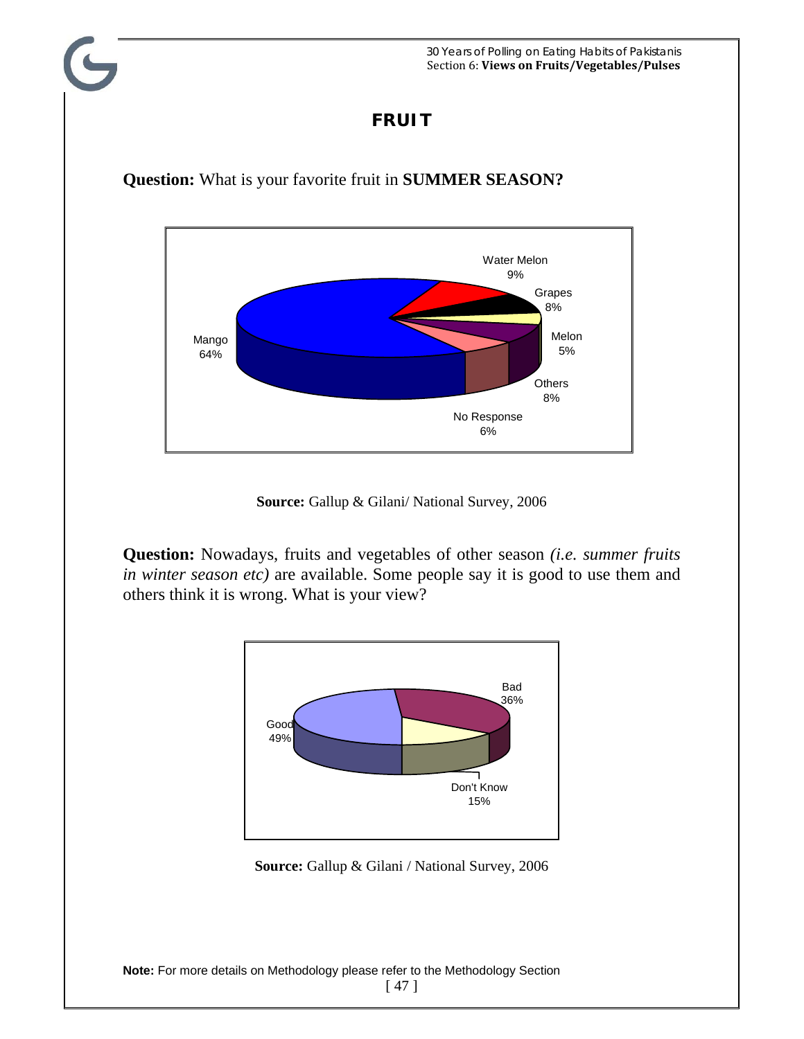# FRUIT

**Question:** What is your favorite fruit in **SUMMER SEASON?**

| Fruit | % |
|---|---|
| Mango | 64% |
| Water Melon | 9% |
| Grapes | 8% |
| Melon | 5% |
| Others | 8% |
| No Response | 6% |

**Source:** Gallup & Gilani/ National Survey, 2006

**Question:** Nowadays, fruits and vegetables of other season *(i.e. summer fruits in winter season etc)* are available. Some people say it is good to use them and others think it is wrong. What is your view?

| View | % |
|---|---|
| Good | 49% |
| Bad | 36% |
| Don't Know | 15% |

**Source:** Gallup & Gilani / National Survey, 2006

**Note:** For more details on Methodology please refer to the Methodology Section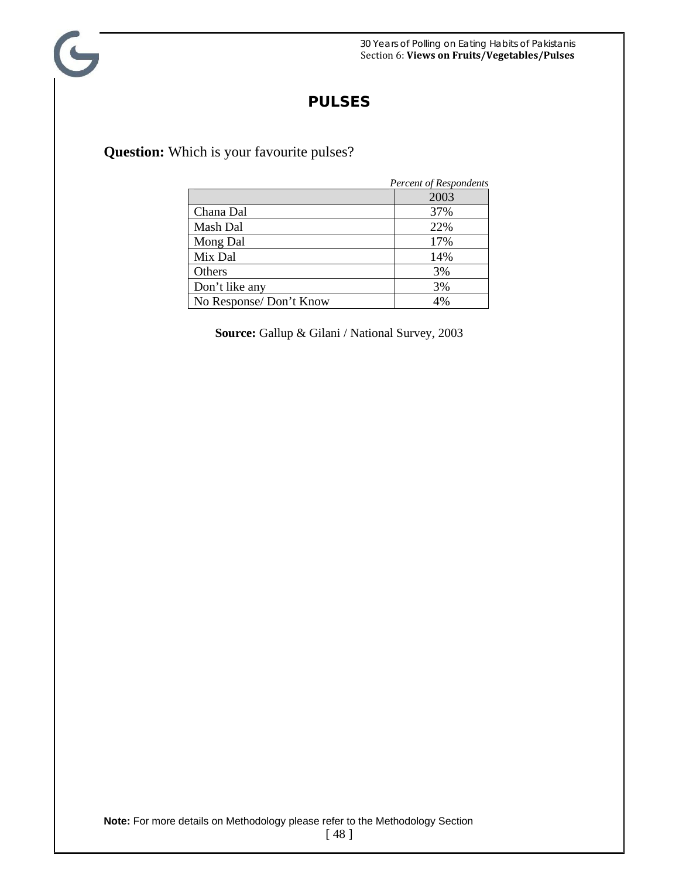# PULSES

**Question:** Which is your favourite pulses?

*Percent of Respondents*

| | 2003 |
|---|---|
| Chana Dal | 37% |
| Mash Dal | 22% |
| Mong Dal | 17% |
| Mix Dal | 14% |
| Others | 3% |
| Don't like any | 3% |
| No Response/ Don't Know | 4% |

**Source:** Gallup & Gilani / National Survey, 2003

**Note:** For more details on Methodology please refer to the Methodology Section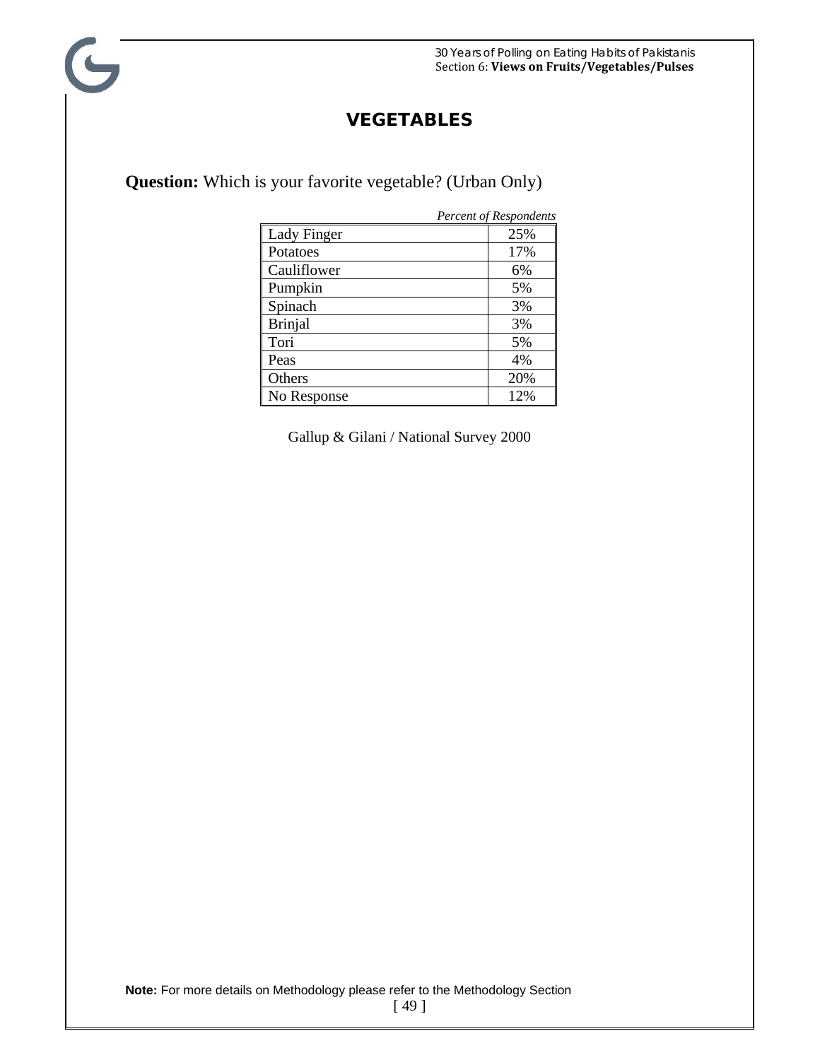# VEGETABLES

**Question:** Which is your favorite vegetable? (Urban Only)

*Percent of Respondents*

| | |
|---|---|
| Lady Finger | 25% |
| Potatoes | 17% |
| Cauliflower | 6% |
| Pumpkin | 5% |
| Spinach | 3% |
| Brinjal | 3% |
| Tori | 5% |
| Peas | 4% |
| Others | 20% |
| No Response | 12% |

Gallup & Gilani / National Survey 2000

**Note:** For more details on Methodology please refer to the Methodology Section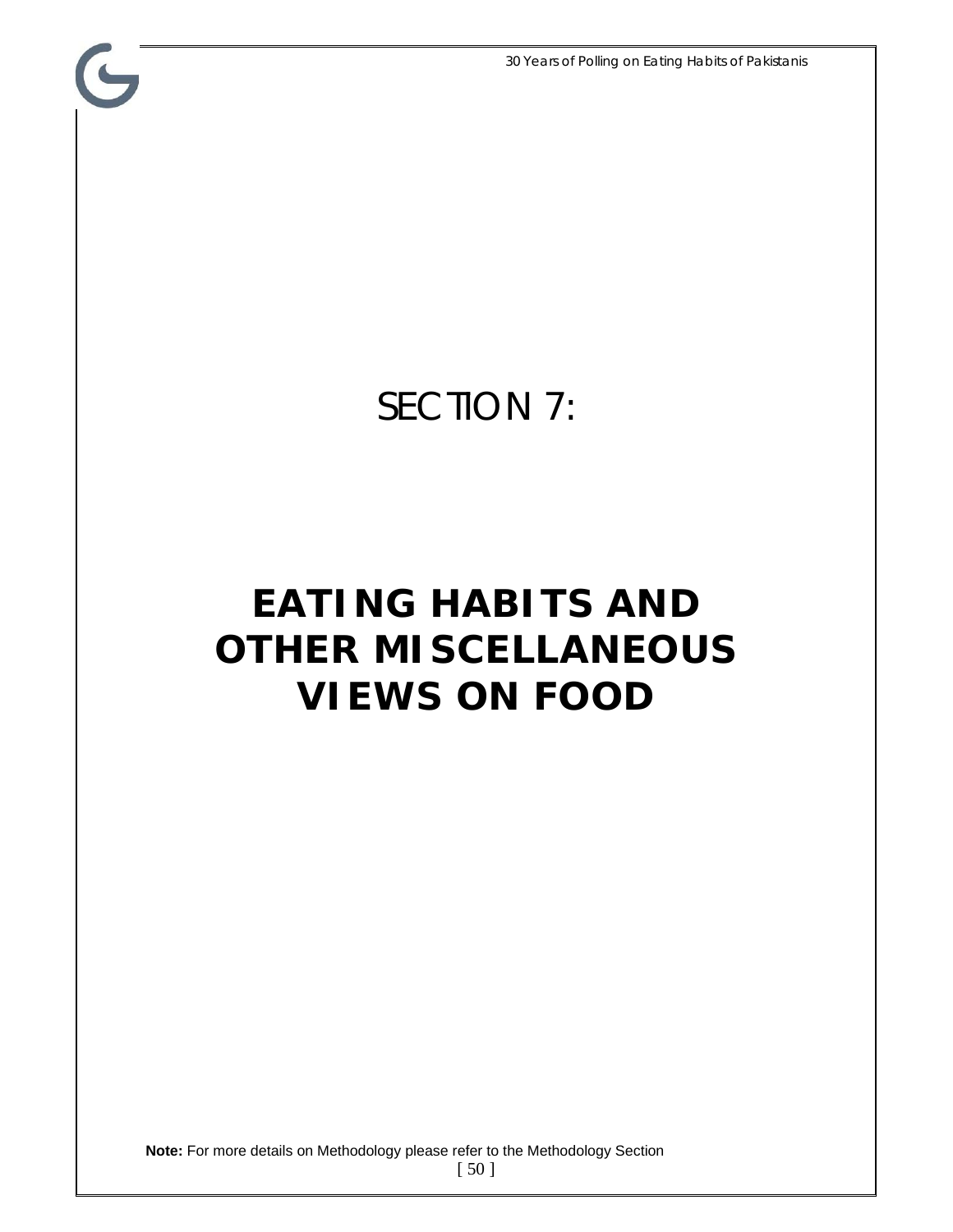# SECTION 7:

# EATING HABITS AND OTHER MISCELLANEOUS VIEWS ON FOOD

**Note:** For more details on Methodology please refer to the Methodology Section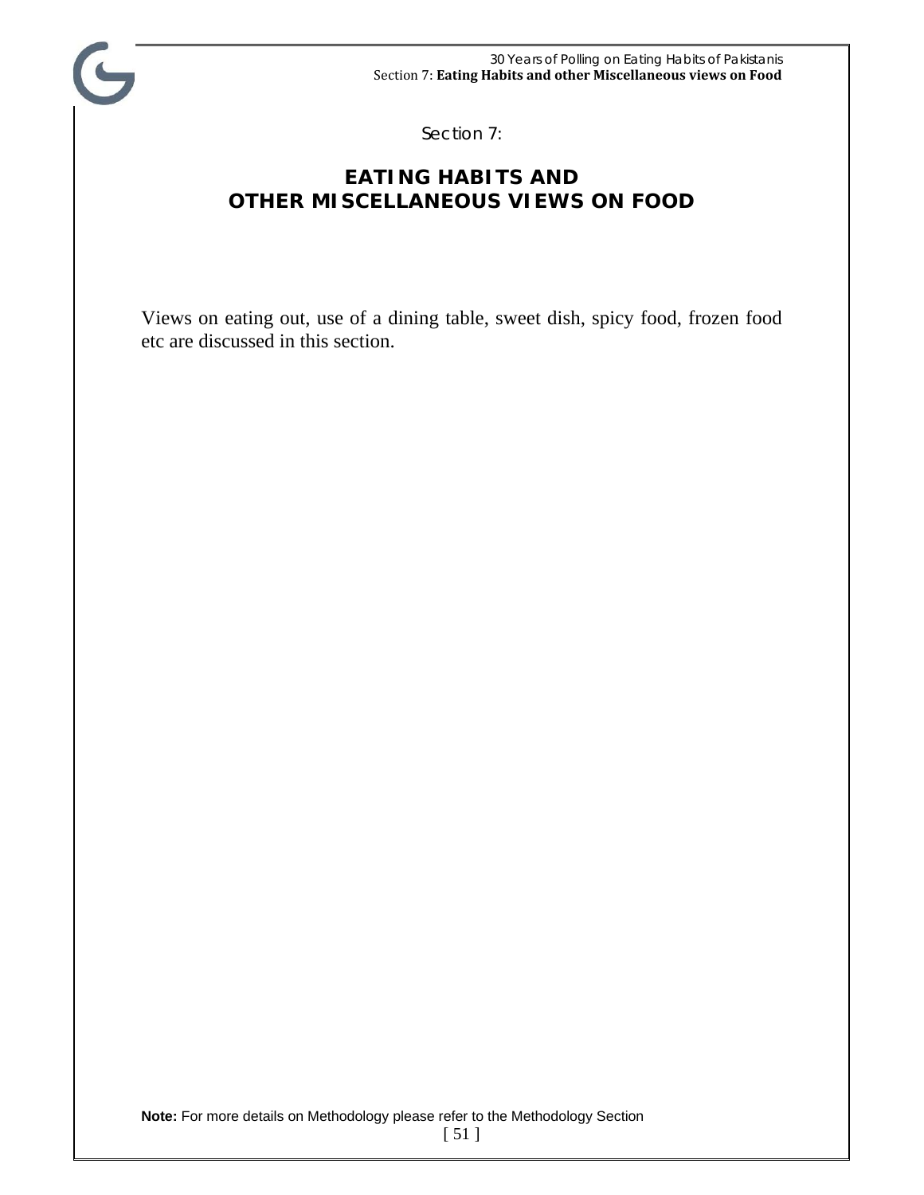Section 7:

# EATING HABITS AND OTHER MISCELLANEOUS VIEWS ON FOOD

Views on eating out, use of a dining table, sweet dish, spicy food, frozen food etc are discussed in this section.

**Note:** For more details on Methodology please refer to the Methodology Section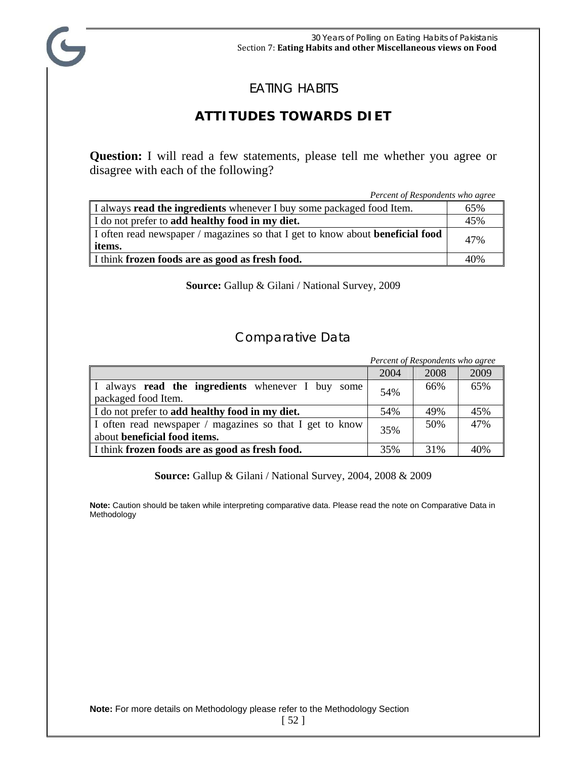# EATING HABITS

## ATTITUDES TOWARDS DIET

**Question:** I will read a few statements, please tell me whether you agree or disagree with each of the following?

*Percent of Respondents who agree*

| Statement | % |
|---|---|
| I always **read the ingredients** whenever I buy some packaged food Item. | 65% |
| I do not prefer to **add healthy food in my diet.** | 45% |
| I often read newspaper / magazines so that I get to know about **beneficial food items.** | 47% |
| I think **frozen foods are as good as fresh food.** | 40% |

**Source:** Gallup & Gilani / National Survey, 2009

## Comparative Data

*Percent of Respondents who agree*

| | 2004 | 2008 | 2009 |
|---|---|---|---|
| I always **read the ingredients** whenever I buy some packaged food Item. | 54% | 66% | 65% |
| I do not prefer to **add healthy food in my diet.** | 54% | 49% | 45% |
| I often read newspaper / magazines so that I get to know about **beneficial food items.** | 35% | 50% | 47% |
| I think **frozen foods are as good as fresh food.** | 35% | 31% | 40% |

**Source:** Gallup & Gilani / National Survey, 2004, 2008 & 2009

**Note:** Caution should be taken while interpreting comparative data. Please read the note on Comparative Data in Methodology

**Note:** For more details on Methodology please refer to the Methodology Section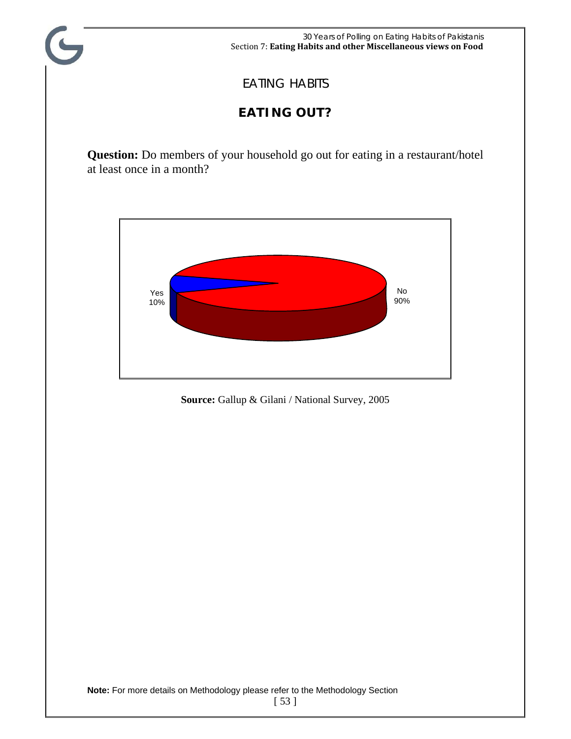# EATING HABITS

## EATING OUT?

**Question:** Do members of your household go out for eating in a restaurant/hotel at least once in a month?

Yes 10%

No 90%

**Source:** Gallup & Gilani / National Survey, 2005

**Note:** For more details on Methodology please refer to the Methodology Section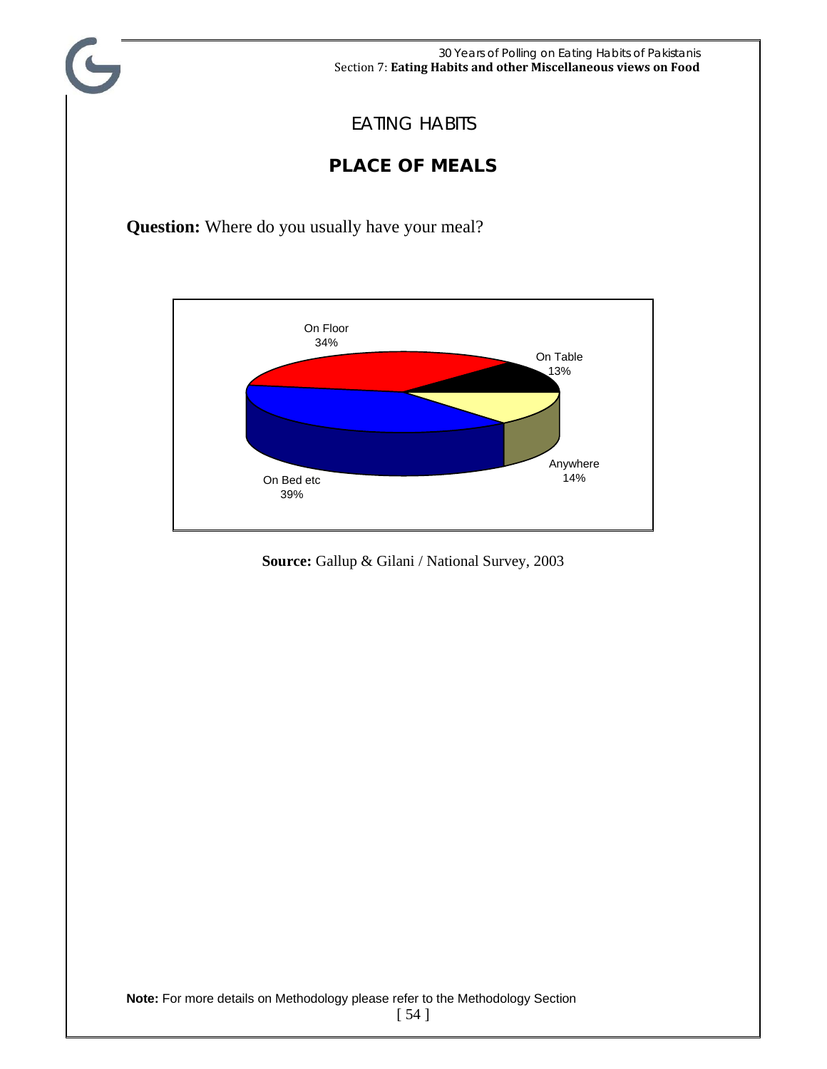# EATING HABITS

## PLACE OF MEALS

**Question:** Where do you usually have your meal?

On Floor 34%
On Table 13%
Anywhere 14%
On Bed etc 39%

**Source:** Gallup & Gilani / National Survey, 2003

**Note:** For more details on Methodology please refer to the Methodology Section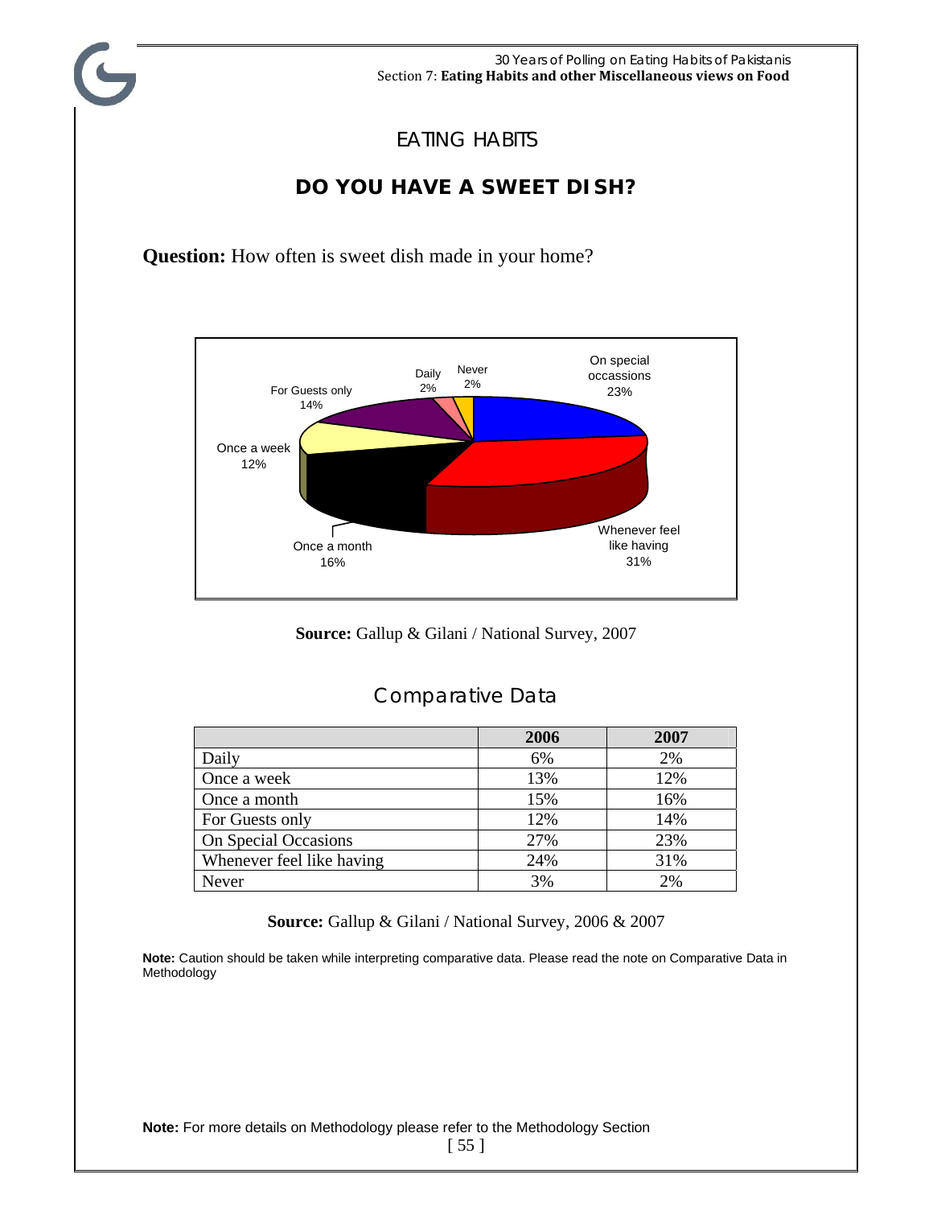# EATING HABITS

## DO YOU HAVE A SWEET DISH?

**Question:** How often is sweet dish made in your home?

**Source:** Gallup & Gilani / National Survey, 2007

## Comparative Data

| | 2006 | 2007 |
|---|---|---|
| Daily | 6% | 2% |
| Once a week | 13% | 12% |
| Once a month | 15% | 16% |
| For Guests only | 12% | 14% |
| On Special Occasions | 27% | 23% |
| Whenever feel like having | 24% | 31% |
| Never | 3% | 2% |

**Source:** Gallup & Gilani / National Survey, 2006 & 2007

**Note:** Caution should be taken while interpreting comparative data. Please read the note on Comparative Data in Methodology

**Note:** For more details on Methodology please refer to the Methodology Section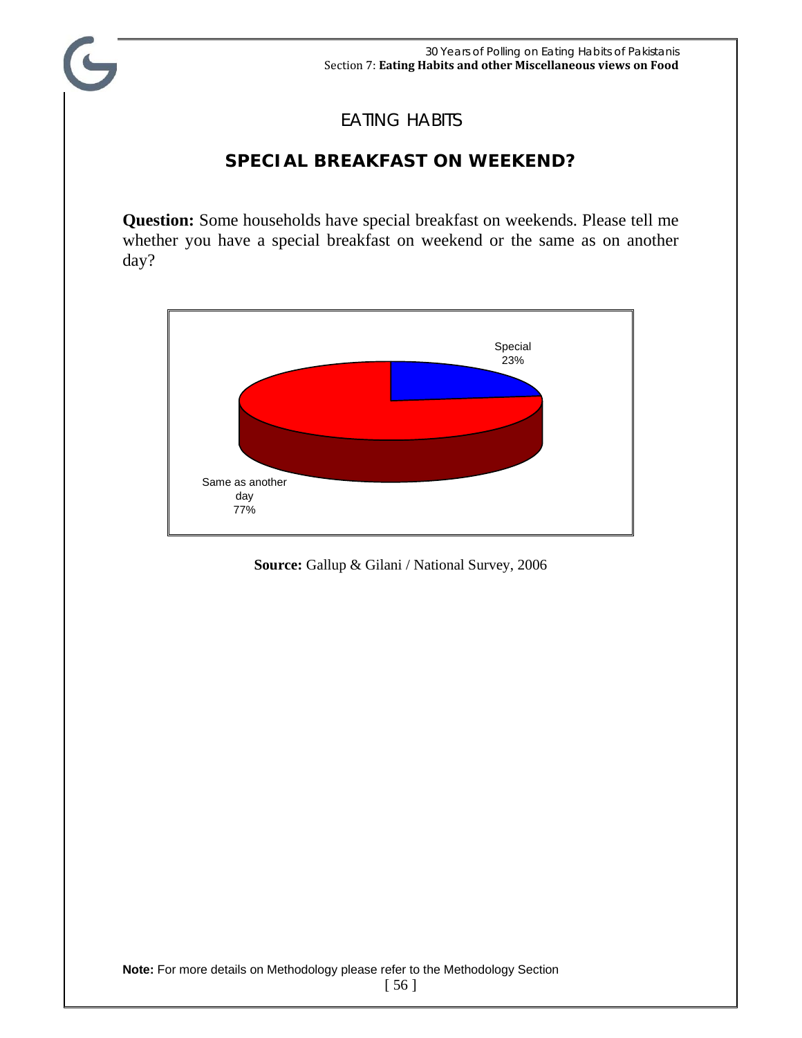## EATING HABITS

### SPECIAL BREAKFAST ON WEEKEND?

**Question:** Some households have special breakfast on weekends. Please tell me whether you have a special breakfast on weekend or the same as on another day?

Special 23%

Same as another day 77%

**Source:** Gallup & Gilani / National Survey, 2006

**Note:** For more details on Methodology please refer to the Methodology Section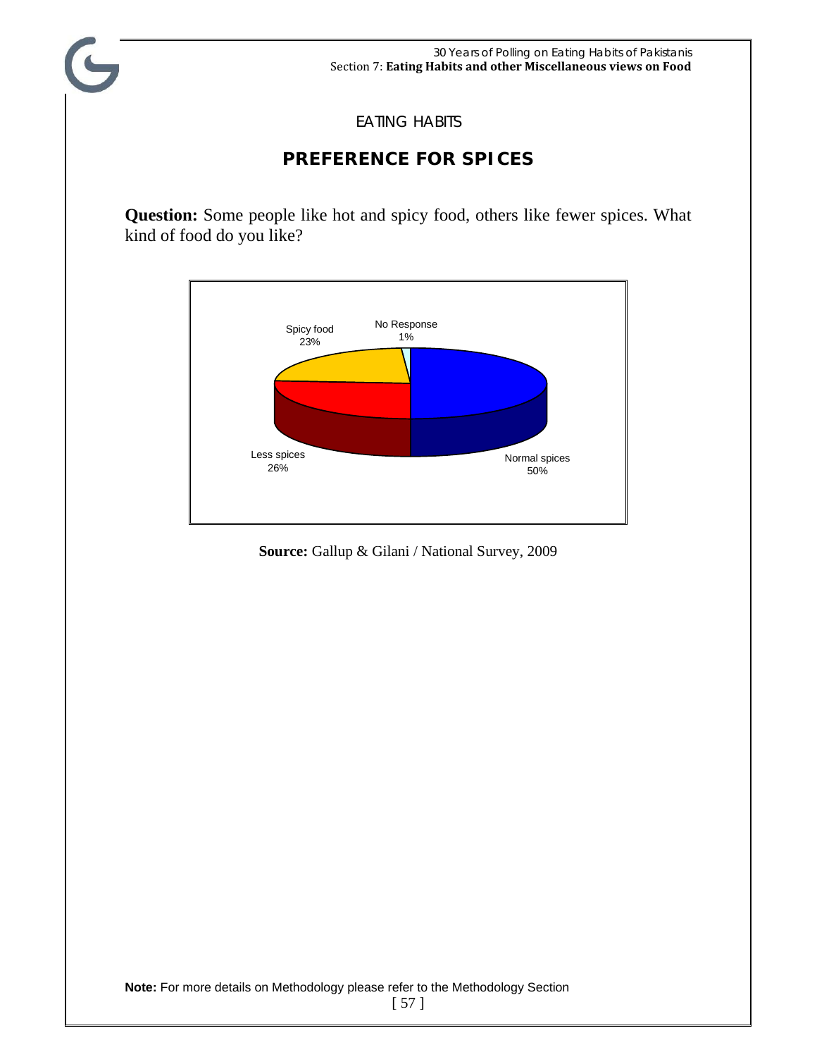EATING HABITS

## PREFERENCE FOR SPICES

**Question:** Some people like hot and spicy food, others like fewer spices. What kind of food do you like?

Spicy food 23%

No Response 1%

Less spices 26%

Normal spices 50%

**Source:** Gallup & Gilani / National Survey, 2009

**Note:** For more details on Methodology please refer to the Methodology Section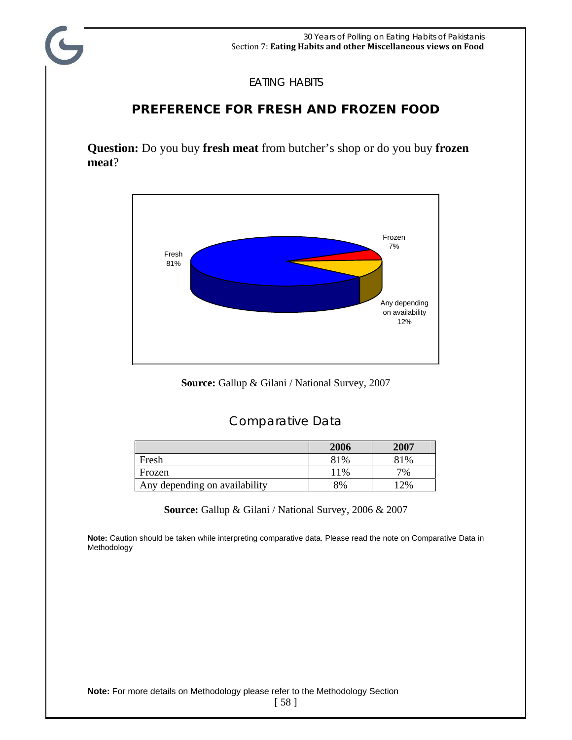EATING HABITS

## PREFERENCE FOR FRESH AND FROZEN FOOD

**Question:** Do you buy **fresh meat** from butcher's shop or do you buy **frozen meat**?

Fresh 81%

Frozen 7%

Any depending on availability 12%

**Source:** Gallup & Gilani / National Survey, 2007

## Comparative Data

| | 2006 | 2007 |
|---|---|---|
| Fresh | 81% | 81% |
| Frozen | 11% | 7% |
| Any depending on availability | 8% | 12% |

**Source:** Gallup & Gilani / National Survey, 2006 & 2007

**Note:** Caution should be taken while interpreting comparative data. Please read the note on Comparative Data in Methodology

**Note:** For more details on Methodology please refer to the Methodology Section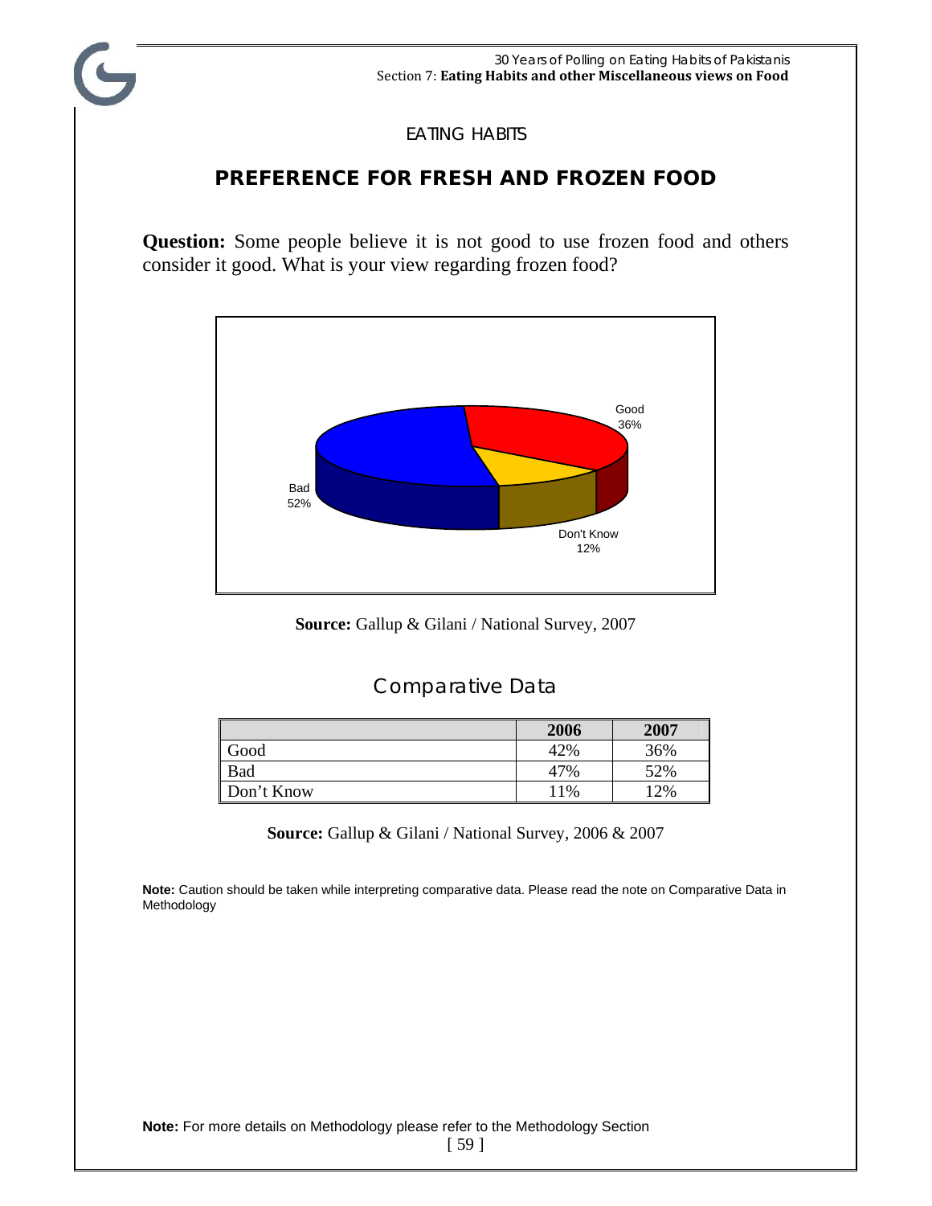EATING HABITS

## PREFERENCE FOR FRESH AND FROZEN FOOD

**Question:** Some people believe it is not good to use frozen food and others consider it good. What is your view regarding frozen food?

Good 36%

Bad 52%

Don't Know 12%

**Source:** Gallup & Gilani / National Survey, 2007

### Comparative Data

| | 2006 | 2007 |
|---|---|---|
| Good | 42% | 36% |
| Bad | 47% | 52% |
| Don't Know | 11% | 12% |

**Source:** Gallup & Gilani / National Survey, 2006 & 2007

**Note:** Caution should be taken while interpreting comparative data. Please read the note on Comparative Data in Methodology

**Note:** For more details on Methodology please refer to the Methodology Section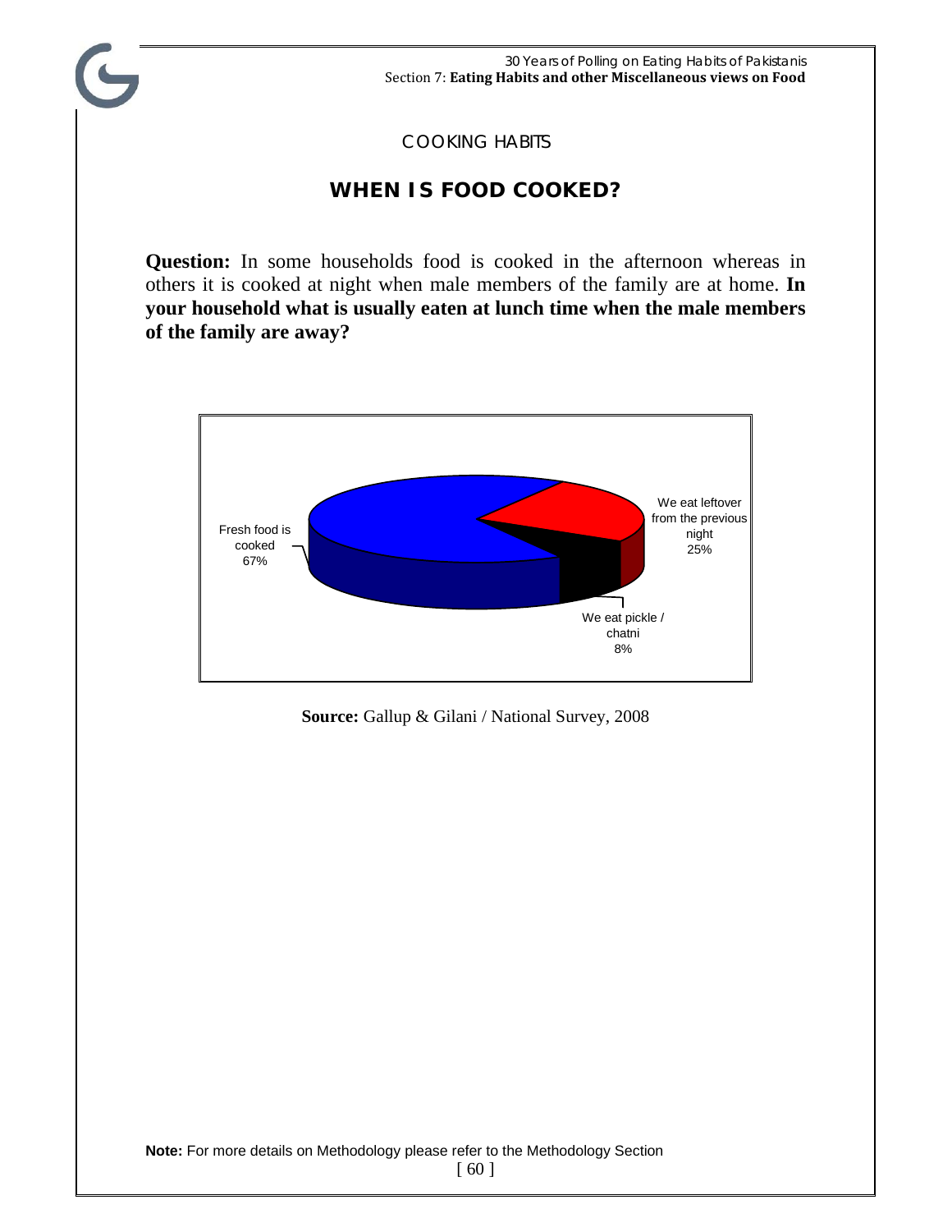COOKING HABITS

## WHEN IS FOOD COOKED?

**Question:** In some households food is cooked in the afternoon whereas in others it is cooked at night when male members of the family are at home. **In your household what is usually eaten at lunch time when the male members of the family are away?**

Fresh food is cooked 67%

We eat leftover from the previous night 25%

We eat pickle / chatni 8%

**Source:** Gallup & Gilani / National Survey, 2008

**Note:** For more details on Methodology please refer to the Methodology Section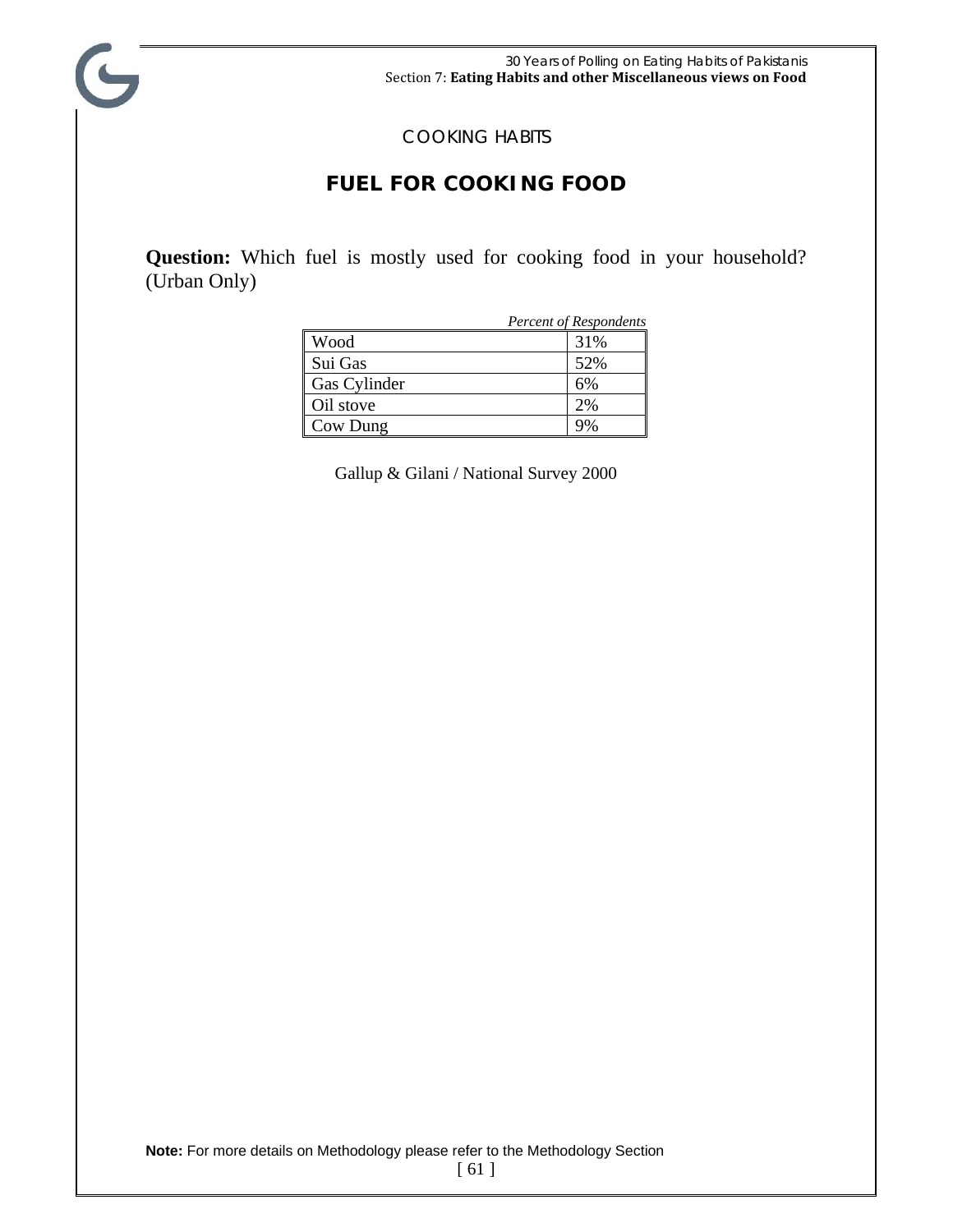COOKING HABITS

## FUEL FOR COOKING FOOD

**Question:** Which fuel is mostly used for cooking food in your household? (Urban Only)

*Percent of Respondents*

| | |
|---|---|
| Wood | 31% |
| Sui Gas | 52% |
| Gas Cylinder | 6% |
| Oil stove | 2% |
| Cow Dung | 9% |

Gallup & Gilani / National Survey 2000

**Note:** For more details on Methodology please refer to the Methodology Section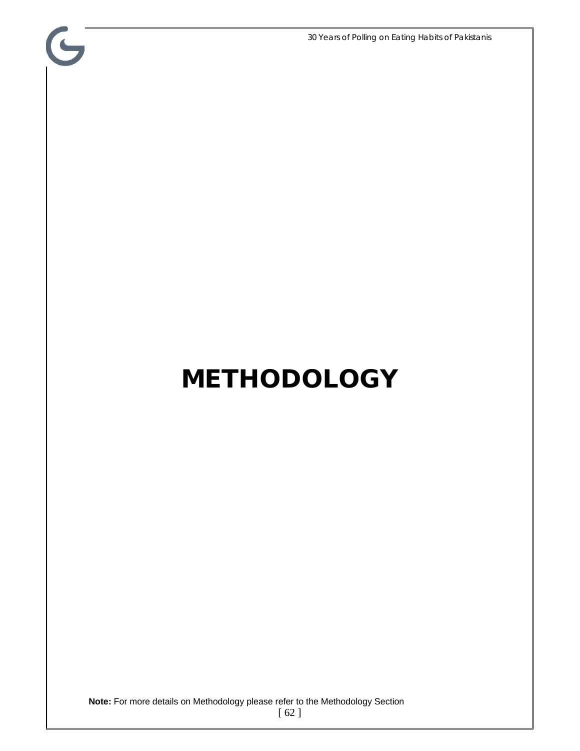# METHODOLOGY

**Note:** For more details on Methodology please refer to the Methodology Section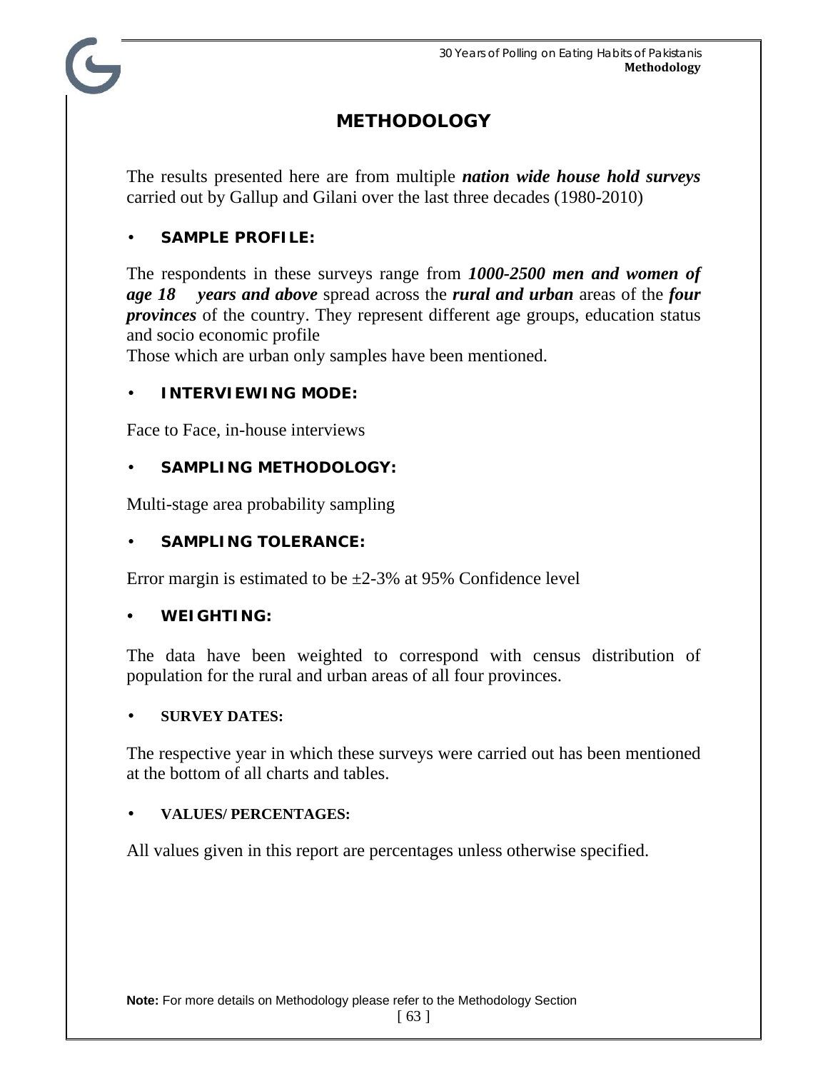# METHODOLOGY

The results presented here are from multiple ***nation wide house hold surveys*** carried out by Gallup and Gilani over the last three decades (1980-2010)

- **SAMPLE PROFILE:**

The respondents in these surveys range from ***1000-2500 men and women of age 18 years and above*** spread across the ***rural and urban*** areas of the ***four provinces*** of the country. They represent different age groups, education status and socio economic profile

Those which are urban only samples have been mentioned.

- **INTERVIEWING MODE:**

Face to Face, in-house interviews

- **SAMPLING METHODOLOGY:**

Multi-stage area probability sampling

- **SAMPLING TOLERANCE:**

Error margin is estimated to be ±2-3% at 95% Confidence level

- **WEIGHTING:**

The data have been weighted to correspond with census distribution of population for the rural and urban areas of all four provinces.

- **SURVEY DATES:**

The respective year in which these surveys were carried out has been mentioned at the bottom of all charts and tables.

- **VALUES/ PERCENTAGES:**

All values given in this report are percentages unless otherwise specified.

**Note:** For more details on Methodology please refer to the Methodology Section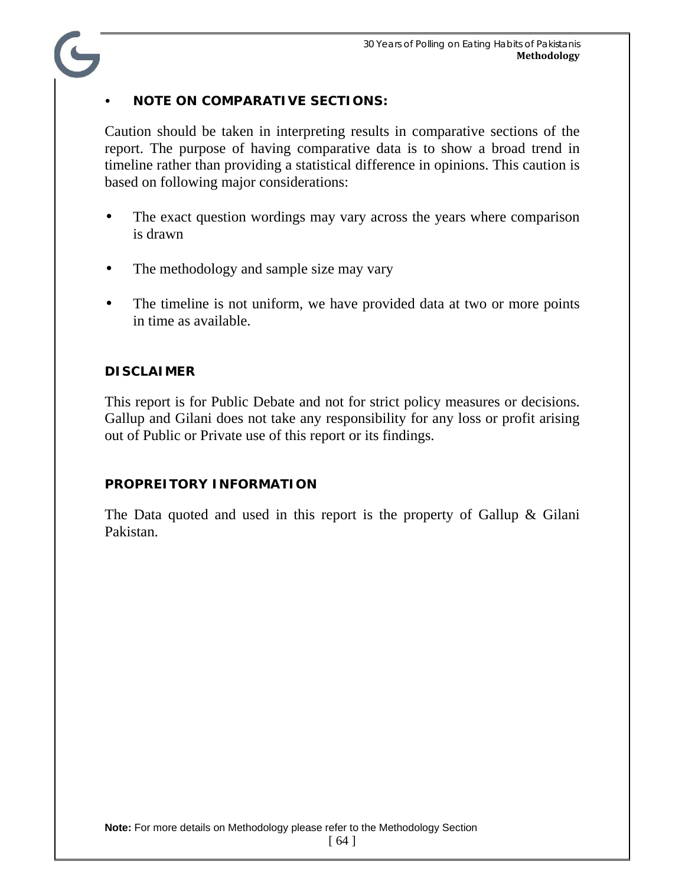- **NOTE ON COMPARATIVE SECTIONS:**

Caution should be taken in interpreting results in comparative sections of the report. The purpose of having comparative data is to show a broad trend in timeline rather than providing a statistical difference in opinions. This caution is based on following major considerations:

- The exact question wordings may vary across the years where comparison is drawn
- The methodology and sample size may vary
- The timeline is not uniform, we have provided data at two or more points in time as available.

**DISCLAIMER**

This report is for Public Debate and not for strict policy measures or decisions. Gallup and Gilani does not take any responsibility for any loss or profit arising out of Public or Private use of this report or its findings.

**PROPREITORY INFORMATION**

The Data quoted and used in this report is the property of Gallup & Gilani Pakistan.

**Note:** For more details on Methodology please refer to the Methodology Section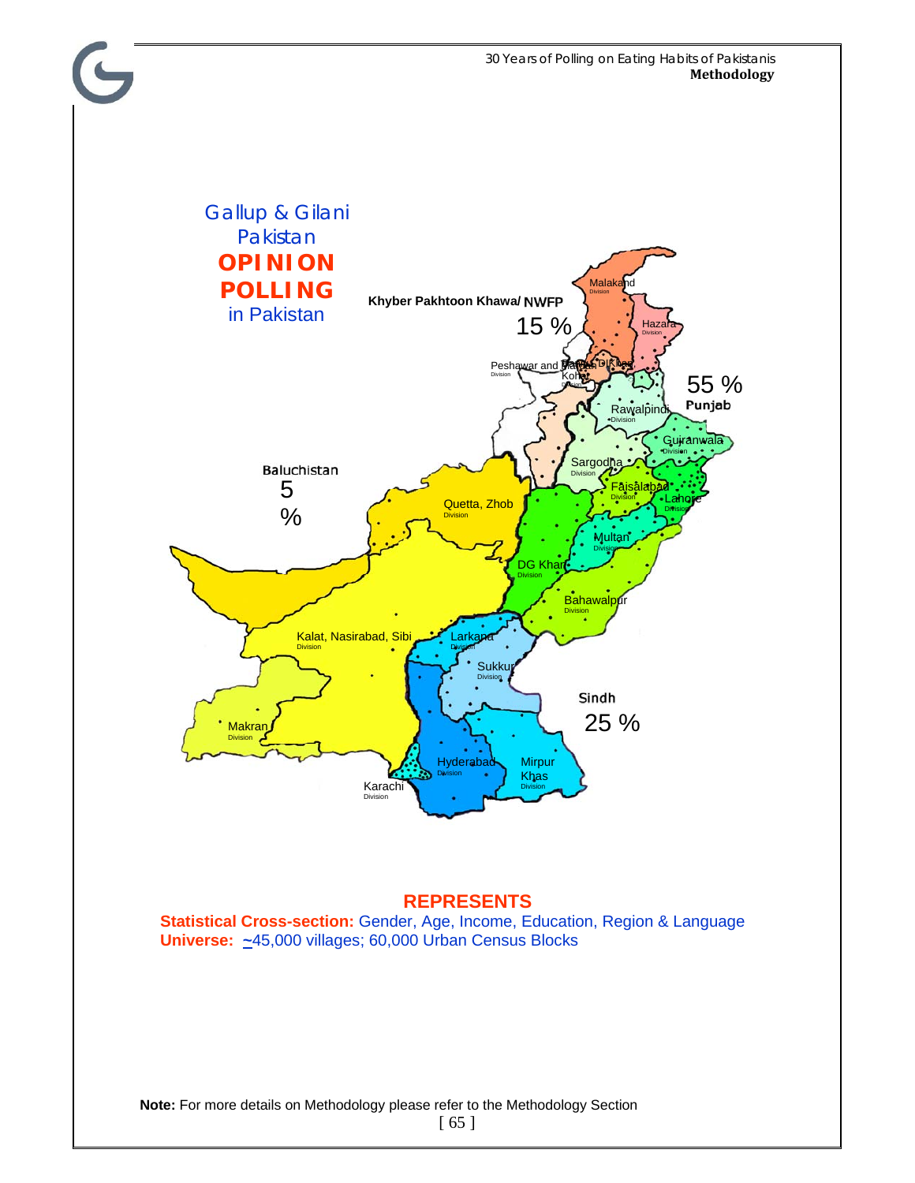Gallup & Gilani Pakistan

**OPINION POLLING**

in Pakistan

**Khyber Pakhtoon Khawa/ NWFP**

15 %

Malakand Division

Hazara Division

Peshawar and Mardan Division

DI Khan

Kohat Division

**Punjab**

55 %

Rawalpindi Division

Gujranwala Division

Sargodha Division

Faisalabad Division

Lahore Division

Multan Division

DG Khan Division

Bahawalpur Division

**Baluchistan**

5 %

Quetta, Zhob Division

Kalat, Nasirabad, Sibi Division

Makran Division

**Sindh**

25 %

Larkana Division

Sukkur Division

Hyderabad Division

Mirpur Khas Division

Karachi Division

## REPRESENTS

**Statistical Cross-section:** Gender, Age, Income, Education, Region & Language

**Universe:** ~45,000 villages; 60,000 Urban Census Blocks

**Note:** For more details on Methodology please refer to the Methodology Section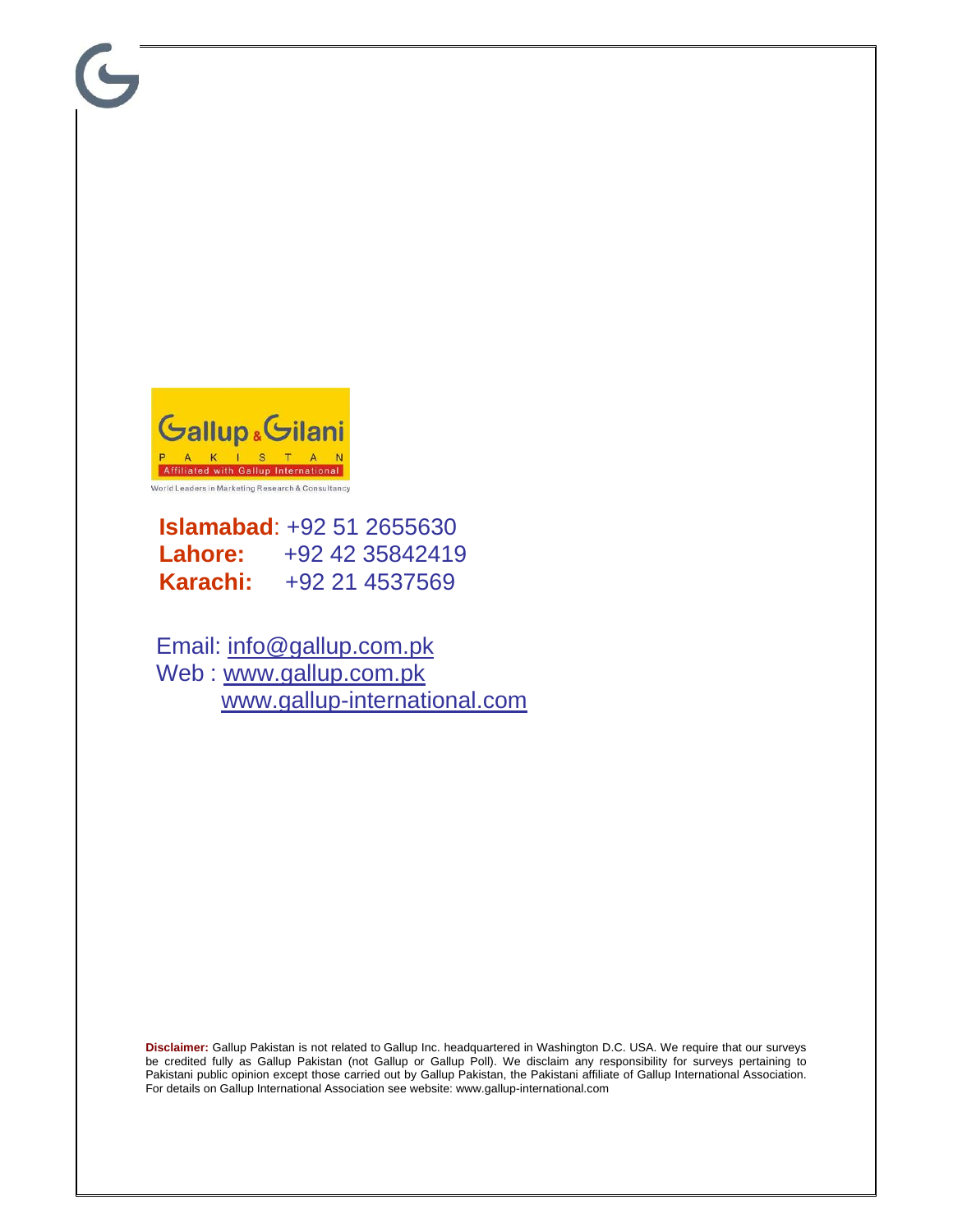Gallup & Gilani

PAKISTAN

Affiliated with Gallup International

World Leaders in Marketing Research & Consultancy

**Islamabad**: +92 51 2655630
**Lahore:** +92 42 35842419
**Karachi:** +92 21 4537569

Email: info@gallup.com.pk
Web : www.gallup.com.pk
www.gallup-international.com

**Disclaimer:** Gallup Pakistan is not related to Gallup Inc. headquartered in Washington D.C. USA. We require that our surveys be credited fully as Gallup Pakistan (not Gallup or Gallup Poll). We disclaim any responsibility for surveys pertaining to Pakistani public opinion except those carried out by Gallup Pakistan, the Pakistani affiliate of Gallup International Association. For details on Gallup International Association see website: www.gallup-international.com